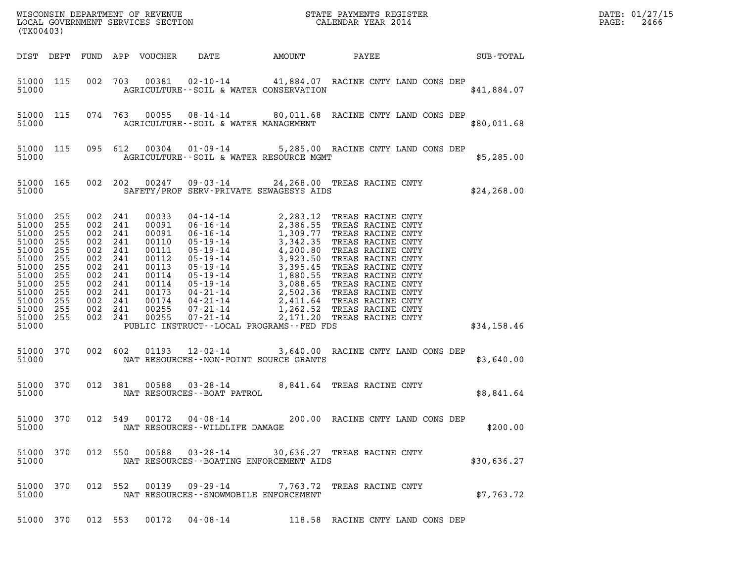WISCONSIN DEPARTMENT OF REVENUE
LOCAL GOVERNMENT SERVICES SECTION
(TX00403)

STATE PAYMENTS REGISTER
CALENDAR YEAR 2014

DATE: 01/27/15
PAGE: 2466

| DIST | DEPT | FUND | APP | VOUCHER | DATE | AMOUNT | PAYEE | SUB-TOTAL |
|---|---|---|---|---|---|---|---|---|
| 51000 | 115 | 002 | 703 | 00381 | 02-10-14 | 41,884.07 | RACINE CNTY LAND CONS DEP | |
| 51000 | | | | | AGRICULTURE--SOIL & WATER CONSERVATION | | | $41,884.07 |
| 51000 | 115 | 074 | 763 | 00055 | 08-14-14 | 80,011.68 | RACINE CNTY LAND CONS DEP | |
| 51000 | | | | | AGRICULTURE--SOIL & WATER MANAGEMENT | | | $80,011.68 |
| 51000 | 115 | 095 | 612 | 00304 | 01-09-14 | 5,285.00 | RACINE CNTY LAND CONS DEP | |
| 51000 | | | | | AGRICULTURE--SOIL & WATER RESOURCE MGMT | | | $5,285.00 |
| 51000 | 165 | 002 | 202 | 00247 | 09-03-14 | 24,268.00 | TREAS RACINE CNTY | |
| 51000 | | | | | SAFETY/PROF SERV-PRIVATE SEWAGESYS AIDS | | | $24,268.00 |
| 51000 | 255 | 002 | 241 | 00033 | 04-14-14 | 2,283.12 | TREAS RACINE CNTY | |
| 51000 | 255 | 002 | 241 | 00091 | 06-16-14 | 2,386.55 | TREAS RACINE CNTY | |
| 51000 | 255 | 002 | 241 | 00091 | 06-16-14 | 1,309.77 | TREAS RACINE CNTY | |
| 51000 | 255 | 002 | 241 | 00110 | 05-19-14 | 3,342.35 | TREAS RACINE CNTY | |
| 51000 | 255 | 002 | 241 | 00111 | 05-19-14 | 4,200.80 | TREAS RACINE CNTY | |
| 51000 | 255 | 002 | 241 | 00112 | 05-19-14 | 3,923.50 | TREAS RACINE CNTY | |
| 51000 | 255 | 002 | 241 | 00113 | 05-19-14 | 3,395.45 | TREAS RACINE CNTY | |
| 51000 | 255 | 002 | 241 | 00114 | 05-19-14 | 1,880.55 | TREAS RACINE CNTY | |
| 51000 | 255 | 002 | 241 | 00114 | 05-19-14 | 3,088.65 | TREAS RACINE CNTY | |
| 51000 | 255 | 002 | 241 | 00173 | 04-21-14 | 2,502.36 | TREAS RACINE CNTY | |
| 51000 | 255 | 002 | 241 | 00174 | 04-21-14 | 2,411.64 | TREAS RACINE CNTY | |
| 51000 | 255 | 002 | 241 | 00255 | 07-21-14 | 1,262.52 | TREAS RACINE CNTY | |
| 51000 | 255 | 002 | 241 | 00255 | 07-21-14 | 2,171.20 | TREAS RACINE CNTY | |
| 51000 | | | | | PUBLIC INSTRUCT--LOCAL PROGRAMS--FED FDS | | | $34,158.46 |
| 51000 | 370 | 002 | 602 | 01193 | 12-02-14 | 3,640.00 | RACINE CNTY LAND CONS DEP | |
| 51000 | | | | | NAT RESOURCES--NON-POINT SOURCE GRANTS | | | $3,640.00 |
| 51000 | 370 | 012 | 381 | 00588 | 03-28-14 | 8,841.64 | TREAS RACINE CNTY | |
| 51000 | | | | | NAT RESOURCES--BOAT PATROL | | | $8,841.64 |
| 51000 | 370 | 012 | 549 | 00172 | 04-08-14 | 200.00 | RACINE CNTY LAND CONS DEP | |
| 51000 | | | | | NAT RESOURCES--WILDLIFE DAMAGE | | | $200.00 |
| 51000 | 370 | 012 | 550 | 00588 | 03-28-14 | 30,636.27 | TREAS RACINE CNTY | |
| 51000 | | | | | NAT RESOURCES--BOATING ENFORCEMENT AIDS | | | $30,636.27 |
| 51000 | 370 | 012 | 552 | 00139 | 09-29-14 | 7,763.72 | TREAS RACINE CNTY | |
| 51000 | | | | | NAT RESOURCES--SNOWMOBILE ENFORCEMENT | | | $7,763.72 |
| 51000 | 370 | 012 | 553 | 00172 | 04-08-14 | 118.58 | RACINE CNTY LAND CONS DEP | |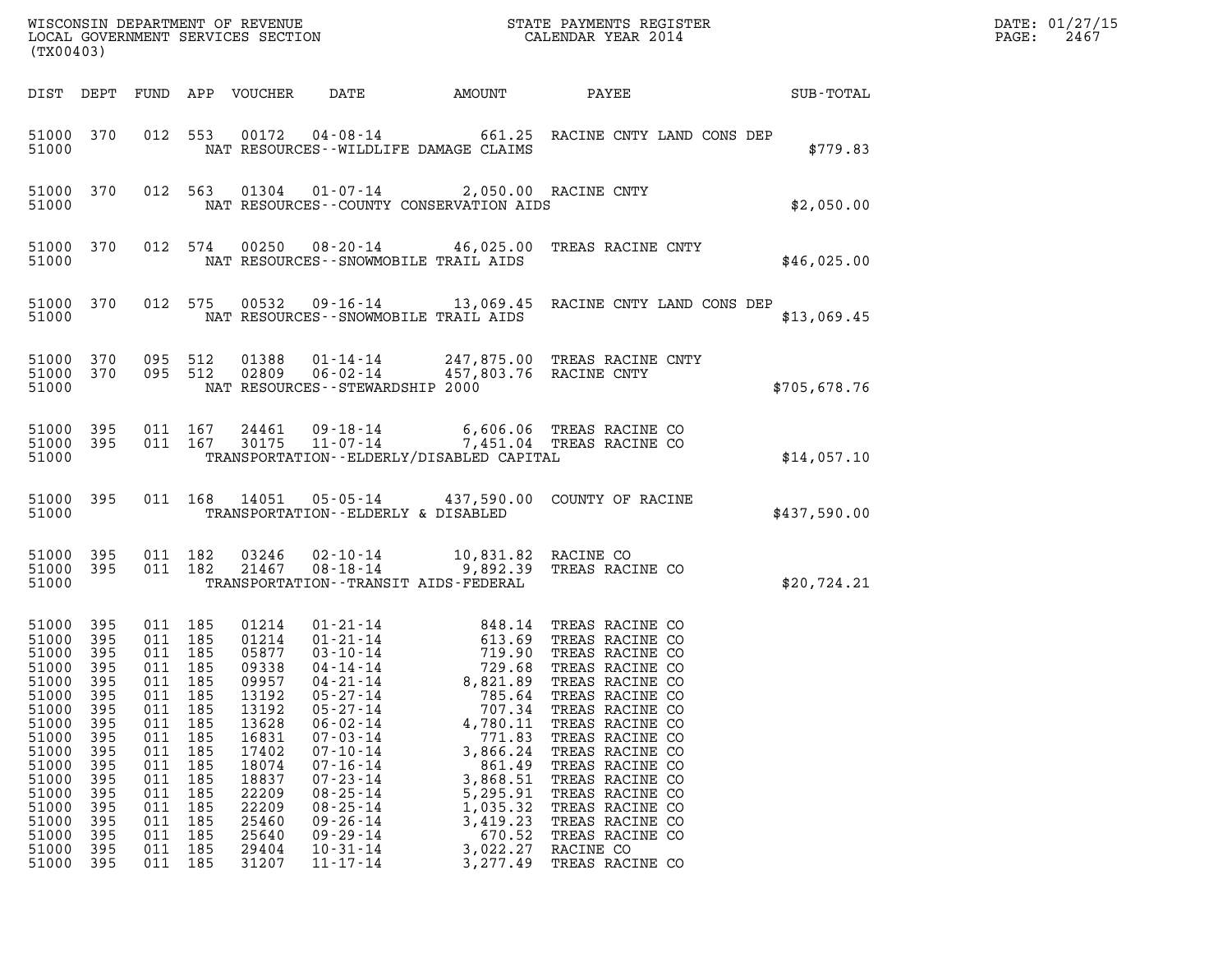| DIST | DEPT | FUND | APP | VOUCHER | DATE | AMOUNT | PAYEE | SUB-TOTAL |
|---|---|---|---|---|---|---|---|---|
| 51000 | 370 | 012 | 553 | 00172 | 04-08-14 | 661.25 | RACINE CNTY LAND CONS DEP | |
| 51000 | | | | | NAT RESOURCES--WILDLIFE DAMAGE CLAIMS | | | $779.83 |
| 51000 | 370 | 012 | 563 | 01304 | 01-07-14 | 2,050.00 | RACINE CNTY | |
| 51000 | | | | | NAT RESOURCES--COUNTY CONSERVATION AIDS | | | $2,050.00 |
| 51000 | 370 | 012 | 574 | 00250 | 08-20-14 | 46,025.00 | TREAS RACINE CNTY | |
| 51000 | | | | | NAT RESOURCES--SNOWMOBILE TRAIL AIDS | | | $46,025.00 |
| 51000 | 370 | 012 | 575 | 00532 | 09-16-14 | 13,069.45 | RACINE CNTY LAND CONS DEP | |
| 51000 | | | | | NAT RESOURCES--SNOWMOBILE TRAIL AIDS | | | $13,069.45 |
| 51000 | 370 | 095 | 512 | 01388 | 01-14-14 | 247,875.00 | TREAS RACINE CNTY | |
| 51000 | 370 | 095 | 512 | 02809 | 06-02-14 | 457,803.76 | RACINE CNTY | |
| 51000 | | | | | NAT RESOURCES--STEWARDSHIP 2000 | | | $705,678.76 |
| 51000 | 395 | 011 | 167 | 24461 | 09-18-14 | 6,606.06 | TREAS RACINE CO | |
| 51000 | 395 | 011 | 167 | 30175 | 11-07-14 | 7,451.04 | TREAS RACINE CO | |
| 51000 | | | | | TRANSPORTATION--ELDERLY/DISABLED CAPITAL | | | $14,057.10 |
| 51000 | 395 | 011 | 168 | 14051 | 05-05-14 | 437,590.00 | COUNTY OF RACINE | |
| 51000 | | | | | TRANSPORTATION--ELDERLY & DISABLED | | | $437,590.00 |
| 51000 | 395 | 011 | 182 | 03246 | 02-10-14 | 10,831.82 | RACINE CO | |
| 51000 | 395 | 011 | 182 | 21467 | 08-18-14 | 9,892.39 | TREAS RACINE CO | |
| 51000 | | | | | TRANSPORTATION--TRANSIT AIDS-FEDERAL | | | $20,724.21 |
| 51000 | 395 | 011 | 185 | 01214 | 01-21-14 | 848.14 | TREAS RACINE CO | |
| 51000 | 395 | 011 | 185 | 01214 | 01-21-14 | 613.69 | TREAS RACINE CO | |
| 51000 | 395 | 011 | 185 | 05877 | 03-10-14 | 719.90 | TREAS RACINE CO | |
| 51000 | 395 | 011 | 185 | 09338 | 04-14-14 | 729.68 | TREAS RACINE CO | |
| 51000 | 395 | 011 | 185 | 09957 | 04-21-14 | 8,821.89 | TREAS RACINE CO | |
| 51000 | 395 | 011 | 185 | 13192 | 05-27-14 | 785.64 | TREAS RACINE CO | |
| 51000 | 395 | 011 | 185 | 13192 | 05-27-14 | 707.34 | TREAS RACINE CO | |
| 51000 | 395 | 011 | 185 | 13628 | 06-02-14 | 4,780.11 | TREAS RACINE CO | |
| 51000 | 395 | 011 | 185 | 16831 | 07-03-14 | 771.83 | TREAS RACINE CO | |
| 51000 | 395 | 011 | 185 | 17402 | 07-10-14 | 3,866.24 | TREAS RACINE CO | |
| 51000 | 395 | 011 | 185 | 18074 | 07-16-14 | 861.49 | TREAS RACINE CO | |
| 51000 | 395 | 011 | 185 | 18837 | 07-23-14 | 3,868.51 | TREAS RACINE CO | |
| 51000 | 395 | 011 | 185 | 22209 | 08-25-14 | 5,295.91 | TREAS RACINE CO | |
| 51000 | 395 | 011 | 185 | 22209 | 08-25-14 | 1,035.32 | TREAS RACINE CO | |
| 51000 | 395 | 011 | 185 | 25460 | 09-26-14 | 3,419.23 | TREAS RACINE CO | |
| 51000 | 395 | 011 | 185 | 25640 | 09-29-14 | 670.52 | TREAS RACINE CO | |
| 51000 | 395 | 011 | 185 | 29404 | 10-31-14 | 3,022.27 | RACINE CO | |
| 51000 | 395 | 011 | 185 | 31207 | 11-17-14 | 3,277.49 | TREAS RACINE CO | |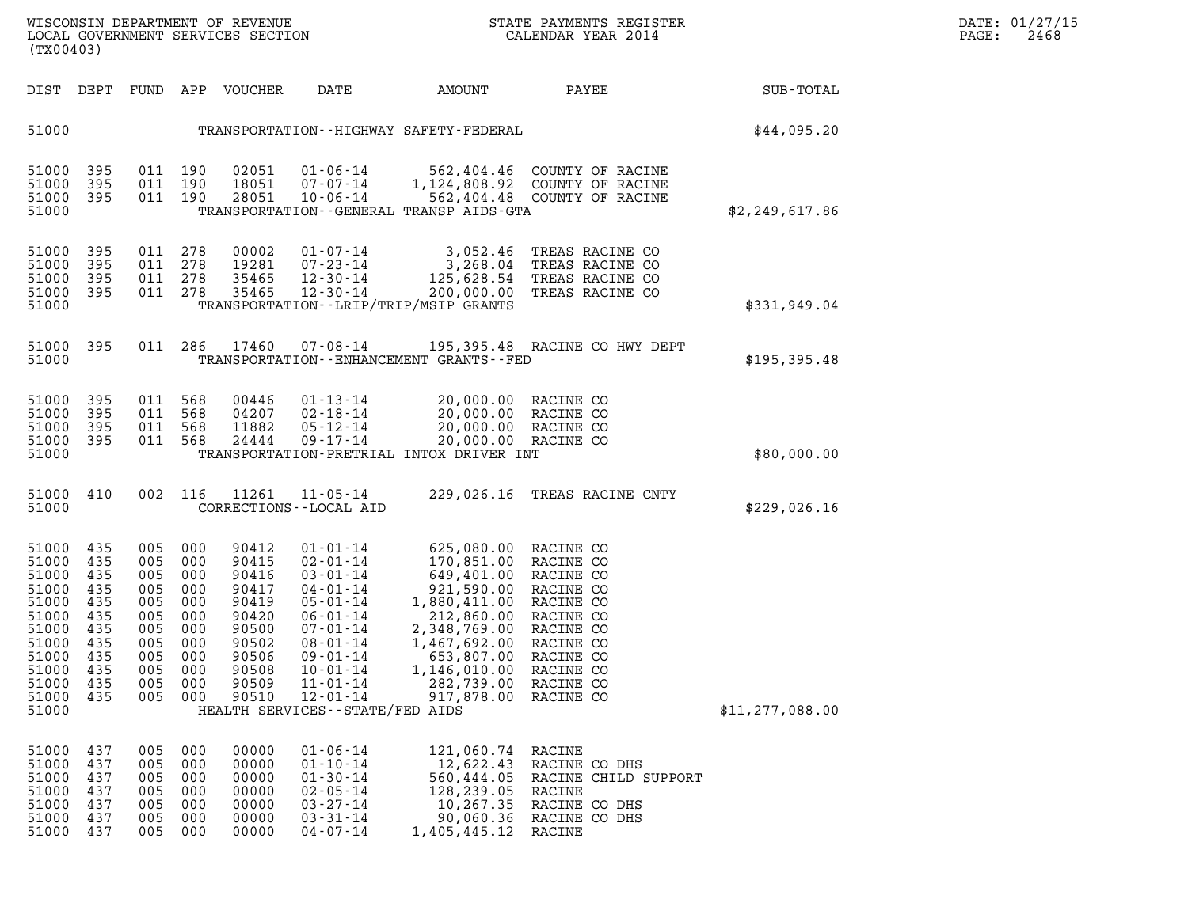| DIST | DEPT | FUND | APP | VOUCHER | DATE | AMOUNT | PAYEE | SUB-TOTAL |
|---|---|---|---|---|---|---|---|---|
| 51000 | | | | | | TRANSPORTATION--HIGHWAY SAFETY-FEDERAL | | $44,095.20 |
| 51000 | 395 | 011 | 190 | 02051 | 01-06-14 | 562,404.46 | COUNTY OF RACINE | |
| 51000 | 395 | 011 | 190 | 18051 | 07-07-14 | 1,124,808.92 | COUNTY OF RACINE | |
| 51000 | 395 | 011 | 190 | 28051 | 10-06-14 | 562,404.48 | COUNTY OF RACINE | |
| 51000 | | | | | | TRANSPORTATION--GENERAL TRANSP AIDS-GTA | | $2,249,617.86 |
| 51000 | 395 | 011 | 278 | 00002 | 01-07-14 | 3,052.46 | TREAS RACINE CO | |
| 51000 | 395 | 011 | 278 | 19281 | 07-23-14 | 3,268.04 | TREAS RACINE CO | |
| 51000 | 395 | 011 | 278 | 35465 | 12-30-14 | 125,628.54 | TREAS RACINE CO | |
| 51000 | 395 | 011 | 278 | 35465 | 12-30-14 | 200,000.00 | TREAS RACINE CO | |
| 51000 | | | | | | TRANSPORTATION--LRIP/TRIP/MSIP GRANTS | | $331,949.04 |
| 51000 | 395 | 011 | 286 | 17460 | 07-08-14 | 195,395.48 | RACINE CO HWY DEPT | |
| 51000 | | | | | | TRANSPORTATION--ENHANCEMENT GRANTS--FED | | $195,395.48 |
| 51000 | 395 | 011 | 568 | 00446 | 01-13-14 | 20,000.00 | RACINE CO | |
| 51000 | 395 | 011 | 568 | 04207 | 02-18-14 | 20,000.00 | RACINE CO | |
| 51000 | 395 | 011 | 568 | 11882 | 05-12-14 | 20,000.00 | RACINE CO | |
| 51000 | 395 | 011 | 568 | 24444 | 09-17-14 | 20,000.00 | RACINE CO | |
| 51000 | | | | | | TRANSPORTATION-PRETRIAL INTOX DRIVER INT | | $80,000.00 |
| 51000 | 410 | 002 | 116 | 11261 | 11-05-14 | 229,026.16 | TREAS RACINE CNTY | |
| 51000 | | | | | | CORRECTIONS--LOCAL AID | | $229,026.16 |
| 51000 | 435 | 005 | 000 | 90412 | 01-01-14 | 625,080.00 | RACINE CO | |
| 51000 | 435 | 005 | 000 | 90415 | 02-01-14 | 170,851.00 | RACINE CO | |
| 51000 | 435 | 005 | 000 | 90416 | 03-01-14 | 649,401.00 | RACINE CO | |
| 51000 | 435 | 005 | 000 | 90417 | 04-01-14 | 921,590.00 | RACINE CO | |
| 51000 | 435 | 005 | 000 | 90419 | 05-01-14 | 1,880,411.00 | RACINE CO | |
| 51000 | 435 | 005 | 000 | 90420 | 06-01-14 | 212,860.00 | RACINE CO | |
| 51000 | 435 | 005 | 000 | 90500 | 07-01-14 | 2,348,769.00 | RACINE CO | |
| 51000 | 435 | 005 | 000 | 90502 | 08-01-14 | 1,467,692.00 | RACINE CO | |
| 51000 | 435 | 005 | 000 | 90506 | 09-01-14 | 653,807.00 | RACINE CO | |
| 51000 | 435 | 005 | 000 | 90508 | 10-01-14 | 1,146,010.00 | RACINE CO | |
| 51000 | 435 | 005 | 000 | 90509 | 11-01-14 | 282,739.00 | RACINE CO | |
| 51000 | 435 | 005 | 000 | 90510 | 12-01-14 | 917,878.00 | RACINE CO | |
| 51000 | | | | | | HEALTH SERVICES--STATE/FED AIDS | | $11,277,088.00 |
| 51000 | 437 | 005 | 000 | 00000 | 01-06-14 | 121,060.74 | RACINE | |
| 51000 | 437 | 005 | 000 | 00000 | 01-10-14 | 12,622.43 | RACINE CO DHS | |
| 51000 | 437 | 005 | 000 | 00000 | 01-30-14 | 560,444.05 | RACINE CHILD SUPPORT | |
| 51000 | 437 | 005 | 000 | 00000 | 02-05-14 | 128,239.05 | RACINE | |
| 51000 | 437 | 005 | 000 | 00000 | 03-27-14 | 10,267.35 | RACINE CO DHS | |
| 51000 | 437 | 005 | 000 | 00000 | 03-31-14 | 90,060.36 | RACINE CO DHS | |
| 51000 | 437 | 005 | 000 | 00000 | 04-07-14 | 1,405,445.12 | RACINE | |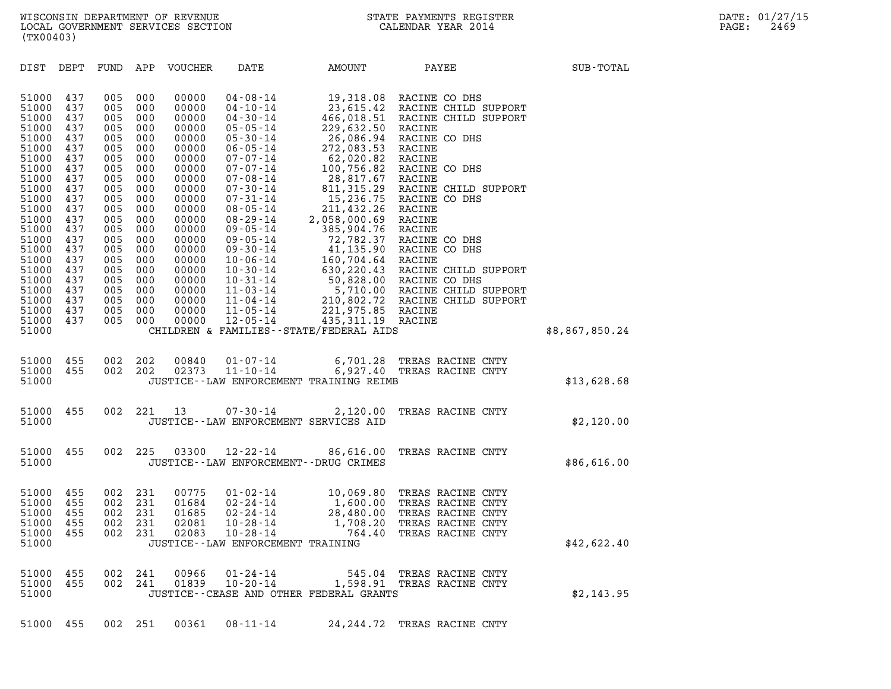WISCONSIN DEPARTMENT OF REVENUE
LOCAL GOVERNMENT SERVICES SECTION
(TX00403)

STATE PAYMENTS REGISTER
CALENDAR YEAR 2014

DATE: 01/27/15
PAGE: 2469

| DIST | DEPT | FUND | APP | VOUCHER | DATE | AMOUNT | PAYEE | SUB-TOTAL |
|---|---|---|---|---|---|---|---|---|
| 51000 | 437 | 005 | 000 | 00000 | 04-08-14 | 19,318.08 | RACINE CO DHS | |
| 51000 | 437 | 005 | 000 | 00000 | 04-10-14 | 23,615.42 | RACINE CHILD SUPPORT | |
| 51000 | 437 | 005 | 000 | 00000 | 04-30-14 | 466,018.51 | RACINE CHILD SUPPORT | |
| 51000 | 437 | 005 | 000 | 00000 | 05-05-14 | 229,632.50 | RACINE | |
| 51000 | 437 | 005 | 000 | 00000 | 05-30-14 | 26,086.94 | RACINE CO DHS | |
| 51000 | 437 | 005 | 000 | 00000 | 06-05-14 | 272,083.53 | RACINE | |
| 51000 | 437 | 005 | 000 | 00000 | 07-07-14 | 62,020.82 | RACINE | |
| 51000 | 437 | 005 | 000 | 00000 | 07-07-14 | 100,756.82 | RACINE CO DHS | |
| 51000 | 437 | 005 | 000 | 00000 | 07-08-14 | 28,817.67 | RACINE | |
| 51000 | 437 | 005 | 000 | 00000 | 07-30-14 | 811,315.29 | RACINE CHILD SUPPORT | |
| 51000 | 437 | 005 | 000 | 00000 | 07-31-14 | 15,236.75 | RACINE CO DHS | |
| 51000 | 437 | 005 | 000 | 00000 | 08-05-14 | 211,432.26 | RACINE | |
| 51000 | 437 | 005 | 000 | 00000 | 08-29-14 | 2,058,000.69 | RACINE | |
| 51000 | 437 | 005 | 000 | 00000 | 09-05-14 | 385,904.76 | RACINE | |
| 51000 | 437 | 005 | 000 | 00000 | 09-05-14 | 72,782.37 | RACINE CO DHS | |
| 51000 | 437 | 005 | 000 | 00000 | 09-30-14 | 41,135.90 | RACINE CO DHS | |
| 51000 | 437 | 005 | 000 | 00000 | 10-06-14 | 160,704.64 | RACINE | |
| 51000 | 437 | 005 | 000 | 00000 | 10-30-14 | 630,220.43 | RACINE CHILD SUPPORT | |
| 51000 | 437 | 005 | 000 | 00000 | 10-31-14 | 50,828.00 | RACINE CO DHS | |
| 51000 | 437 | 005 | 000 | 00000 | 11-03-14 | 5,710.00 | RACINE CHILD SUPPORT | |
| 51000 | 437 | 005 | 000 | 00000 | 11-04-14 | 210,802.72 | RACINE CHILD SUPPORT | |
| 51000 | 437 | 005 | 000 | 00000 | 11-05-14 | 221,975.85 | RACINE | |
| 51000 | 437 | 005 | 000 | 00000 | 12-05-14 | 435,311.19 | RACINE | |
| 51000 | | | | | CHILDREN & FAMILIES--STATE/FEDERAL AIDS | | | $8,867,850.24 |
| 51000 | 455 | 002 | 202 | 00840 | 01-07-14 | 6,701.28 | TREAS RACINE CNTY | |
| 51000 | 455 | 002 | 202 | 02373 | 11-10-14 | 6,927.40 | TREAS RACINE CNTY | |
| 51000 | | | | | JUSTICE--LAW ENFORCEMENT TRAINING REIMB | | | $13,628.68 |
| 51000 | 455 | 002 | 221 | 13 | 07-30-14 | 2,120.00 | TREAS RACINE CNTY | |
| 51000 | | | | | JUSTICE--LAW ENFORCEMENT SERVICES AID | | | $2,120.00 |
| 51000 | 455 | 002 | 225 | 03300 | 12-22-14 | 86,616.00 | TREAS RACINE CNTY | |
| 51000 | | | | | JUSTICE--LAW ENFORCEMENT--DRUG CRIMES | | | $86,616.00 |
| 51000 | 455 | 002 | 231 | 00775 | 01-02-14 | 10,069.80 | TREAS RACINE CNTY | |
| 51000 | 455 | 002 | 231 | 01684 | 02-24-14 | 1,600.00 | TREAS RACINE CNTY | |
| 51000 | 455 | 002 | 231 | 01685 | 02-24-14 | 28,480.00 | TREAS RACINE CNTY | |
| 51000 | 455 | 002 | 231 | 02081 | 10-28-14 | 1,708.20 | TREAS RACINE CNTY | |
| 51000 | 455 | 002 | 231 | 02083 | 10-28-14 | 764.40 | TREAS RACINE CNTY | |
| 51000 | | | | | JUSTICE--LAW ENFORCEMENT TRAINING | | | $42,622.40 |
| 51000 | 455 | 002 | 241 | 00966 | 01-24-14 | 545.04 | TREAS RACINE CNTY | |
| 51000 | 455 | 002 | 241 | 01839 | 10-20-14 | 1,598.91 | TREAS RACINE CNTY | |
| 51000 | | | | | JUSTICE--CEASE AND OTHER FEDERAL GRANTS | | | $2,143.95 |
| 51000 | 455 | 002 | 251 | 00361 | 08-11-14 | 24,244.72 | TREAS RACINE CNTY | |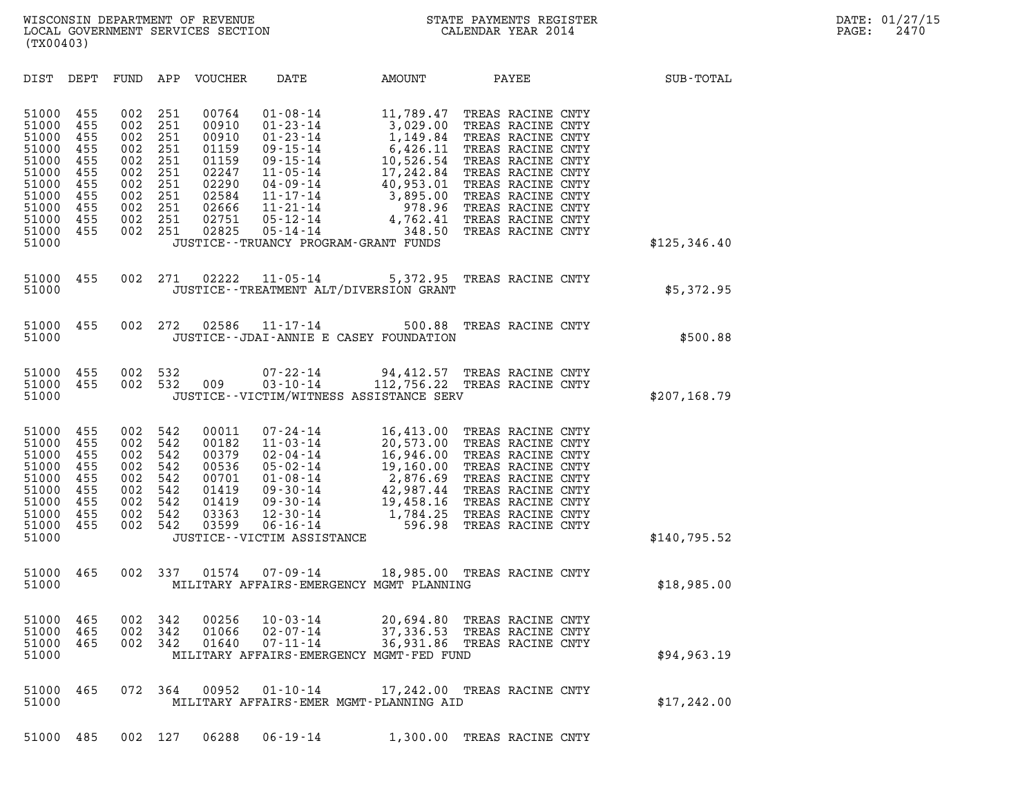WISCONSIN DEPARTMENT OF REVENUE
LOCAL GOVERNMENT SERVICES SECTION
(TX00403)

STATE PAYMENTS REGISTER
CALENDAR YEAR 2014

DATE: 01/27/15
PAGE: 2470

| DIST | DEPT | FUND | APP | VOUCHER | DATE | AMOUNT | PAYEE | SUB-TOTAL |
|---|---|---|---|---|---|---|---|---|
| 51000 | 455 | 002 | 251 | 00764 | 01-08-14 | 11,789.47 | TREAS RACINE CNTY | |
| 51000 | 455 | 002 | 251 | 00910 | 01-23-14 | 3,029.00 | TREAS RACINE CNTY | |
| 51000 | 455 | 002 | 251 | 00910 | 01-23-14 | 1,149.84 | TREAS RACINE CNTY | |
| 51000 | 455 | 002 | 251 | 01159 | 09-15-14 | 6,426.11 | TREAS RACINE CNTY | |
| 51000 | 455 | 002 | 251 | 01159 | 09-15-14 | 10,526.54 | TREAS RACINE CNTY | |
| 51000 | 455 | 002 | 251 | 02247 | 11-05-14 | 17,242.84 | TREAS RACINE CNTY | |
| 51000 | 455 | 002 | 251 | 02290 | 04-09-14 | 40,953.01 | TREAS RACINE CNTY | |
| 51000 | 455 | 002 | 251 | 02584 | 11-17-14 | 3,895.00 | TREAS RACINE CNTY | |
| 51000 | 455 | 002 | 251 | 02666 | 11-21-14 | 978.96 | TREAS RACINE CNTY | |
| 51000 | 455 | 002 | 251 | 02751 | 05-12-14 | 4,762.41 | TREAS RACINE CNTY | |
| 51000 | 455 | 002 | 251 | 02825 | 05-14-14 | 348.50 | TREAS RACINE CNTY | |
| 51000 | | | | | JUSTICE--TRUANCY PROGRAM-GRANT FUNDS | | | $125,346.40 |
| 51000 | 455 | 002 | 271 | 02222 | 11-05-14 | 5,372.95 | TREAS RACINE CNTY | |
| 51000 | | | | | JUSTICE--TREATMENT ALT/DIVERSION GRANT | | | $5,372.95 |
| 51000 | 455 | 002 | 272 | 02586 | 11-17-14 | 500.88 | TREAS RACINE CNTY | |
| 51000 | | | | | JUSTICE--JDAI-ANNIE E CASEY FOUNDATION | | | $500.88 |
| 51000 | 455 | 002 | 532 | | 07-22-14 | 94,412.57 | TREAS RACINE CNTY | |
| 51000 | 455 | 002 | 532 | 009 | 03-10-14 | 112,756.22 | TREAS RACINE CNTY | |
| 51000 | | | | | JUSTICE--VICTIM/WITNESS ASSISTANCE SERV | | | $207,168.79 |
| 51000 | 455 | 002 | 542 | 00011 | 07-24-14 | 16,413.00 | TREAS RACINE CNTY | |
| 51000 | 455 | 002 | 542 | 00182 | 11-03-14 | 20,573.00 | TREAS RACINE CNTY | |
| 51000 | 455 | 002 | 542 | 00379 | 02-04-14 | 16,946.00 | TREAS RACINE CNTY | |
| 51000 | 455 | 002 | 542 | 00536 | 05-02-14 | 19,160.00 | TREAS RACINE CNTY | |
| 51000 | 455 | 002 | 542 | 00701 | 01-08-14 | 2,876.69 | TREAS RACINE CNTY | |
| 51000 | 455 | 002 | 542 | 01419 | 09-30-14 | 42,987.44 | TREAS RACINE CNTY | |
| 51000 | 455 | 002 | 542 | 01419 | 09-30-14 | 19,458.16 | TREAS RACINE CNTY | |
| 51000 | 455 | 002 | 542 | 03363 | 12-30-14 | 1,784.25 | TREAS RACINE CNTY | |
| 51000 | 455 | 002 | 542 | 03599 | 06-16-14 | 596.98 | TREAS RACINE CNTY | |
| 51000 | | | | | JUSTICE--VICTIM ASSISTANCE | | | $140,795.52 |
| 51000 | 465 | 002 | 337 | 01574 | 07-09-14 | 18,985.00 | TREAS RACINE CNTY | |
| 51000 | | | | | MILITARY AFFAIRS-EMERGENCY MGMT PLANNING | | | $18,985.00 |
| 51000 | 465 | 002 | 342 | 00256 | 10-03-14 | 20,694.80 | TREAS RACINE CNTY | |
| 51000 | 465 | 002 | 342 | 01066 | 02-07-14 | 37,336.53 | TREAS RACINE CNTY | |
| 51000 | 465 | 002 | 342 | 01640 | 07-11-14 | 36,931.86 | TREAS RACINE CNTY | |
| 51000 | | | | | MILITARY AFFAIRS-EMERGENCY MGMT-FED FUND | | | $94,963.19 |
| 51000 | 465 | 072 | 364 | 00952 | 01-10-14 | 17,242.00 | TREAS RACINE CNTY | |
| 51000 | | | | | MILITARY AFFAIRS-EMER MGMT-PLANNING AID | | | $17,242.00 |
| 51000 | 485 | 002 | 127 | 06288 | 06-19-14 | 1,300.00 | TREAS RACINE CNTY | |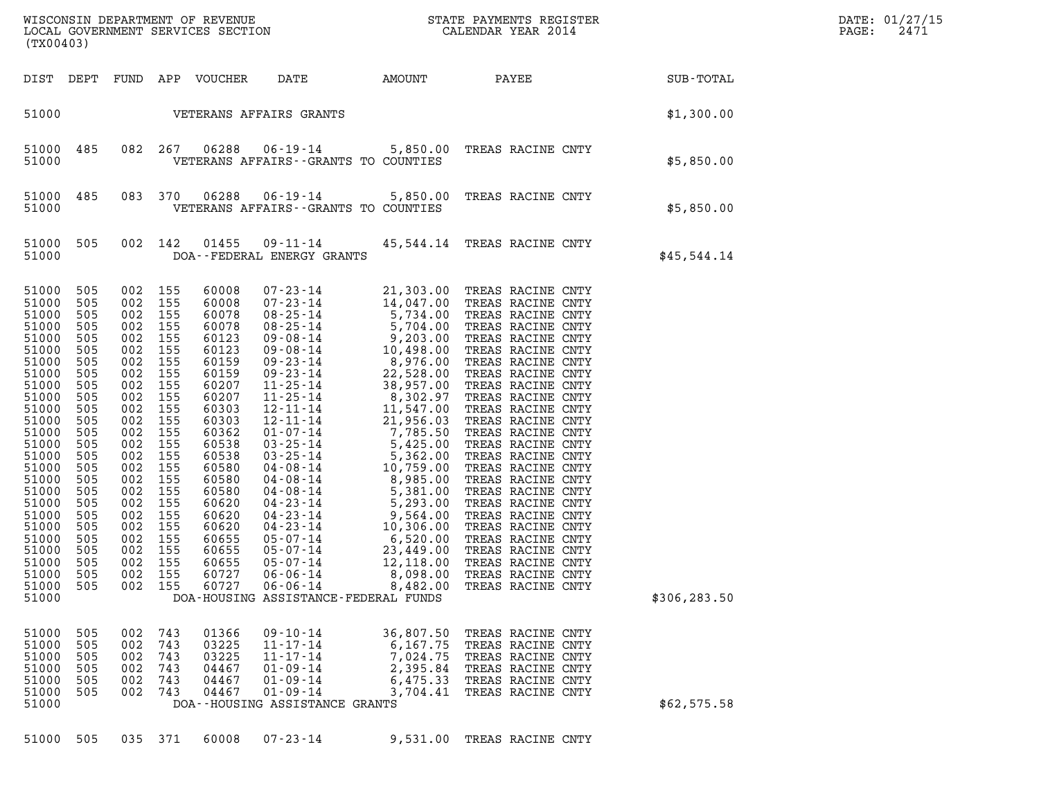WISCONSIN DEPARTMENT OF REVENUE
LOCAL GOVERNMENT SERVICES SECTION
(TX00403)

STATE PAYMENTS REGISTER
CALENDAR YEAR 2014

DATE: 01/27/15
PAGE: 2471

| DIST | DEPT | FUND | APP | VOUCHER | DATE | AMOUNT | PAYEE | SUB-TOTAL |
|---|---|---|---|---|---|---|---|---|
| 51000 | | | | VETERANS AFFAIRS GRANTS | | | | $1,300.00 |
| 51000 | 485 | 082 | 267 | 06288 | 06-19-14 | 5,850.00 | TREAS RACINE CNTY | |
| 51000 | | | | VETERANS AFFAIRS--GRANTS TO COUNTIES | | | | $5,850.00 |
| 51000 | 485 | 083 | 370 | 06288 | 06-19-14 | 5,850.00 | TREAS RACINE CNTY | |
| 51000 | | | | VETERANS AFFAIRS--GRANTS TO COUNTIES | | | | $5,850.00 |
| 51000 | 505 | 002 | 142 | 01455 | 09-11-14 | 45,544.14 | TREAS RACINE CNTY | |
| 51000 | | | | DOA--FEDERAL ENERGY GRANTS | | | | $45,544.14 |
| 51000 | 505 | 002 | 155 | 60008 | 07-23-14 | 21,303.00 | TREAS RACINE CNTY | |
| 51000 | 505 | 002 | 155 | 60008 | 07-23-14 | 14,047.00 | TREAS RACINE CNTY | |
| 51000 | 505 | 002 | 155 | 60078 | 08-25-14 | 5,734.00 | TREAS RACINE CNTY | |
| 51000 | 505 | 002 | 155 | 60078 | 08-25-14 | 5,704.00 | TREAS RACINE CNTY | |
| 51000 | 505 | 002 | 155 | 60123 | 09-08-14 | 9,203.00 | TREAS RACINE CNTY | |
| 51000 | 505 | 002 | 155 | 60123 | 09-08-14 | 10,498.00 | TREAS RACINE CNTY | |
| 51000 | 505 | 002 | 155 | 60159 | 09-23-14 | 8,976.00 | TREAS RACINE CNTY | |
| 51000 | 505 | 002 | 155 | 60159 | 09-23-14 | 22,528.00 | TREAS RACINE CNTY | |
| 51000 | 505 | 002 | 155 | 60207 | 11-25-14 | 38,957.00 | TREAS RACINE CNTY | |
| 51000 | 505 | 002 | 155 | 60207 | 11-25-14 | 8,302.97 | TREAS RACINE CNTY | |
| 51000 | 505 | 002 | 155 | 60303 | 12-11-14 | 11,547.00 | TREAS RACINE CNTY | |
| 51000 | 505 | 002 | 155 | 60303 | 12-11-14 | 21,956.03 | TREAS RACINE CNTY | |
| 51000 | 505 | 002 | 155 | 60362 | 01-07-14 | 7,785.50 | TREAS RACINE CNTY | |
| 51000 | 505 | 002 | 155 | 60538 | 03-25-14 | 5,425.00 | TREAS RACINE CNTY | |
| 51000 | 505 | 002 | 155 | 60538 | 03-25-14 | 5,362.00 | TREAS RACINE CNTY | |
| 51000 | 505 | 002 | 155 | 60580 | 04-08-14 | 10,759.00 | TREAS RACINE CNTY | |
| 51000 | 505 | 002 | 155 | 60580 | 04-08-14 | 8,985.00 | TREAS RACINE CNTY | |
| 51000 | 505 | 002 | 155 | 60580 | 04-08-14 | 5,381.00 | TREAS RACINE CNTY | |
| 51000 | 505 | 002 | 155 | 60620 | 04-23-14 | 5,293.00 | TREAS RACINE CNTY | |
| 51000 | 505 | 002 | 155 | 60620 | 04-23-14 | 9,564.00 | TREAS RACINE CNTY | |
| 51000 | 505 | 002 | 155 | 60620 | 04-23-14 | 10,306.00 | TREAS RACINE CNTY | |
| 51000 | 505 | 002 | 155 | 60655 | 05-07-14 | 6,520.00 | TREAS RACINE CNTY | |
| 51000 | 505 | 002 | 155 | 60655 | 05-07-14 | 23,449.00 | TREAS RACINE CNTY | |
| 51000 | 505 | 002 | 155 | 60655 | 05-07-14 | 12,118.00 | TREAS RACINE CNTY | |
| 51000 | 505 | 002 | 155 | 60727 | 06-06-14 | 8,098.00 | TREAS RACINE CNTY | |
| 51000 | 505 | 002 | 155 | 60727 | 06-06-14 | 8,482.00 | TREAS RACINE CNTY | |
| 51000 | | | | DOA-HOUSING ASSISTANCE-FEDERAL FUNDS | | | | $306,283.50 |
| 51000 | 505 | 002 | 743 | 01366 | 09-10-14 | 36,807.50 | TREAS RACINE CNTY | |
| 51000 | 505 | 002 | 743 | 03225 | 11-17-14 | 6,167.75 | TREAS RACINE CNTY | |
| 51000 | 505 | 002 | 743 | 03225 | 11-17-14 | 7,024.75 | TREAS RACINE CNTY | |
| 51000 | 505 | 002 | 743 | 04467 | 01-09-14 | 2,395.84 | TREAS RACINE CNTY | |
| 51000 | 505 | 002 | 743 | 04467 | 01-09-14 | 6,475.33 | TREAS RACINE CNTY | |
| 51000 | 505 | 002 | 743 | 04467 | 01-09-14 | 3,704.41 | TREAS RACINE CNTY | |
| 51000 | | | | DOA--HOUSING ASSISTANCE GRANTS | | | | $62,575.58 |
| 51000 | 505 | 035 | 371 | 60008 | 07-23-14 | 9,531.00 | TREAS RACINE CNTY | |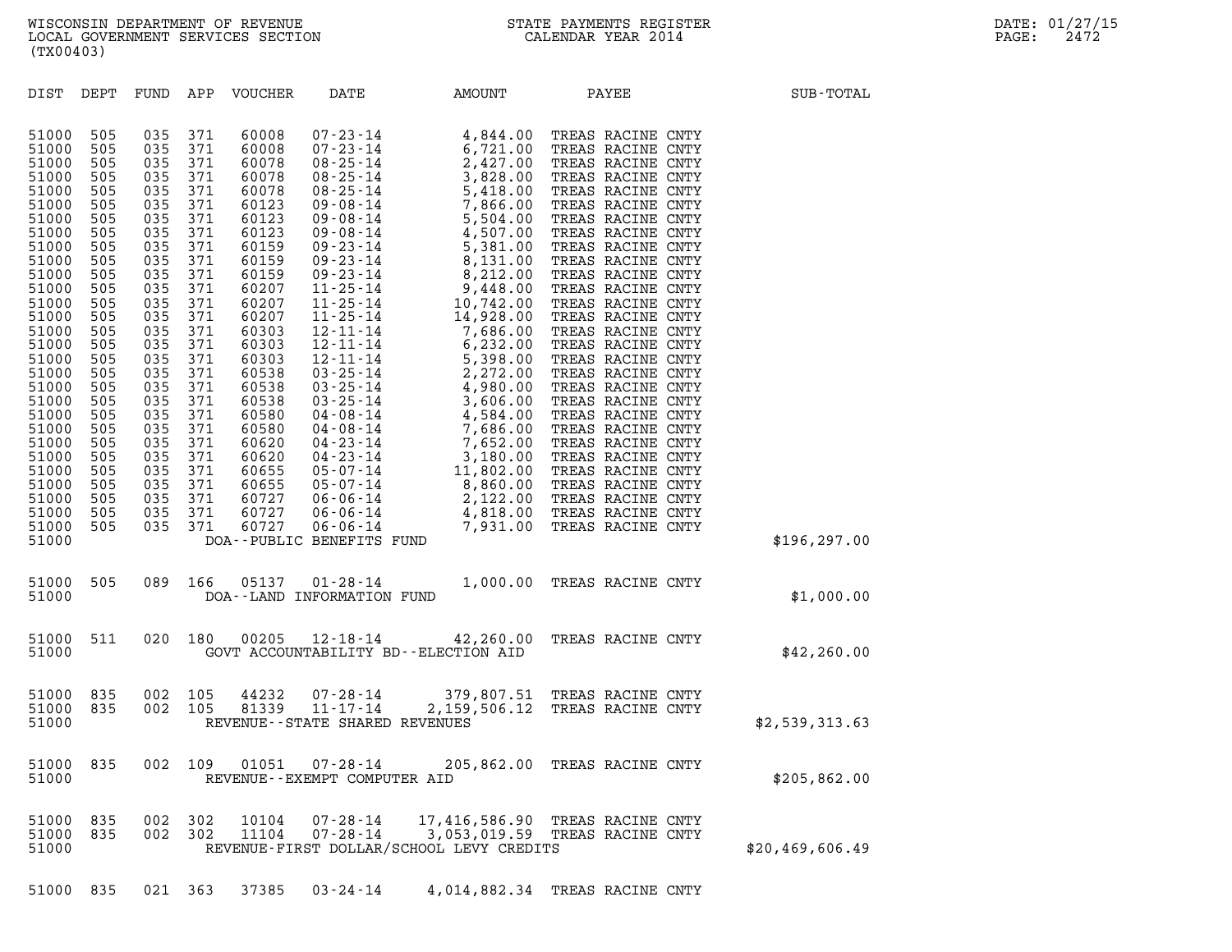WISCONSIN DEPARTMENT OF REVENUE
LOCAL GOVERNMENT SERVICES SECTION
(TX00403)

STATE PAYMENTS REGISTER
CALENDAR YEAR 2014

DATE: 01/27/15
PAGE: 2472

| DIST | DEPT | FUND | APP | VOUCHER | DATE | AMOUNT | PAYEE | SUB-TOTAL |
|---|---|---|---|---|---|---|---|---|
| 51000 | 505 | 035 | 371 | 60008 | 07-23-14 | 4,844.00 | TREAS RACINE CNTY | |
| 51000 | 505 | 035 | 371 | 60008 | 07-23-14 | 6,721.00 | TREAS RACINE CNTY | |
| 51000 | 505 | 035 | 371 | 60078 | 08-25-14 | 2,427.00 | TREAS RACINE CNTY | |
| 51000 | 505 | 035 | 371 | 60078 | 08-25-14 | 3,828.00 | TREAS RACINE CNTY | |
| 51000 | 505 | 035 | 371 | 60078 | 08-25-14 | 5,418.00 | TREAS RACINE CNTY | |
| 51000 | 505 | 035 | 371 | 60123 | 09-08-14 | 7,866.00 | TREAS RACINE CNTY | |
| 51000 | 505 | 035 | 371 | 60123 | 09-08-14 | 5,504.00 | TREAS RACINE CNTY | |
| 51000 | 505 | 035 | 371 | 60123 | 09-08-14 | 4,507.00 | TREAS RACINE CNTY | |
| 51000 | 505 | 035 | 371 | 60159 | 09-23-14 | 5,381.00 | TREAS RACINE CNTY | |
| 51000 | 505 | 035 | 371 | 60159 | 09-23-14 | 8,131.00 | TREAS RACINE CNTY | |
| 51000 | 505 | 035 | 371 | 60159 | 09-23-14 | 8,212.00 | TREAS RACINE CNTY | |
| 51000 | 505 | 035 | 371 | 60207 | 11-25-14 | 9,448.00 | TREAS RACINE CNTY | |
| 51000 | 505 | 035 | 371 | 60207 | 11-25-14 | 10,742.00 | TREAS RACINE CNTY | |
| 51000 | 505 | 035 | 371 | 60207 | 11-25-14 | 14,928.00 | TREAS RACINE CNTY | |
| 51000 | 505 | 035 | 371 | 60303 | 12-11-14 | 7,686.00 | TREAS RACINE CNTY | |
| 51000 | 505 | 035 | 371 | 60303 | 12-11-14 | 6,232.00 | TREAS RACINE CNTY | |
| 51000 | 505 | 035 | 371 | 60303 | 12-11-14 | 5,398.00 | TREAS RACINE CNTY | |
| 51000 | 505 | 035 | 371 | 60538 | 03-25-14 | 2,272.00 | TREAS RACINE CNTY | |
| 51000 | 505 | 035 | 371 | 60538 | 03-25-14 | 4,980.00 | TREAS RACINE CNTY | |
| 51000 | 505 | 035 | 371 | 60538 | 03-25-14 | 3,606.00 | TREAS RACINE CNTY | |
| 51000 | 505 | 035 | 371 | 60580 | 04-08-14 | 4,584.00 | TREAS RACINE CNTY | |
| 51000 | 505 | 035 | 371 | 60580 | 04-08-14 | 7,686.00 | TREAS RACINE CNTY | |
| 51000 | 505 | 035 | 371 | 60620 | 04-23-14 | 7,652.00 | TREAS RACINE CNTY | |
| 51000 | 505 | 035 | 371 | 60620 | 04-23-14 | 3,180.00 | TREAS RACINE CNTY | |
| 51000 | 505 | 035 | 371 | 60655 | 05-07-14 | 11,802.00 | TREAS RACINE CNTY | |
| 51000 | 505 | 035 | 371 | 60655 | 05-07-14 | 8,860.00 | TREAS RACINE CNTY | |
| 51000 | 505 | 035 | 371 | 60727 | 06-06-14 | 2,122.00 | TREAS RACINE CNTY | |
| 51000 | 505 | 035 | 371 | 60727 | 06-06-14 | 4,818.00 | TREAS RACINE CNTY | |
| 51000 | 505 | 035 | 371 | 60727 | 06-06-14 | 7,931.00 | TREAS RACINE CNTY | |
| 51000 | | | | DOA--PUBLIC BENEFITS FUND | | | | $196,297.00 |
| 51000 | 505 | 089 | 166 | 05137 | 01-28-14 | 1,000.00 | TREAS RACINE CNTY | |
| 51000 | | | | DOA--LAND INFORMATION FUND | | | | $1,000.00 |
| 51000 | 511 | 020 | 180 | 00205 | 12-18-14 | 42,260.00 | TREAS RACINE CNTY | |
| 51000 | | | | GOVT ACCOUNTABILITY BD--ELECTION AID | | | | $42,260.00 |
| 51000 | 835 | 002 | 105 | 44232 | 07-28-14 | 379,807.51 | TREAS RACINE CNTY | |
| 51000 | 835 | 002 | 105 | 81339 | 11-17-14 | 2,159,506.12 | TREAS RACINE CNTY | |
| 51000 | | | | REVENUE--STATE SHARED REVENUES | | | | $2,539,313.63 |
| 51000 | 835 | 002 | 109 | 01051 | 07-28-14 | 205,862.00 | TREAS RACINE CNTY | |
| 51000 | | | | REVENUE--EXEMPT COMPUTER AID | | | | $205,862.00 |
| 51000 | 835 | 002 | 302 | 10104 | 07-28-14 | 17,416,586.90 | TREAS RACINE CNTY | |
| 51000 | 835 | 002 | 302 | 11104 | 07-28-14 | 3,053,019.59 | TREAS RACINE CNTY | |
| 51000 | | | | REVENUE-FIRST DOLLAR/SCHOOL LEVY CREDITS | | | | $20,469,606.49 |
| 51000 | 835 | 021 | 363 | 37385 | 03-24-14 | 4,014,882.34 | TREAS RACINE CNTY | |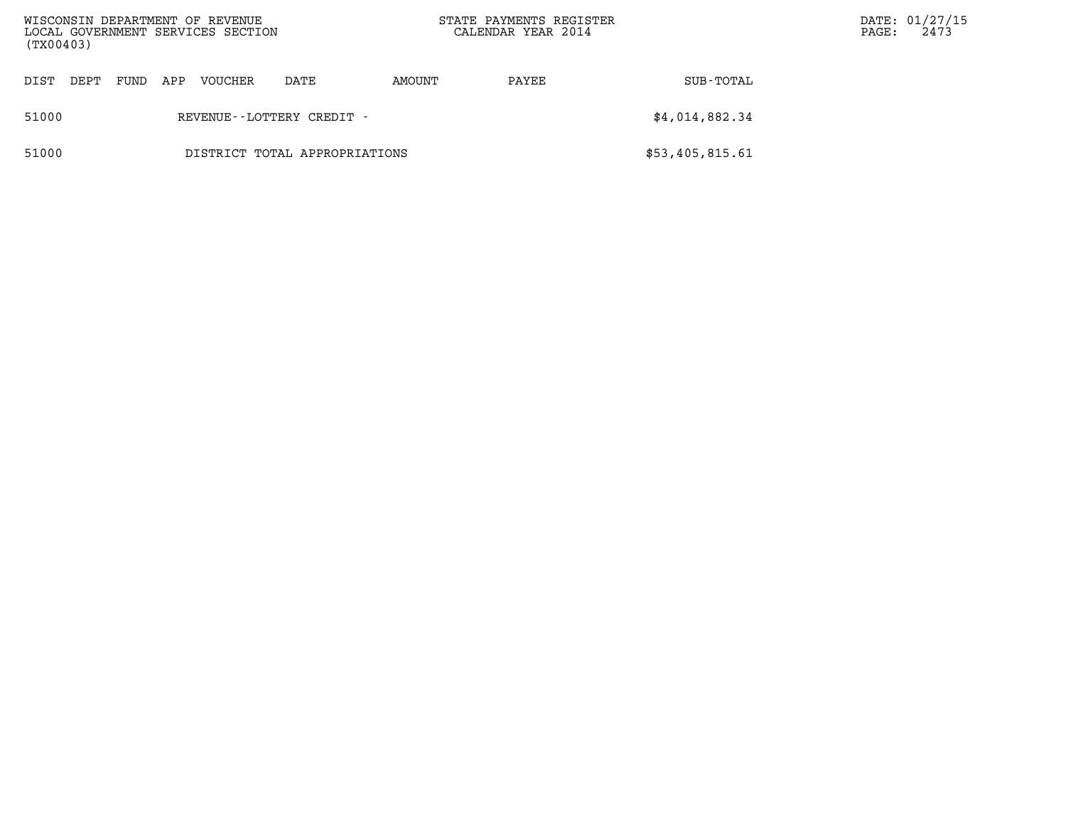| DIST | DEPT | FUND | APP | VOUCHER | DATE | AMOUNT | PAYEE | SUB-TOTAL |
|---|---|---|---|---|---|---|---|---|
| 51000 | | | | REVENUE--LOTTERY CREDIT - | | | | $4,014,882.34 |
| 51000 | | | | DISTRICT TOTAL APPROPRIATIONS | | | | $53,405,815.61 |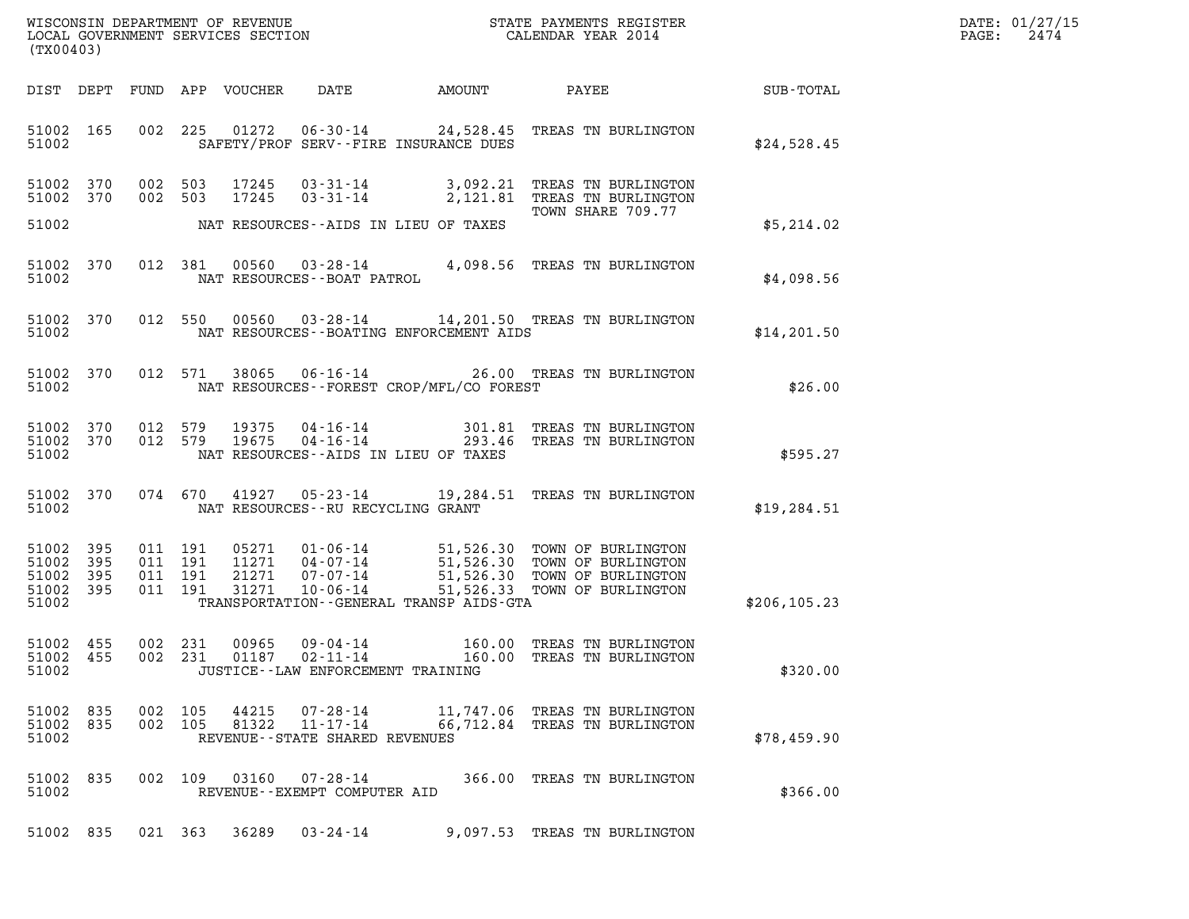WISCONSIN DEPARTMENT OF REVENUE
LOCAL GOVERNMENT SERVICES SECTION
(TX00403)

STATE PAYMENTS REGISTER
CALENDAR YEAR 2014

| DIST | DEPT | FUND | APP | VOUCHER | DATE | AMOUNT | PAYEE | SUB-TOTAL |
|---|---|---|---|---|---|---|---|---|
| 51002 | 165 | 002 | 225 | 01272 | 06-30-14 | 24,528.45 | TREAS TN BURLINGTON | |
| 51002 | | | | | SAFETY/PROF SERV--FIRE INSURANCE DUES | | | $24,528.45 |
| 51002 | 370 | 002 | 503 | 17245 | 03-31-14 | 3,092.21 | TREAS TN BURLINGTON | |
| 51002 | 370 | 002 | 503 | 17245 | 03-31-14 | 2,121.81 | TREAS TN BURLINGTON TOWN SHARE 709.77 | |
| 51002 | | | | | NAT RESOURCES--AIDS IN LIEU OF TAXES | | | $5,214.02 |
| 51002 | 370 | 012 | 381 | 00560 | 03-28-14 | 4,098.56 | TREAS TN BURLINGTON | |
| 51002 | | | | | NAT RESOURCES--BOAT PATROL | | | $4,098.56 |
| 51002 | 370 | 012 | 550 | 00560 | 03-28-14 | 14,201.50 | TREAS TN BURLINGTON | |
| 51002 | | | | | NAT RESOURCES--BOATING ENFORCEMENT AIDS | | | $14,201.50 |
| 51002 | 370 | 012 | 571 | 38065 | 06-16-14 | 26.00 | TREAS TN BURLINGTON | |
| 51002 | | | | | NAT RESOURCES--FOREST CROP/MFL/CO FOREST | | | $26.00 |
| 51002 | 370 | 012 | 579 | 19375 | 04-16-14 | 301.81 | TREAS TN BURLINGTON | |
| 51002 | 370 | 012 | 579 | 19675 | 04-16-14 | 293.46 | TREAS TN BURLINGTON | |
| 51002 | | | | | NAT RESOURCES--AIDS IN LIEU OF TAXES | | | $595.27 |
| 51002 | 370 | 074 | 670 | 41927 | 05-23-14 | 19,284.51 | TREAS TN BURLINGTON | |
| 51002 | | | | | NAT RESOURCES--RU RECYCLING GRANT | | | $19,284.51 |
| 51002 | 395 | 011 | 191 | 05271 | 01-06-14 | 51,526.30 | TOWN OF BURLINGTON | |
| 51002 | 395 | 011 | 191 | 11271 | 04-07-14 | 51,526.30 | TOWN OF BURLINGTON | |
| 51002 | 395 | 011 | 191 | 21271 | 07-07-14 | 51,526.30 | TOWN OF BURLINGTON | |
| 51002 | 395 | 011 | 191 | 31271 | 10-06-14 | 51,526.33 | TOWN OF BURLINGTON | |
| 51002 | | | | | TRANSPORTATION--GENERAL TRANSP AIDS-GTA | | | $206,105.23 |
| 51002 | 455 | 002 | 231 | 00965 | 09-04-14 | 160.00 | TREAS TN BURLINGTON | |
| 51002 | 455 | 002 | 231 | 01187 | 02-11-14 | 160.00 | TREAS TN BURLINGTON | |
| 51002 | | | | | JUSTICE--LAW ENFORCEMENT TRAINING | | | $320.00 |
| 51002 | 835 | 002 | 105 | 44215 | 07-28-14 | 11,747.06 | TREAS TN BURLINGTON | |
| 51002 | 835 | 002 | 105 | 81322 | 11-17-14 | 66,712.84 | TREAS TN BURLINGTON | |
| 51002 | | | | | REVENUE--STATE SHARED REVENUES | | | $78,459.90 |
| 51002 | 835 | 002 | 109 | 03160 | 07-28-14 | 366.00 | TREAS TN BURLINGTON | |
| 51002 | | | | | REVENUE--EXEMPT COMPUTER AID | | | $366.00 |
| 51002 | 835 | 021 | 363 | 36289 | 03-24-14 | 9,097.53 | TREAS TN BURLINGTON | |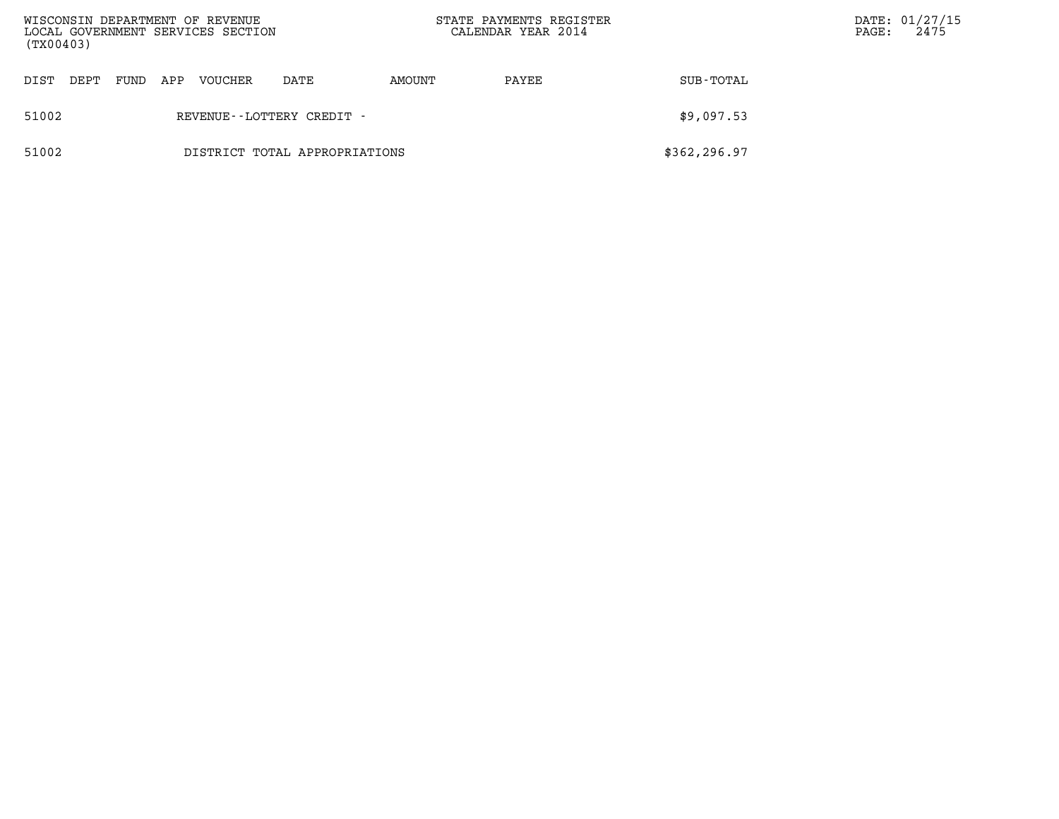| DIST | DEPT | FUND | APP | VOUCHER | DATE | AMOUNT | PAYEE | SUB-TOTAL |
|---|---|---|---|---|---|---|---|---|
| 51002 | | | | REVENUE--LOTTERY CREDIT - | | | | $9,097.53 |
| 51002 | | | | DISTRICT TOTAL APPROPRIATIONS | | | | $362,296.97 |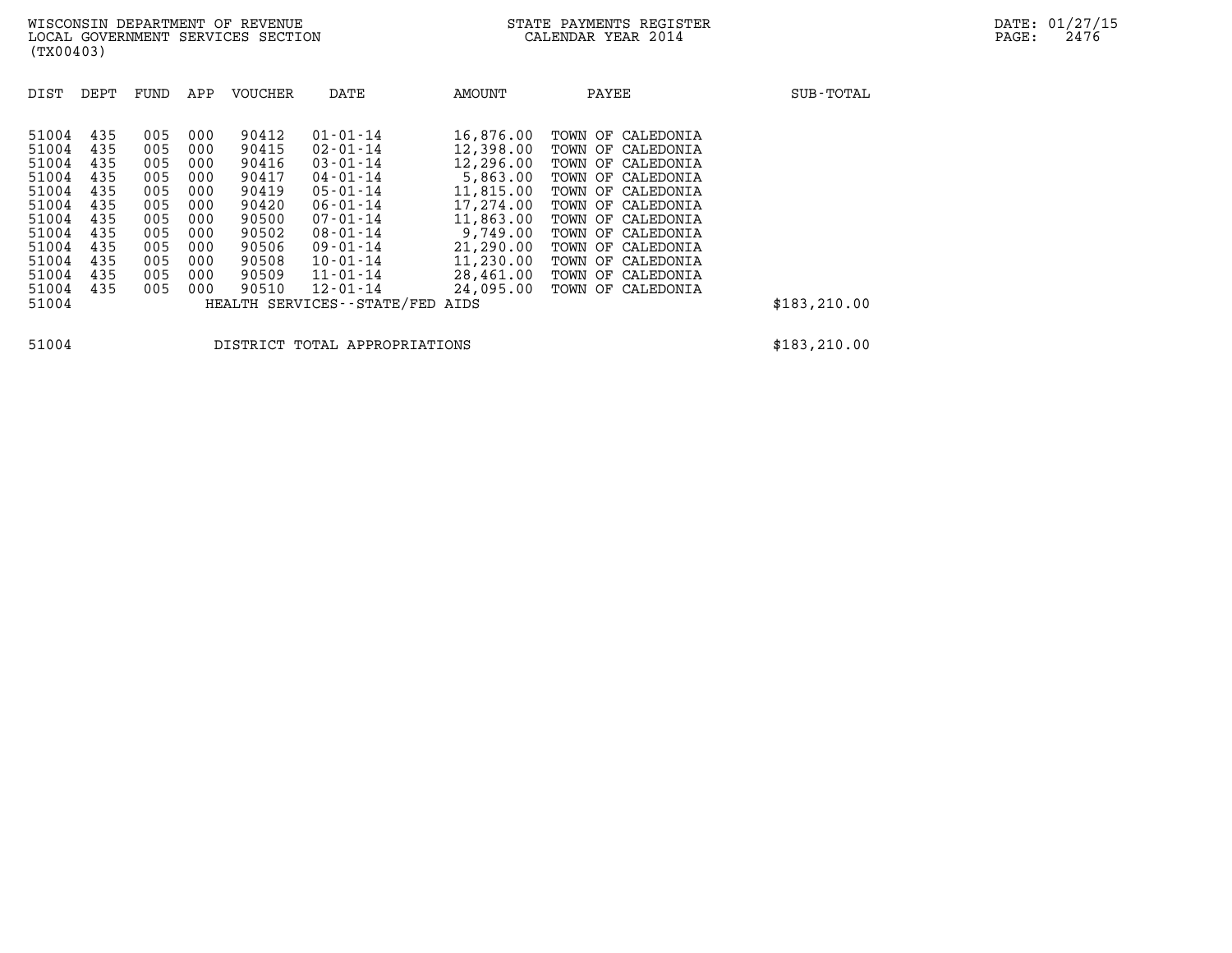| DIST | DEPT | FUND | APP | VOUCHER | DATE | AMOUNT | PAYEE | SUB-TOTAL |
|---|---|---|---|---|---|---|---|---|
| 51004 | 435 | 005 | 000 | 90412 | 01-01-14 | 16,876.00 | TOWN OF CALEDONIA | |
| 51004 | 435 | 005 | 000 | 90415 | 02-01-14 | 12,398.00 | TOWN OF CALEDONIA | |
| 51004 | 435 | 005 | 000 | 90416 | 03-01-14 | 12,296.00 | TOWN OF CALEDONIA | |
| 51004 | 435 | 005 | 000 | 90417 | 04-01-14 | 5,863.00 | TOWN OF CALEDONIA | |
| 51004 | 435 | 005 | 000 | 90419 | 05-01-14 | 11,815.00 | TOWN OF CALEDONIA | |
| 51004 | 435 | 005 | 000 | 90420 | 06-01-14 | 17,274.00 | TOWN OF CALEDONIA | |
| 51004 | 435 | 005 | 000 | 90500 | 07-01-14 | 11,863.00 | TOWN OF CALEDONIA | |
| 51004 | 435 | 005 | 000 | 90502 | 08-01-14 | 9,749.00 | TOWN OF CALEDONIA | |
| 51004 | 435 | 005 | 000 | 90506 | 09-01-14 | 21,290.00 | TOWN OF CALEDONIA | |
| 51004 | 435 | 005 | 000 | 90508 | 10-01-14 | 11,230.00 | TOWN OF CALEDONIA | |
| 51004 | 435 | 005 | 000 | 90509 | 11-01-14 | 28,461.00 | TOWN OF CALEDONIA | |
| 51004 | 435 | 005 | 000 | 90510 | 12-01-14 | 24,095.00 | TOWN OF CALEDONIA | |
| 51004 | | | | HEALTH SERVICES--STATE/FED AIDS | | | | $183,210.00 |
| 51004 | | | | DISTRICT TOTAL APPROPRIATIONS | | | | $183,210.00 |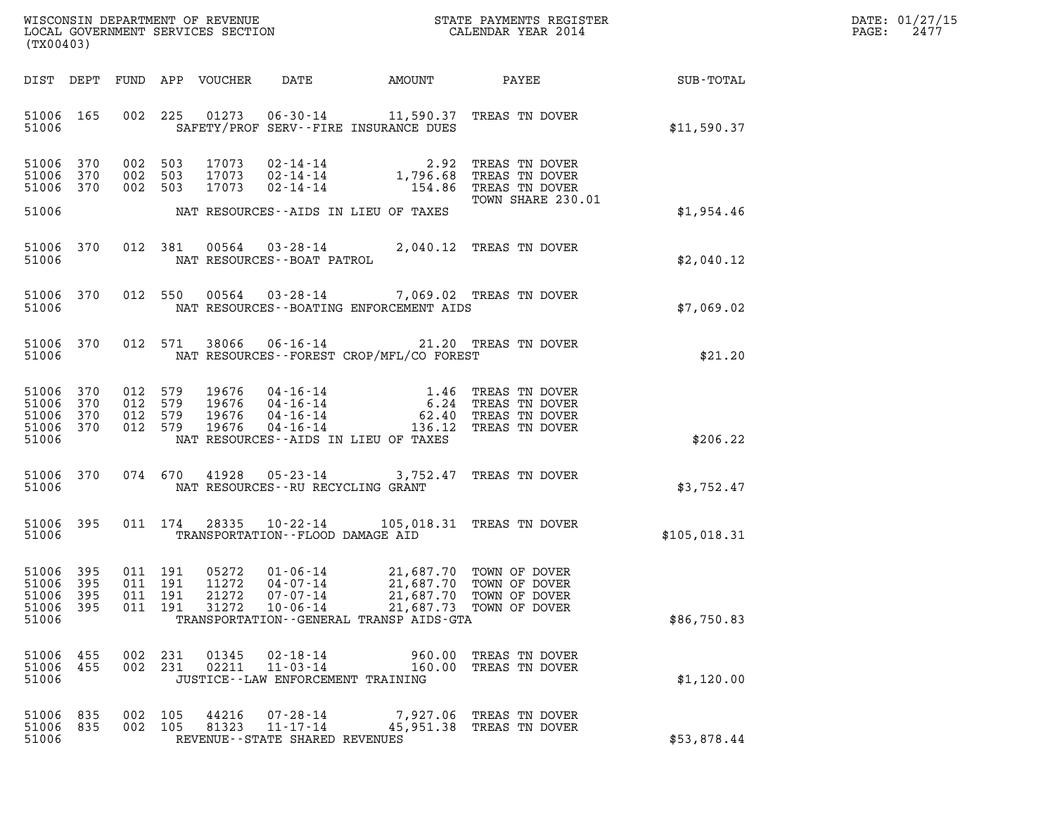WISCONSIN DEPARTMENT OF REVENUE
LOCAL GOVERNMENT SERVICES SECTION
(TX00403)

STATE PAYMENTS REGISTER
CALENDAR YEAR 2014

DATE: 01/27/15
PAGE: 2477

| DIST | DEPT | FUND | APP | VOUCHER | DATE | AMOUNT | PAYEE | SUB-TOTAL |
|---|---|---|---|---|---|---|---|---|
| 51006 | 165 | 002 | 225 | 01273 | 06-30-14 | 11,590.37 | TREAS TN DOVER | |
| 51006 | | | | | SAFETY/PROF SERV--FIRE INSURANCE DUES | | | $11,590.37 |
| 51006 | 370 | 002 | 503 | 17073 | 02-14-14 | 2.92 | TREAS TN DOVER | |
| 51006 | 370 | 002 | 503 | 17073 | 02-14-14 | 1,796.68 | TREAS TN DOVER | |
| 51006 | 370 | 002 | 503 | 17073 | 02-14-14 | 154.86 | TREAS TN DOVER TOWN SHARE 230.01 | |
| 51006 | | | | | NAT RESOURCES--AIDS IN LIEU OF TAXES | | | $1,954.46 |
| 51006 | 370 | 012 | 381 | 00564 | 03-28-14 | 2,040.12 | TREAS TN DOVER | |
| 51006 | | | | | NAT RESOURCES--BOAT PATROL | | | $2,040.12 |
| 51006 | 370 | 012 | 550 | 00564 | 03-28-14 | 7,069.02 | TREAS TN DOVER | |
| 51006 | | | | | NAT RESOURCES--BOATING ENFORCEMENT AIDS | | | $7,069.02 |
| 51006 | 370 | 012 | 571 | 38066 | 06-16-14 | 21.20 | TREAS TN DOVER | |
| 51006 | | | | | NAT RESOURCES--FOREST CROP/MFL/CO FOREST | | | $21.20 |
| 51006 | 370 | 012 | 579 | 19676 | 04-16-14 | 1.46 | TREAS TN DOVER | |
| 51006 | 370 | 012 | 579 | 19676 | 04-16-14 | 6.24 | TREAS TN DOVER | |
| 51006 | 370 | 012 | 579 | 19676 | 04-16-14 | 62.40 | TREAS TN DOVER | |
| 51006 | 370 | 012 | 579 | 19676 | 04-16-14 | 136.12 | TREAS TN DOVER | |
| 51006 | | | | | NAT RESOURCES--AIDS IN LIEU OF TAXES | | | $206.22 |
| 51006 | 370 | 074 | 670 | 41928 | 05-23-14 | 3,752.47 | TREAS TN DOVER | |
| 51006 | | | | | NAT RESOURCES--RU RECYCLING GRANT | | | $3,752.47 |
| 51006 | 395 | 011 | 174 | 28335 | 10-22-14 | 105,018.31 | TREAS TN DOVER | |
| 51006 | | | | | TRANSPORTATION--FLOOD DAMAGE AID | | | $105,018.31 |
| 51006 | 395 | 011 | 191 | 05272 | 01-06-14 | 21,687.70 | TOWN OF DOVER | |
| 51006 | 395 | 011 | 191 | 11272 | 04-07-14 | 21,687.70 | TOWN OF DOVER | |
| 51006 | 395 | 011 | 191 | 21272 | 07-07-14 | 21,687.70 | TOWN OF DOVER | |
| 51006 | 395 | 011 | 191 | 31272 | 10-06-14 | 21,687.73 | TOWN OF DOVER | |
| 51006 | | | | | TRANSPORTATION--GENERAL TRANSP AIDS-GTA | | | $86,750.83 |
| 51006 | 455 | 002 | 231 | 01345 | 02-18-14 | 960.00 | TREAS TN DOVER | |
| 51006 | 455 | 002 | 231 | 02211 | 11-03-14 | 160.00 | TREAS TN DOVER | |
| 51006 | | | | | JUSTICE--LAW ENFORCEMENT TRAINING | | | $1,120.00 |
| 51006 | 835 | 002 | 105 | 44216 | 07-28-14 | 7,927.06 | TREAS TN DOVER | |
| 51006 | 835 | 002 | 105 | 81323 | 11-17-14 | 45,951.38 | TREAS TN DOVER | |
| 51006 | | | | | REVENUE--STATE SHARED REVENUES | | | $53,878.44 |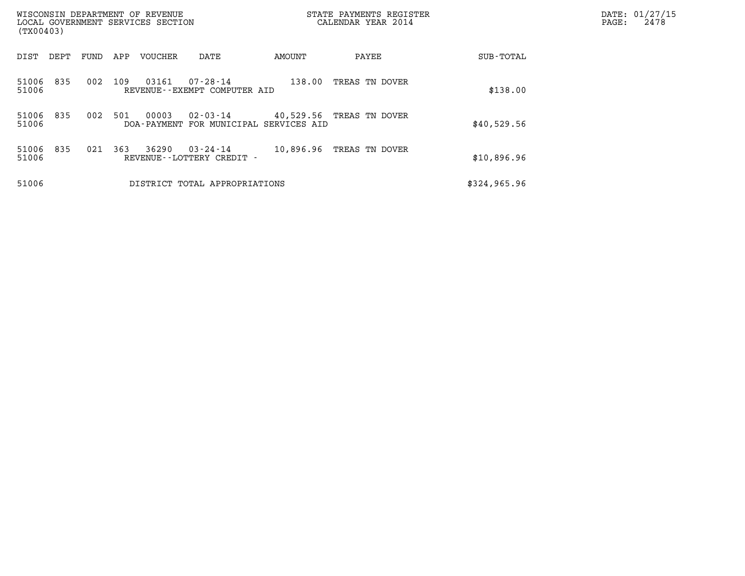WISCONSIN DEPARTMENT OF REVENUE
LOCAL GOVERNMENT SERVICES SECTION
(TX00403)

STATE PAYMENTS REGISTER
CALENDAR YEAR 2014

DATE: 01/27/15
PAGE: 2478

| DIST | DEPT | FUND | APP | VOUCHER | DATE | AMOUNT | PAYEE | SUB-TOTAL |
|---|---|---|---|---|---|---|---|---|
| 51006 | 835 | 002 | 109 | 03161 | 07-28-14 | 138.00 | TREAS TN DOVER | |
| 51006 | | | | REVENUE--EXEMPT COMPUTER AID | | | | $138.00 |
| 51006 | 835 | 002 | 501 | 00003 | 02-03-14 | 40,529.56 | TREAS TN DOVER | |
| 51006 | | | | DOA-PAYMENT FOR MUNICIPAL SERVICES AID | | | | $40,529.56 |
| 51006 | 835 | 021 | 363 | 36290 | 03-24-14 | 10,896.96 | TREAS TN DOVER | |
| 51006 | | | | REVENUE--LOTTERY CREDIT - | | | | $10,896.96 |
| 51006 | | | | DISTRICT TOTAL APPROPRIATIONS | | | | $324,965.96 |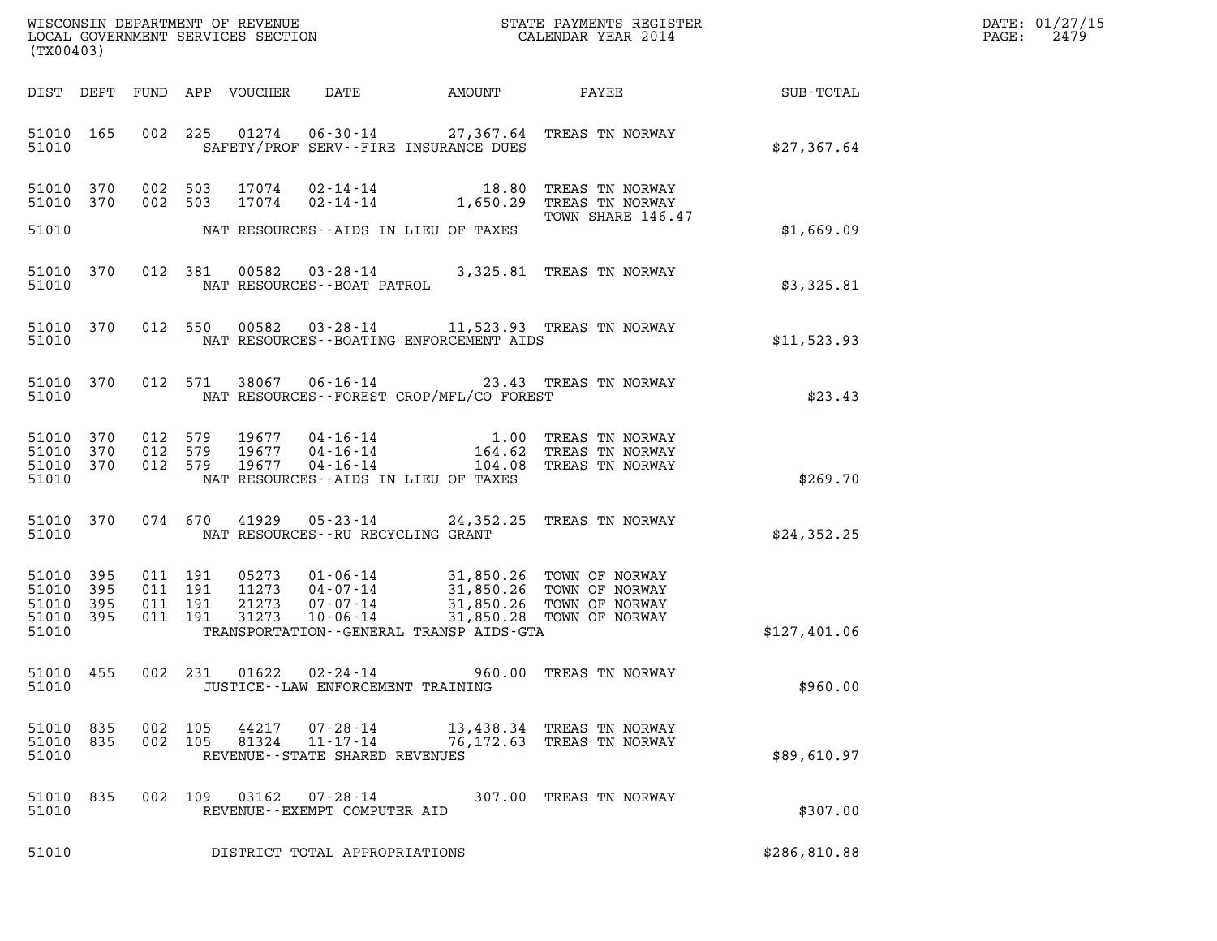WISCONSIN DEPARTMENT OF REVENUE
LOCAL GOVERNMENT SERVICES SECTION
(TX00403)

STATE PAYMENTS REGISTER
CALENDAR YEAR 2014

DATE: 01/27/15
PAGE: 2479

| DIST | DEPT | FUND | APP | VOUCHER | DATE | AMOUNT | PAYEE | SUB-TOTAL |
|---|---|---|---|---|---|---|---|---|
| 51010 | 165 | 002 | 225 | 01274 | 06-30-14 | 27,367.64 | TREAS TN NORWAY | |
| 51010 | | | | | SAFETY/PROF SERV--FIRE INSURANCE DUES | | | $27,367.64 |
| 51010 | 370 | 002 | 503 | 17074 | 02-14-14 | 18.80 | TREAS TN NORWAY | |
| 51010 | 370 | 002 | 503 | 17074 | 02-14-14 | 1,650.29 | TREAS TN NORWAY TOWN SHARE 146.47 | |
| 51010 | | | | | NAT RESOURCES--AIDS IN LIEU OF TAXES | | | $1,669.09 |
| 51010 | 370 | 012 | 381 | 00582 | 03-28-14 | 3,325.81 | TREAS TN NORWAY | |
| 51010 | | | | | NAT RESOURCES--BOAT PATROL | | | $3,325.81 |
| 51010 | 370 | 012 | 550 | 00582 | 03-28-14 | 11,523.93 | TREAS TN NORWAY | |
| 51010 | | | | | NAT RESOURCES--BOATING ENFORCEMENT AIDS | | | $11,523.93 |
| 51010 | 370 | 012 | 571 | 38067 | 06-16-14 | 23.43 | TREAS TN NORWAY | |
| 51010 | | | | | NAT RESOURCES--FOREST CROP/MFL/CO FOREST | | | $23.43 |
| 51010 | 370 | 012 | 579 | 19677 | 04-16-14 | 1.00 | TREAS TN NORWAY | |
| 51010 | 370 | 012 | 579 | 19677 | 04-16-14 | 164.62 | TREAS TN NORWAY | |
| 51010 | 370 | 012 | 579 | 19677 | 04-16-14 | 104.08 | TREAS TN NORWAY | |
| 51010 | | | | | NAT RESOURCES--AIDS IN LIEU OF TAXES | | | $269.70 |
| 51010 | 370 | 074 | 670 | 41929 | 05-23-14 | 24,352.25 | TREAS TN NORWAY | |
| 51010 | | | | | NAT RESOURCES--RU RECYCLING GRANT | | | $24,352.25 |
| 51010 | 395 | 011 | 191 | 05273 | 01-06-14 | 31,850.26 | TOWN OF NORWAY | |
| 51010 | 395 | 011 | 191 | 11273 | 04-07-14 | 31,850.26 | TOWN OF NORWAY | |
| 51010 | 395 | 011 | 191 | 21273 | 07-07-14 | 31,850.26 | TOWN OF NORWAY | |
| 51010 | 395 | 011 | 191 | 31273 | 10-06-14 | 31,850.28 | TOWN OF NORWAY | |
| 51010 | | | | | TRANSPORTATION--GENERAL TRANSP AIDS-GTA | | | $127,401.06 |
| 51010 | 455 | 002 | 231 | 01622 | 02-24-14 | 960.00 | TREAS TN NORWAY | |
| 51010 | | | | | JUSTICE--LAW ENFORCEMENT TRAINING | | | $960.00 |
| 51010 | 835 | 002 | 105 | 44217 | 07-28-14 | 13,438.34 | TREAS TN NORWAY | |
| 51010 | 835 | 002 | 105 | 81324 | 11-17-14 | 76,172.63 | TREAS TN NORWAY | |
| 51010 | | | | | REVENUE--STATE SHARED REVENUES | | | $89,610.97 |
| 51010 | 835 | 002 | 109 | 03162 | 07-28-14 | 307.00 | TREAS TN NORWAY | |
| 51010 | | | | | REVENUE--EXEMPT COMPUTER AID | | | $307.00 |
| 51010 | | | | | DISTRICT TOTAL APPROPRIATIONS | | | $286,810.88 |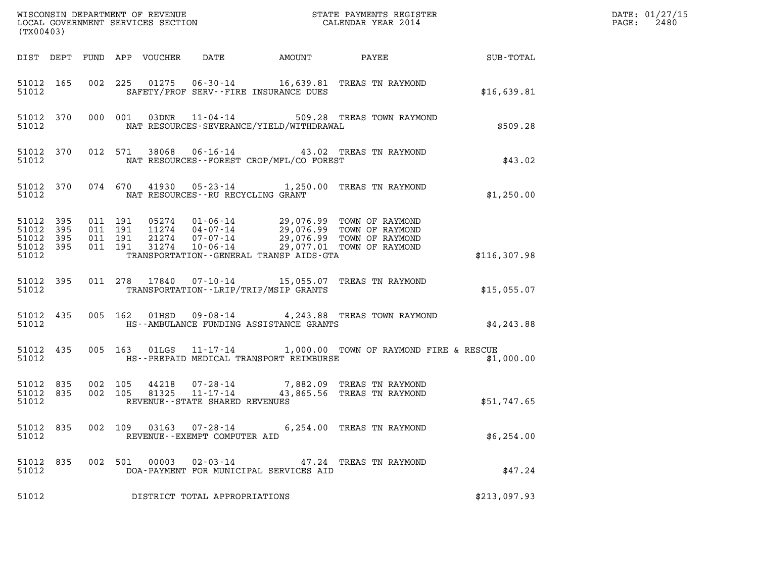WISCONSIN DEPARTMENT OF REVENUE
LOCAL GOVERNMENT SERVICES SECTION
(TX00403)

STATE PAYMENTS REGISTER
CALENDAR YEAR 2014

DATE: 01/27/15
PAGE: 2480

| DIST | DEPT | FUND | APP | VOUCHER | DATE | AMOUNT | PAYEE | SUB-TOTAL |
|---|---|---|---|---|---|---|---|---|
| 51012 | 165 | 002 | 225 | 01275 | 06-30-14 | 16,639.81 | TREAS TN RAYMOND | |
| 51012 | | | | | SAFETY/PROF SERV--FIRE INSURANCE DUES | | | $16,639.81 |
| 51012 | 370 | 000 | 001 | 03DNR | 11-04-14 | 509.28 | TREAS TOWN RAYMOND | |
| 51012 | | | | | NAT RESOURCES-SEVERANCE/YIELD/WITHDRAWAL | | | $509.28 |
| 51012 | 370 | 012 | 571 | 38068 | 06-16-14 | 43.02 | TREAS TN RAYMOND | |
| 51012 | | | | | NAT RESOURCES--FOREST CROP/MFL/CO FOREST | | | $43.02 |
| 51012 | 370 | 074 | 670 | 41930 | 05-23-14 | 1,250.00 | TREAS TN RAYMOND | |
| 51012 | | | | | NAT RESOURCES--RU RECYCLING GRANT | | | $1,250.00 |
| 51012 | 395 | 011 | 191 | 05274 | 01-06-14 | 29,076.99 | TOWN OF RAYMOND | |
| 51012 | 395 | 011 | 191 | 11274 | 04-07-14 | 29,076.99 | TOWN OF RAYMOND | |
| 51012 | 395 | 011 | 191 | 21274 | 07-07-14 | 29,076.99 | TOWN OF RAYMOND | |
| 51012 | 395 | 011 | 191 | 31274 | 10-06-14 | 29,077.01 | TOWN OF RAYMOND | |
| 51012 | | | | | TRANSPORTATION--GENERAL TRANSP AIDS-GTA | | | $116,307.98 |
| 51012 | 395 | 011 | 278 | 17840 | 07-10-14 | 15,055.07 | TREAS TN RAYMOND | |
| 51012 | | | | | TRANSPORTATION--LRIP/TRIP/MSIP GRANTS | | | $15,055.07 |
| 51012 | 435 | 005 | 162 | 01HSD | 09-08-14 | 4,243.88 | TREAS TOWN RAYMOND | |
| 51012 | | | | | HS--AMBULANCE FUNDING ASSISTANCE GRANTS | | | $4,243.88 |
| 51012 | 435 | 005 | 163 | 01LGS | 11-17-14 | 1,000.00 | TOWN OF RAYMOND FIRE & RESCUE | |
| 51012 | | | | | HS--PREPAID MEDICAL TRANSPORT REIMBURSE | | | $1,000.00 |
| 51012 | 835 | 002 | 105 | 44218 | 07-28-14 | 7,882.09 | TREAS TN RAYMOND | |
| 51012 | 835 | 002 | 105 | 81325 | 11-17-14 | 43,865.56 | TREAS TN RAYMOND | |
| 51012 | | | | | REVENUE--STATE SHARED REVENUES | | | $51,747.65 |
| 51012 | 835 | 002 | 109 | 03163 | 07-28-14 | 6,254.00 | TREAS TN RAYMOND | |
| 51012 | | | | | REVENUE--EXEMPT COMPUTER AID | | | $6,254.00 |
| 51012 | 835 | 002 | 501 | 00003 | 02-03-14 | 47.24 | TREAS TN RAYMOND | |
| 51012 | | | | | DOA-PAYMENT FOR MUNICIPAL SERVICES AID | | | $47.24 |
| 51012 | | | | | DISTRICT TOTAL APPROPRIATIONS | | | $213,097.93 |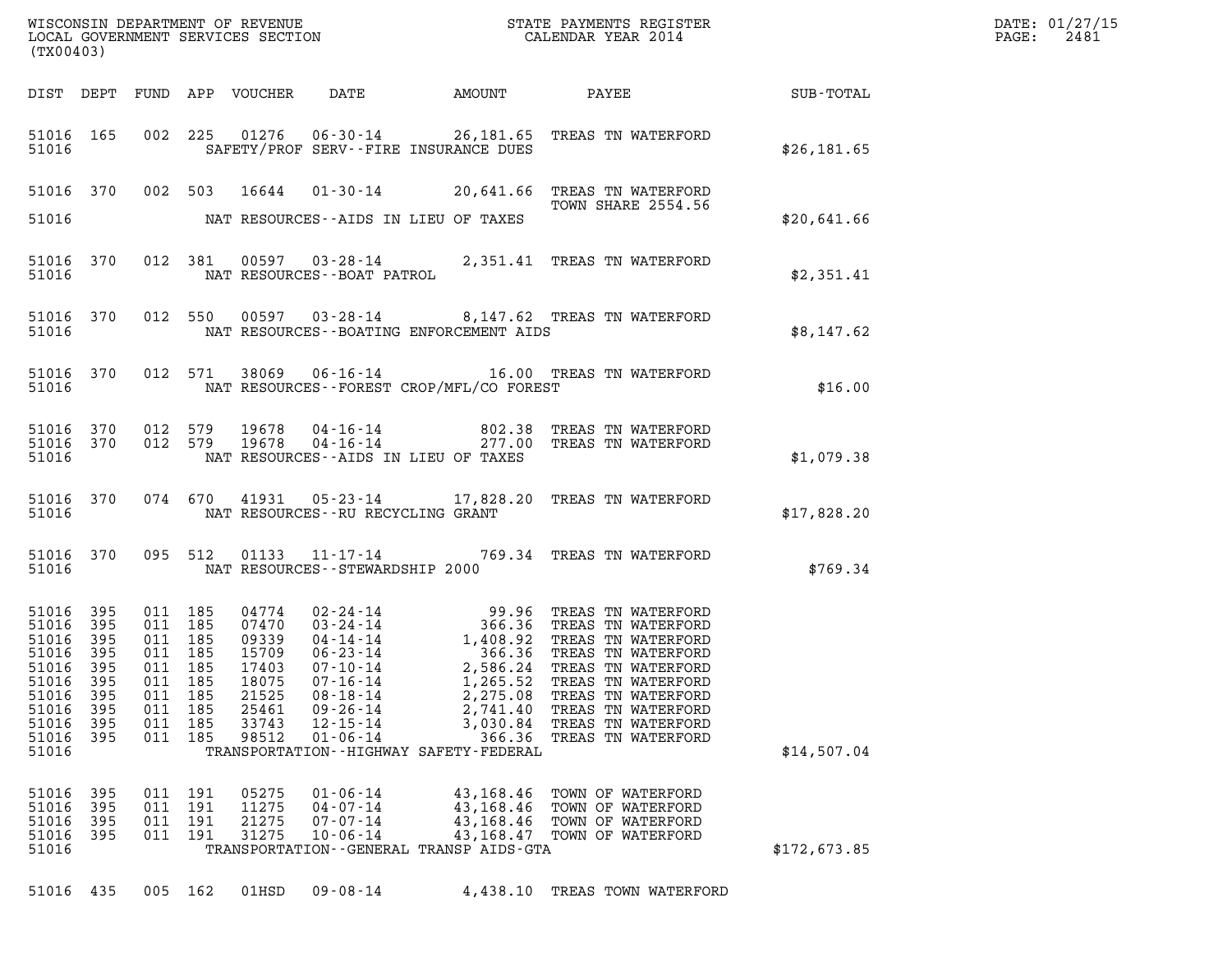| DIST | DEPT | FUND | APP | VOUCHER | DATE | AMOUNT | PAYEE | SUB-TOTAL |
|---|---|---|---|---|---|---|---|---|
| 51016 | 165 | 002 | 225 | 01276 | 06-30-14 | 26,181.65 | TREAS TN WATERFORD | |
| 51016 | | | | | SAFETY/PROF SERV--FIRE INSURANCE DUES | | | $26,181.65 |
| 51016 | 370 | 002 | 503 | 16644 | 01-30-14 | 20,641.66 | TREAS TN WATERFORD TOWN SHARE 2554.56 | |
| 51016 | | | | | NAT RESOURCES--AIDS IN LIEU OF TAXES | | | $20,641.66 |
| 51016 | 370 | 012 | 381 | 00597 | 03-28-14 | 2,351.41 | TREAS TN WATERFORD | |
| 51016 | | | | | NAT RESOURCES--BOAT PATROL | | | $2,351.41 |
| 51016 | 370 | 012 | 550 | 00597 | 03-28-14 | 8,147.62 | TREAS TN WATERFORD | |
| 51016 | | | | | NAT RESOURCES--BOATING ENFORCEMENT AIDS | | | $8,147.62 |
| 51016 | 370 | 012 | 571 | 38069 | 06-16-14 | 16.00 | TREAS TN WATERFORD | |
| 51016 | | | | | NAT RESOURCES--FOREST CROP/MFL/CO FOREST | | | $16.00 |
| 51016 | 370 | 012 | 579 | 19678 | 04-16-14 | 802.38 | TREAS TN WATERFORD | |
| 51016 | 370 | 012 | 579 | 19678 | 04-16-14 | 277.00 | TREAS TN WATERFORD | |
| 51016 | | | | | NAT RESOURCES--AIDS IN LIEU OF TAXES | | | $1,079.38 |
| 51016 | 370 | 074 | 670 | 41931 | 05-23-14 | 17,828.20 | TREAS TN WATERFORD | |
| 51016 | | | | | NAT RESOURCES--RU RECYCLING GRANT | | | $17,828.20 |
| 51016 | 370 | 095 | 512 | 01133 | 11-17-14 | 769.34 | TREAS TN WATERFORD | |
| 51016 | | | | | NAT RESOURCES--STEWARDSHIP 2000 | | | $769.34 |
| 51016 | 395 | 011 | 185 | 04774 | 02-24-14 | 99.96 | TREAS TN WATERFORD | |
| 51016 | 395 | 011 | 185 | 07470 | 03-24-14 | 366.36 | TREAS TN WATERFORD | |
| 51016 | 395 | 011 | 185 | 09339 | 04-14-14 | 1,408.92 | TREAS TN WATERFORD | |
| 51016 | 395 | 011 | 185 | 15709 | 06-23-14 | 366.36 | TREAS TN WATERFORD | |
| 51016 | 395 | 011 | 185 | 17403 | 07-10-14 | 2,586.24 | TREAS TN WATERFORD | |
| 51016 | 395 | 011 | 185 | 18075 | 07-16-14 | 1,265.52 | TREAS TN WATERFORD | |
| 51016 | 395 | 011 | 185 | 21525 | 08-18-14 | 2,275.08 | TREAS TN WATERFORD | |
| 51016 | 395 | 011 | 185 | 25461 | 09-26-14 | 2,741.40 | TREAS TN WATERFORD | |
| 51016 | 395 | 011 | 185 | 33743 | 12-15-14 | 3,030.84 | TREAS TN WATERFORD | |
| 51016 | 395 | 011 | 185 | 98512 | 01-06-14 | 366.36 | TREAS TN WATERFORD | |
| 51016 | | | | | TRANSPORTATION--HIGHWAY SAFETY-FEDERAL | | | $14,507.04 |
| 51016 | 395 | 011 | 191 | 05275 | 01-06-14 | 43,168.46 | TOWN OF WATERFORD | |
| 51016 | 395 | 011 | 191 | 11275 | 04-07-14 | 43,168.46 | TOWN OF WATERFORD | |
| 51016 | 395 | 011 | 191 | 21275 | 07-07-14 | 43,168.46 | TOWN OF WATERFORD | |
| 51016 | 395 | 011 | 191 | 31275 | 10-06-14 | 43,168.47 | TOWN OF WATERFORD | |
| 51016 | | | | | TRANSPORTATION--GENERAL TRANSP AIDS-GTA | | | $172,673.85 |
| 51016 | 435 | 005 | 162 | 01HSD | 09-08-14 | 4,438.10 | TREAS TOWN WATERFORD | |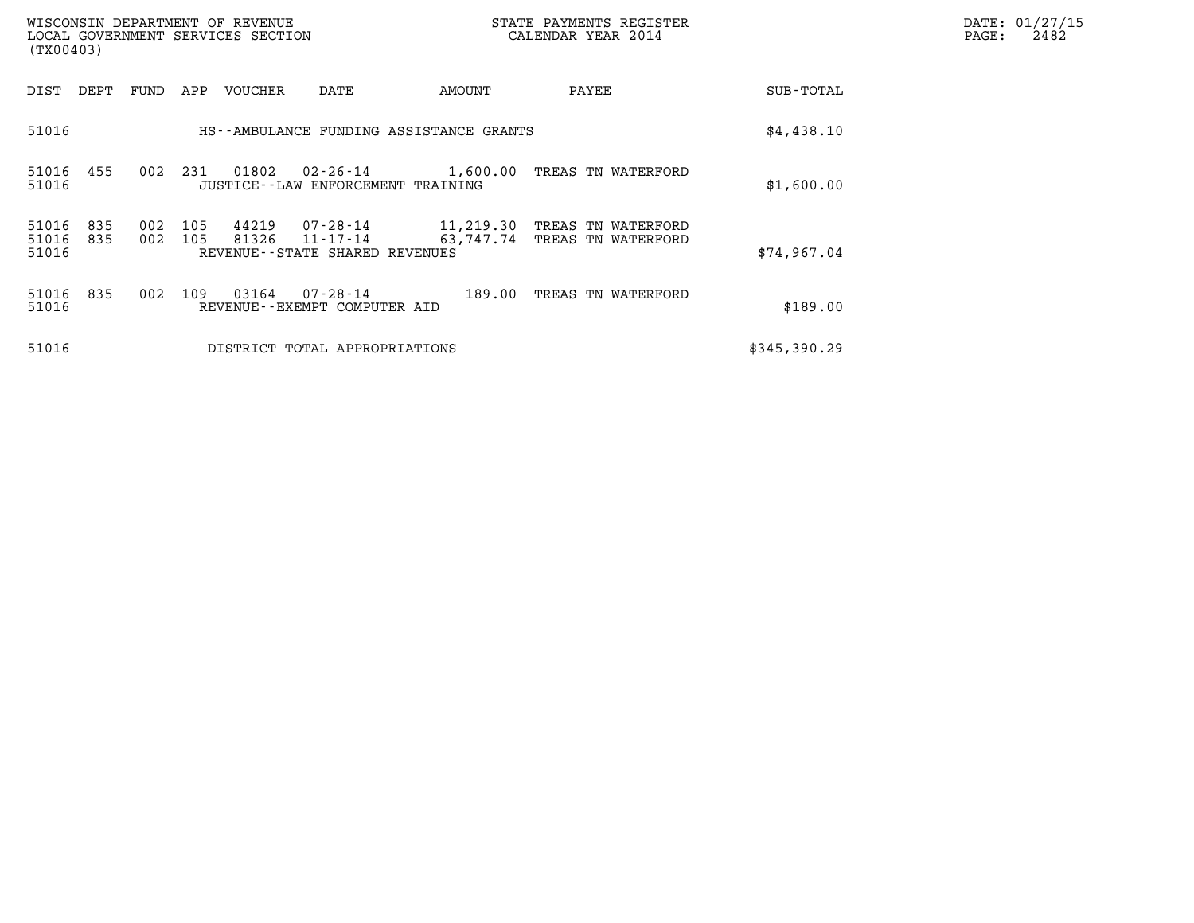WISCONSIN DEPARTMENT OF REVENUE
LOCAL GOVERNMENT SERVICES SECTION
(TX00403)

STATE PAYMENTS REGISTER
CALENDAR YEAR 2014

DATE: 01/27/15
PAGE: 2482

| DIST | DEPT | FUND | APP | VOUCHER | DATE | AMOUNT | PAYEE | SUB-TOTAL |
|---|---|---|---|---|---|---|---|---|
| 51016 | | | | HS--AMBULANCE FUNDING ASSISTANCE GRANTS | | | | $4,438.10 |
| 51016 | 455 | 002 | 231 | 01802 | 02-26-14 | 1,600.00 | TREAS TN WATERFORD | |
| 51016 | | | | JUSTICE--LAW ENFORCEMENT TRAINING | | | | $1,600.00 |
| 51016 | 835 | 002 | 105 | 44219 | 07-28-14 | 11,219.30 | TREAS TN WATERFORD | |
| 51016 | 835 | 002 | 105 | 81326 | 11-17-14 | 63,747.74 | TREAS TN WATERFORD | |
| 51016 | | | | REVENUE--STATE SHARED REVENUES | | | | $74,967.04 |
| 51016 | 835 | 002 | 109 | 03164 | 07-28-14 | 189.00 | TREAS TN WATERFORD | |
| 51016 | | | | REVENUE--EXEMPT COMPUTER AID | | | | $189.00 |
| 51016 | | | | DISTRICT TOTAL APPROPRIATIONS | | | | $345,390.29 |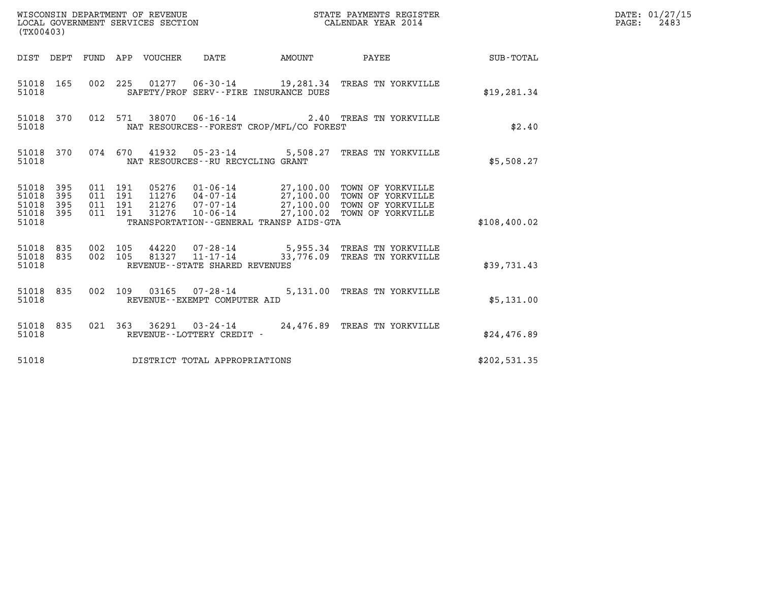WISCONSIN DEPARTMENT OF REVENUE
LOCAL GOVERNMENT SERVICES SECTION
(TX00403)

STATE PAYMENTS REGISTER
CALENDAR YEAR 2014

DATE: 01/27/15
PAGE: 2483

| DIST | DEPT | FUND | APP | VOUCHER | DATE | AMOUNT | PAYEE | SUB-TOTAL |
|---|---|---|---|---|---|---|---|---|
| 51018 | 165 | 002 | 225 | 01277 | 06-30-14 | 19,281.34 | TREAS TN YORKVILLE | |
| 51018 | | | | SAFETY/PROF SERV--FIRE INSURANCE DUES | | | | $19,281.34 |
| 51018 | 370 | 012 | 571 | 38070 | 06-16-14 | 2.40 | TREAS TN YORKVILLE | |
| 51018 | | | | NAT RESOURCES--FOREST CROP/MFL/CO FOREST | | | | $2.40 |
| 51018 | 370 | 074 | 670 | 41932 | 05-23-14 | 5,508.27 | TREAS TN YORKVILLE | |
| 51018 | | | | NAT RESOURCES--RU RECYCLING GRANT | | | | $5,508.27 |
| 51018 | 395 | 011 | 191 | 05276 | 01-06-14 | 27,100.00 | TOWN OF YORKVILLE | |
| 51018 | 395 | 011 | 191 | 11276 | 04-07-14 | 27,100.00 | TOWN OF YORKVILLE | |
| 51018 | 395 | 011 | 191 | 21276 | 07-07-14 | 27,100.00 | TOWN OF YORKVILLE | |
| 51018 | 395 | 011 | 191 | 31276 | 10-06-14 | 27,100.02 | TOWN OF YORKVILLE | |
| 51018 | | | | TRANSPORTATION--GENERAL TRANSP AIDS-GTA | | | | $108,400.02 |
| 51018 | 835 | 002 | 105 | 44220 | 07-28-14 | 5,955.34 | TREAS TN YORKVILLE | |
| 51018 | 835 | 002 | 105 | 81327 | 11-17-14 | 33,776.09 | TREAS TN YORKVILLE | |
| 51018 | | | | REVENUE--STATE SHARED REVENUES | | | | $39,731.43 |
| 51018 | 835 | 002 | 109 | 03165 | 07-28-14 | 5,131.00 | TREAS TN YORKVILLE | |
| 51018 | | | | REVENUE--EXEMPT COMPUTER AID | | | | $5,131.00 |
| 51018 | 835 | 021 | 363 | 36291 | 03-24-14 | 24,476.89 | TREAS TN YORKVILLE | |
| 51018 | | | | REVENUE--LOTTERY CREDIT - | | | | $24,476.89 |
| 51018 | | | | DISTRICT TOTAL APPROPRIATIONS | | | | $202,531.35 |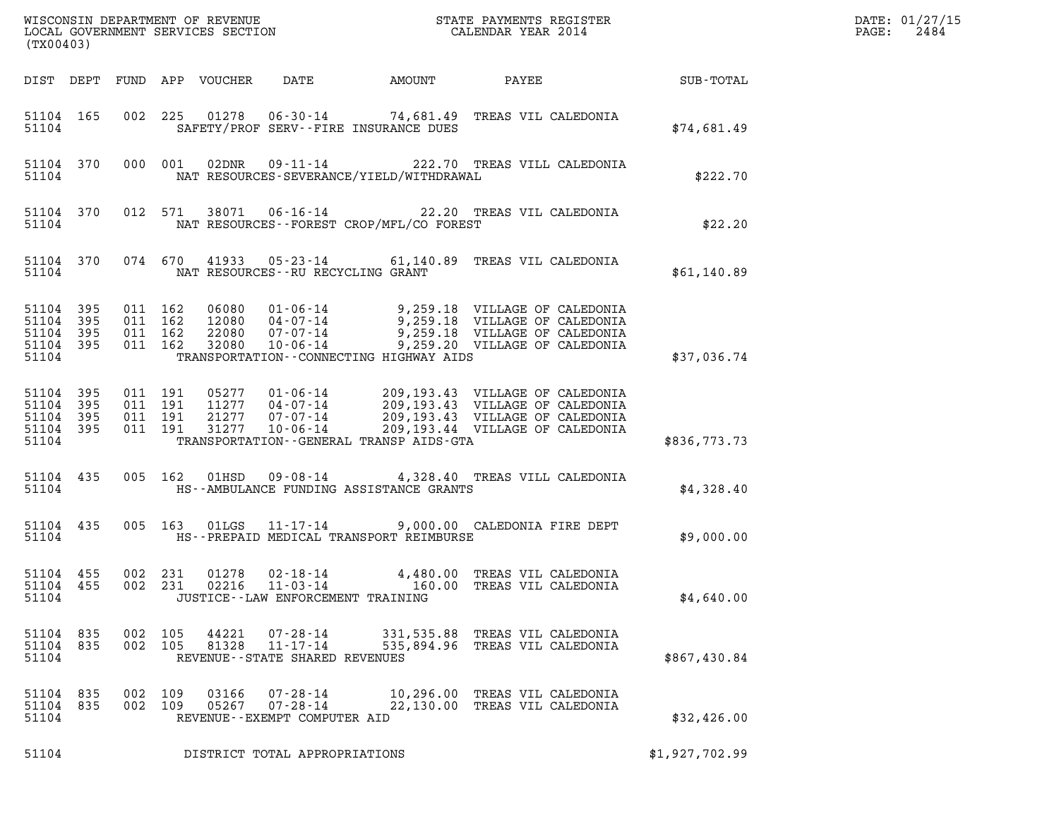WISCONSIN DEPARTMENT OF REVENUE
LOCAL GOVERNMENT SERVICES SECTION
(TX00403)

STATE PAYMENTS REGISTER
CALENDAR YEAR 2014

DATE: 01/27/15

| DIST | DEPT | FUND | APP | VOUCHER | DATE | AMOUNT | PAYEE | SUB-TOTAL |
|---|---|---|---|---|---|---|---|---|
| 51104 | 165 | 002 | 225 | 01278 | 06-30-14 | 74,681.49 | TREAS VIL CALEDONIA | |
| 51104 | | | | | SAFETY/PROF SERV--FIRE INSURANCE DUES | | | $74,681.49 |
| 51104 | 370 | 000 | 001 | 02DNR | 09-11-14 | 222.70 | TREAS VILL CALEDONIA | |
| 51104 | | | | | NAT RESOURCES-SEVERANCE/YIELD/WITHDRAWAL | | | $222.70 |
| 51104 | 370 | 012 | 571 | 38071 | 06-16-14 | 22.20 | TREAS VIL CALEDONIA | |
| 51104 | | | | | NAT RESOURCES--FOREST CROP/MFL/CO FOREST | | | $22.20 |
| 51104 | 370 | 074 | 670 | 41933 | 05-23-14 | 61,140.89 | TREAS VIL CALEDONIA | |
| 51104 | | | | | NAT RESOURCES--RU RECYCLING GRANT | | | $61,140.89 |
| 51104 | 395 | 011 | 162 | 06080 | 01-06-14 | 9,259.18 | VILLAGE OF CALEDONIA | |
| 51104 | 395 | 011 | 162 | 12080 | 04-07-14 | 9,259.18 | VILLAGE OF CALEDONIA | |
| 51104 | 395 | 011 | 162 | 22080 | 07-07-14 | 9,259.18 | VILLAGE OF CALEDONIA | |
| 51104 | 395 | 011 | 162 | 32080 | 10-06-14 | 9,259.20 | VILLAGE OF CALEDONIA | |
| 51104 | | | | | TRANSPORTATION--CONNECTING HIGHWAY AIDS | | | $37,036.74 |
| 51104 | 395 | 011 | 191 | 05277 | 01-06-14 | 209,193.43 | VILLAGE OF CALEDONIA | |
| 51104 | 395 | 011 | 191 | 11277 | 04-07-14 | 209,193.43 | VILLAGE OF CALEDONIA | |
| 51104 | 395 | 011 | 191 | 21277 | 07-07-14 | 209,193.43 | VILLAGE OF CALEDONIA | |
| 51104 | 395 | 011 | 191 | 31277 | 10-06-14 | 209,193.44 | VILLAGE OF CALEDONIA | |
| 51104 | | | | | TRANSPORTATION--GENERAL TRANSP AIDS-GTA | | | $836,773.73 |
| 51104 | 435 | 005 | 162 | 01HSD | 09-08-14 | 4,328.40 | TREAS VILL CALEDONIA | |
| 51104 | | | | | HS--AMBULANCE FUNDING ASSISTANCE GRANTS | | | $4,328.40 |
| 51104 | 435 | 005 | 163 | 01LGS | 11-17-14 | 9,000.00 | CALEDONIA FIRE DEPT | |
| 51104 | | | | | HS--PREPAID MEDICAL TRANSPORT REIMBURSE | | | $9,000.00 |
| 51104 | 455 | 002 | 231 | 01278 | 02-18-14 | 4,480.00 | TREAS VIL CALEDONIA | |
| 51104 | 455 | 002 | 231 | 02216 | 11-03-14 | 160.00 | TREAS VIL CALEDONIA | |
| 51104 | | | | | JUSTICE--LAW ENFORCEMENT TRAINING | | | $4,640.00 |
| 51104 | 835 | 002 | 105 | 44221 | 07-28-14 | 331,535.88 | TREAS VIL CALEDONIA | |
| 51104 | 835 | 002 | 105 | 81328 | 11-17-14 | 535,894.96 | TREAS VIL CALEDONIA | |
| 51104 | | | | | REVENUE--STATE SHARED REVENUES | | | $867,430.84 |
| 51104 | 835 | 002 | 109 | 03166 | 07-28-14 | 10,296.00 | TREAS VIL CALEDONIA | |
| 51104 | 835 | 002 | 109 | 05267 | 07-28-14 | 22,130.00 | TREAS VIL CALEDONIA | |
| 51104 | | | | | REVENUE--EXEMPT COMPUTER AID | | | $32,426.00 |
| 51104 | | | | | DISTRICT TOTAL APPROPRIATIONS | | | $1,927,702.99 |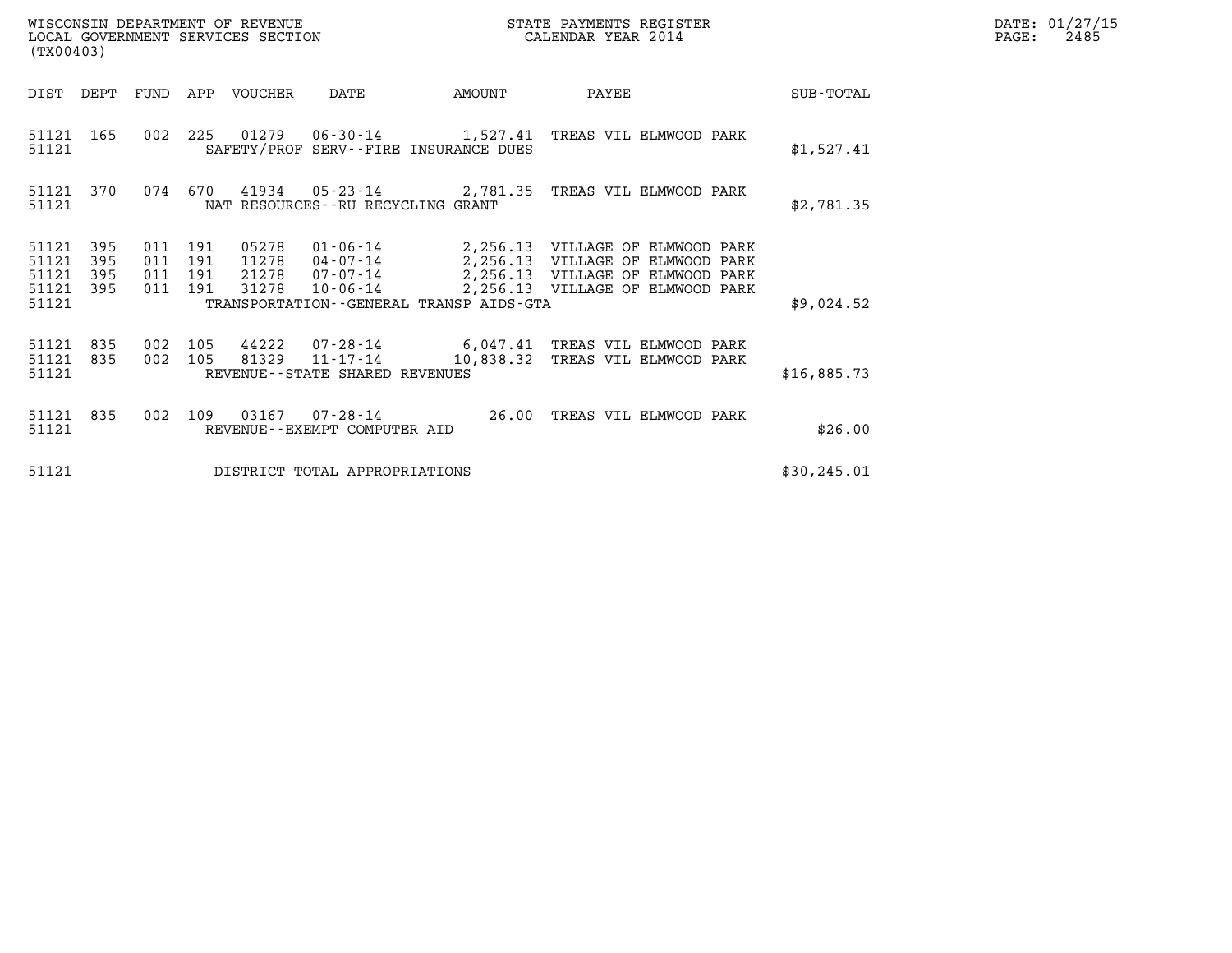WISCONSIN DEPARTMENT OF REVENUE
LOCAL GOVERNMENT SERVICES SECTION
(TX00403)

STATE PAYMENTS REGISTER
CALENDAR YEAR 2014

DATE: 01/27/15

| DIST | DEPT | FUND | APP | VOUCHER | DATE | AMOUNT | PAYEE | SUB-TOTAL |
|---|---|---|---|---|---|---|---|---|
| 51121 | 165 | 002 | 225 | 01279 | 06-30-14 | 1,527.41 | TREAS VIL ELMWOOD PARK | |
| 51121 | | | | SAFETY/PROF SERV--FIRE INSURANCE DUES | | | | $1,527.41 |
| 51121 | 370 | 074 | 670 | 41934 | 05-23-14 | 2,781.35 | TREAS VIL ELMWOOD PARK | |
| 51121 | | | | NAT RESOURCES--RU RECYCLING GRANT | | | | $2,781.35 |
| 51121 | 395 | 011 | 191 | 05278 | 01-06-14 | 2,256.13 | VILLAGE OF ELMWOOD PARK | |
| 51121 | 395 | 011 | 191 | 11278 | 04-07-14 | 2,256.13 | VILLAGE OF ELMWOOD PARK | |
| 51121 | 395 | 011 | 191 | 21278 | 07-07-14 | 2,256.13 | VILLAGE OF ELMWOOD PARK | |
| 51121 | 395 | 011 | 191 | 31278 | 10-06-14 | 2,256.13 | VILLAGE OF ELMWOOD PARK | |
| 51121 | | | | TRANSPORTATION--GENERAL TRANSP AIDS-GTA | | | | $9,024.52 |
| 51121 | 835 | 002 | 105 | 44222 | 07-28-14 | 6,047.41 | TREAS VIL ELMWOOD PARK | |
| 51121 | 835 | 002 | 105 | 81329 | 11-17-14 | 10,838.32 | TREAS VIL ELMWOOD PARK | |
| 51121 | | | | REVENUE--STATE SHARED REVENUES | | | | $16,885.73 |
| 51121 | 835 | 002 | 109 | 03167 | 07-28-14 | 26.00 | TREAS VIL ELMWOOD PARK | |
| 51121 | | | | REVENUE--EXEMPT COMPUTER AID | | | | $26.00 |
| 51121 | | | | DISTRICT TOTAL APPROPRIATIONS | | | | $30,245.01 |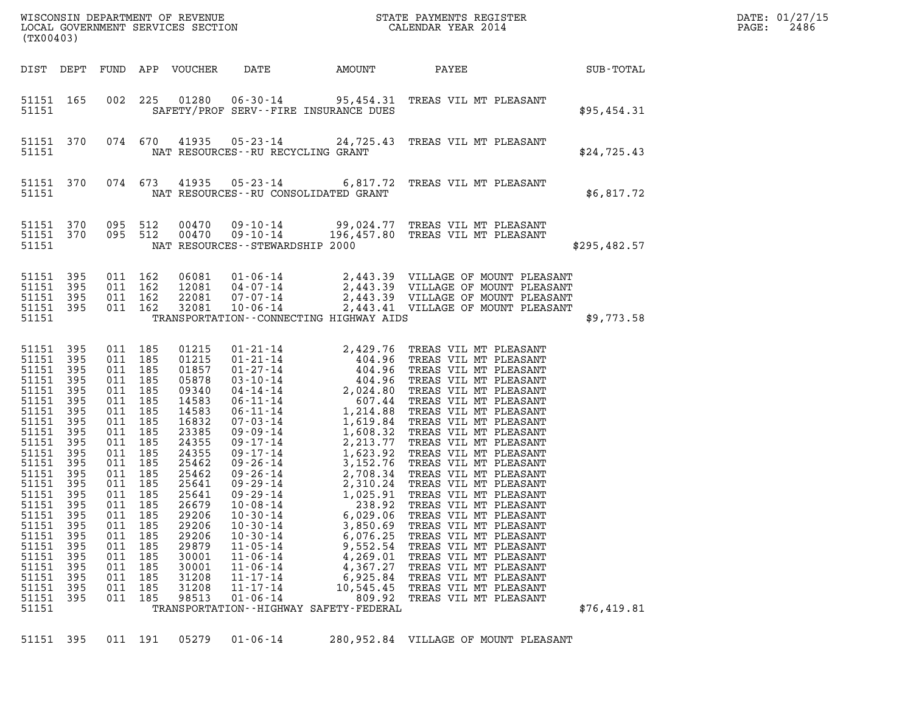| DIST | DEPT | FUND | APP | VOUCHER | DATE | AMOUNT | PAYEE | SUB-TOTAL |
|---|---|---|---|---|---|---|---|---|
| 51151 | 165 | 002 | 225 | 01280 | 06-30-14 | 95,454.31 | TREAS VIL MT PLEASANT | |
| 51151 | | | | | SAFETY/PROF SERV--FIRE INSURANCE DUES | | | $95,454.31 |
| 51151 | 370 | 074 | 670 | 41935 | 05-23-14 | 24,725.43 | TREAS VIL MT PLEASANT | |
| 51151 | | | | | NAT RESOURCES--RU RECYCLING GRANT | | | $24,725.43 |
| 51151 | 370 | 074 | 673 | 41935 | 05-23-14 | 6,817.72 | TREAS VIL MT PLEASANT | |
| 51151 | | | | | NAT RESOURCES--RU CONSOLIDATED GRANT | | | $6,817.72 |
| 51151 | 370 | 095 | 512 | 00470 | 09-10-14 | 99,024.77 | TREAS VIL MT PLEASANT | |
| 51151 | 370 | 095 | 512 | 00470 | 09-10-14 | 196,457.80 | TREAS VIL MT PLEASANT | |
| 51151 | | | | | NAT RESOURCES--STEWARDSHIP 2000 | | | $295,482.57 |
| 51151 | 395 | 011 | 162 | 06081 | 01-06-14 | 2,443.39 | VILLAGE OF MOUNT PLEASANT | |
| 51151 | 395 | 011 | 162 | 12081 | 04-07-14 | 2,443.39 | VILLAGE OF MOUNT PLEASANT | |
| 51151 | 395 | 011 | 162 | 22081 | 07-07-14 | 2,443.39 | VILLAGE OF MOUNT PLEASANT | |
| 51151 | 395 | 011 | 162 | 32081 | 10-06-14 | 2,443.41 | VILLAGE OF MOUNT PLEASANT | |
| 51151 | | | | | TRANSPORTATION--CONNECTING HIGHWAY AIDS | | | $9,773.58 |
| 51151 | 395 | 011 | 185 | 01215 | 01-21-14 | 2,429.76 | TREAS VIL MT PLEASANT | |
| 51151 | 395 | 011 | 185 | 01215 | 01-21-14 | 404.96 | TREAS VIL MT PLEASANT | |
| 51151 | 395 | 011 | 185 | 01857 | 01-27-14 | 404.96 | TREAS VIL MT PLEASANT | |
| 51151 | 395 | 011 | 185 | 05878 | 03-10-14 | 404.96 | TREAS VIL MT PLEASANT | |
| 51151 | 395 | 011 | 185 | 09340 | 04-14-14 | 2,024.80 | TREAS VIL MT PLEASANT | |
| 51151 | 395 | 011 | 185 | 14583 | 06-11-14 | 607.44 | TREAS VIL MT PLEASANT | |
| 51151 | 395 | 011 | 185 | 14583 | 06-11-14 | 1,214.88 | TREAS VIL MT PLEASANT | |
| 51151 | 395 | 011 | 185 | 16832 | 07-03-14 | 1,619.84 | TREAS VIL MT PLEASANT | |
| 51151 | 395 | 011 | 185 | 23385 | 09-09-14 | 1,608.32 | TREAS VIL MT PLEASANT | |
| 51151 | 395 | 011 | 185 | 24355 | 09-17-14 | 2,213.77 | TREAS VIL MT PLEASANT | |
| 51151 | 395 | 011 | 185 | 24355 | 09-17-14 | 1,623.92 | TREAS VIL MT PLEASANT | |
| 51151 | 395 | 011 | 185 | 25462 | 09-26-14 | 3,152.76 | TREAS VIL MT PLEASANT | |
| 51151 | 395 | 011 | 185 | 25462 | 09-26-14 | 2,708.34 | TREAS VIL MT PLEASANT | |
| 51151 | 395 | 011 | 185 | 25641 | 09-29-14 | 2,310.24 | TREAS VIL MT PLEASANT | |
| 51151 | 395 | 011 | 185 | 25641 | 09-29-14 | 1,025.91 | TREAS VIL MT PLEASANT | |
| 51151 | 395 | 011 | 185 | 26679 | 10-08-14 | 238.92 | TREAS VIL MT PLEASANT | |
| 51151 | 395 | 011 | 185 | 29206 | 10-30-14 | 6,029.06 | TREAS VIL MT PLEASANT | |
| 51151 | 395 | 011 | 185 | 29206 | 10-30-14 | 3,850.69 | TREAS VIL MT PLEASANT | |
| 51151 | 395 | 011 | 185 | 29206 | 10-30-14 | 6,076.25 | TREAS VIL MT PLEASANT | |
| 51151 | 395 | 011 | 185 | 29879 | 11-05-14 | 9,552.54 | TREAS VIL MT PLEASANT | |
| 51151 | 395 | 011 | 185 | 30001 | 11-06-14 | 4,269.01 | TREAS VIL MT PLEASANT | |
| 51151 | 395 | 011 | 185 | 30001 | 11-06-14 | 4,367.27 | TREAS VIL MT PLEASANT | |
| 51151 | 395 | 011 | 185 | 31208 | 11-17-14 | 6,925.84 | TREAS VIL MT PLEASANT | |
| 51151 | 395 | 011 | 185 | 31208 | 11-17-14 | 10,545.45 | TREAS VIL MT PLEASANT | |
| 51151 | 395 | 011 | 185 | 98513 | 01-06-14 | 809.92 | TREAS VIL MT PLEASANT | |
| 51151 | | | | | TRANSPORTATION--HIGHWAY SAFETY-FEDERAL | | | $76,419.81 |
| 51151 | 395 | 011 | 191 | 05279 | 01-06-14 | 280,952.84 | VILLAGE OF MOUNT PLEASANT | |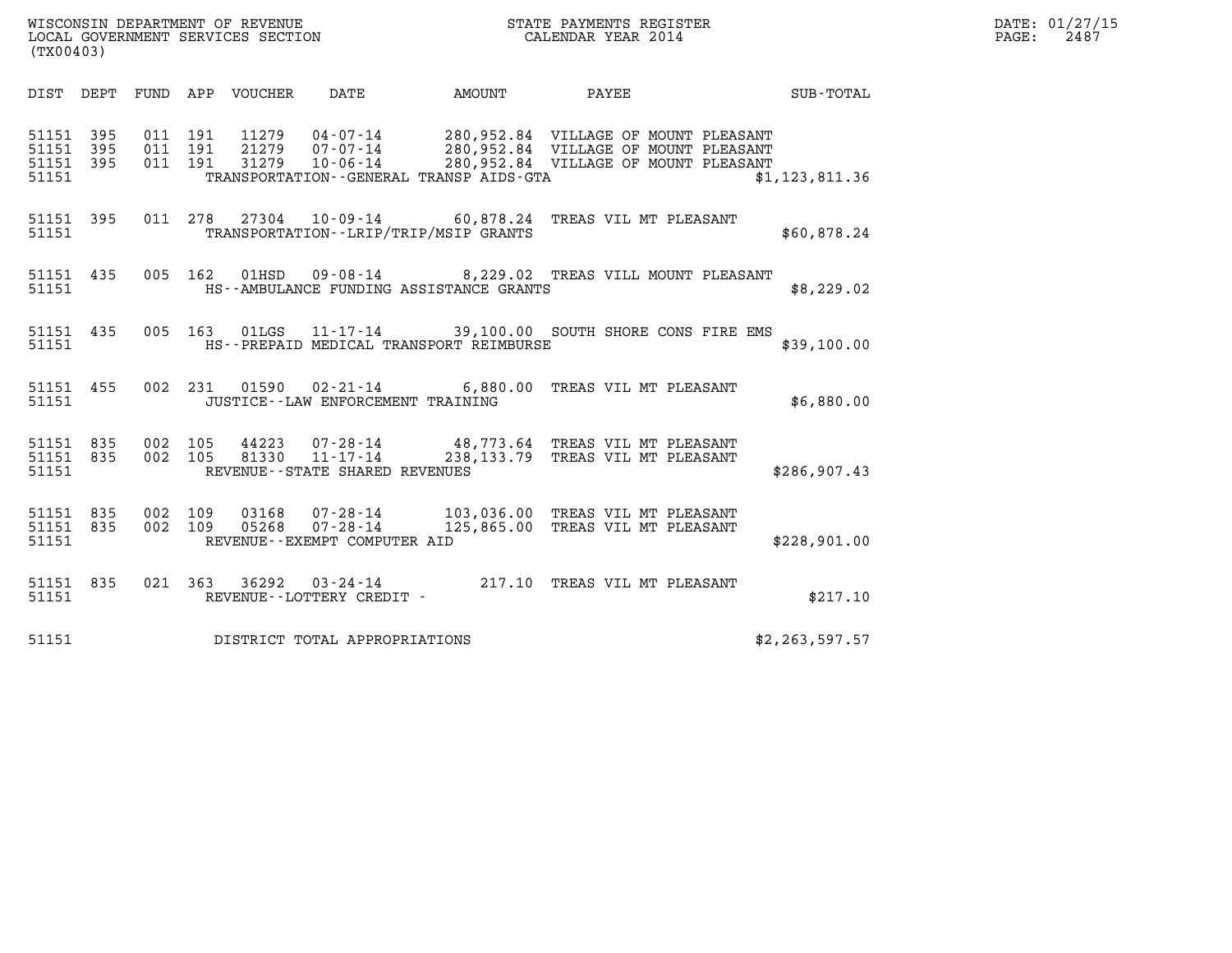WISCONSIN DEPARTMENT OF REVENUE
LOCAL GOVERNMENT SERVICES SECTION
(TX00403)

STATE PAYMENTS REGISTER
CALENDAR YEAR 2014

DATE: 01/27/15
PAGE: 2487

| DIST | DEPT | FUND | APP | VOUCHER | DATE | AMOUNT | PAYEE | SUB-TOTAL |
|---|---|---|---|---|---|---|---|---|
| 51151 | 395 | 011 | 191 | 11279 | 04-07-14 | 280,952.84 | VILLAGE OF MOUNT PLEASANT | |
| 51151 | 395 | 011 | 191 | 21279 | 07-07-14 | 280,952.84 | VILLAGE OF MOUNT PLEASANT | |
| 51151 | 395 | 011 | 191 | 31279 | 10-06-14 | 280,952.84 | VILLAGE OF MOUNT PLEASANT | |
| 51151 | | | | | TRANSPORTATION--GENERAL TRANSP AIDS-GTA | | | $1,123,811.36 |
| 51151 | 395 | 011 | 278 | 27304 | 10-09-14 | 60,878.24 | TREAS VIL MT PLEASANT | |
| 51151 | | | | | TRANSPORTATION--LRIP/TRIP/MSIP GRANTS | | | $60,878.24 |
| 51151 | 435 | 005 | 162 | 01HSD | 09-08-14 | 8,229.02 | TREAS VILL MOUNT PLEASANT | |
| 51151 | | | | | HS--AMBULANCE FUNDING ASSISTANCE GRANTS | | | $8,229.02 |
| 51151 | 435 | 005 | 163 | 01LGS | 11-17-14 | 39,100.00 | SOUTH SHORE CONS FIRE EMS | |
| 51151 | | | | | HS--PREPAID MEDICAL TRANSPORT REIMBURSE | | | $39,100.00 |
| 51151 | 455 | 002 | 231 | 01590 | 02-21-14 | 6,880.00 | TREAS VIL MT PLEASANT | |
| 51151 | | | | | JUSTICE--LAW ENFORCEMENT TRAINING | | | $6,880.00 |
| 51151 | 835 | 002 | 105 | 44223 | 07-28-14 | 48,773.64 | TREAS VIL MT PLEASANT | |
| 51151 | 835 | 002 | 105 | 81330 | 11-17-14 | 238,133.79 | TREAS VIL MT PLEASANT | |
| 51151 | | | | | REVENUE--STATE SHARED REVENUES | | | $286,907.43 |
| 51151 | 835 | 002 | 109 | 03168 | 07-28-14 | 103,036.00 | TREAS VIL MT PLEASANT | |
| 51151 | 835 | 002 | 109 | 05268 | 07-28-14 | 125,865.00 | TREAS VIL MT PLEASANT | |
| 51151 | | | | | REVENUE--EXEMPT COMPUTER AID | | | $228,901.00 |
| 51151 | 835 | 021 | 363 | 36292 | 03-24-14 | 217.10 | TREAS VIL MT PLEASANT | |
| 51151 | | | | | REVENUE--LOTTERY CREDIT - | | | $217.10 |
| 51151 | | | | | DISTRICT TOTAL APPROPRIATIONS | | | $2,263,597.57 |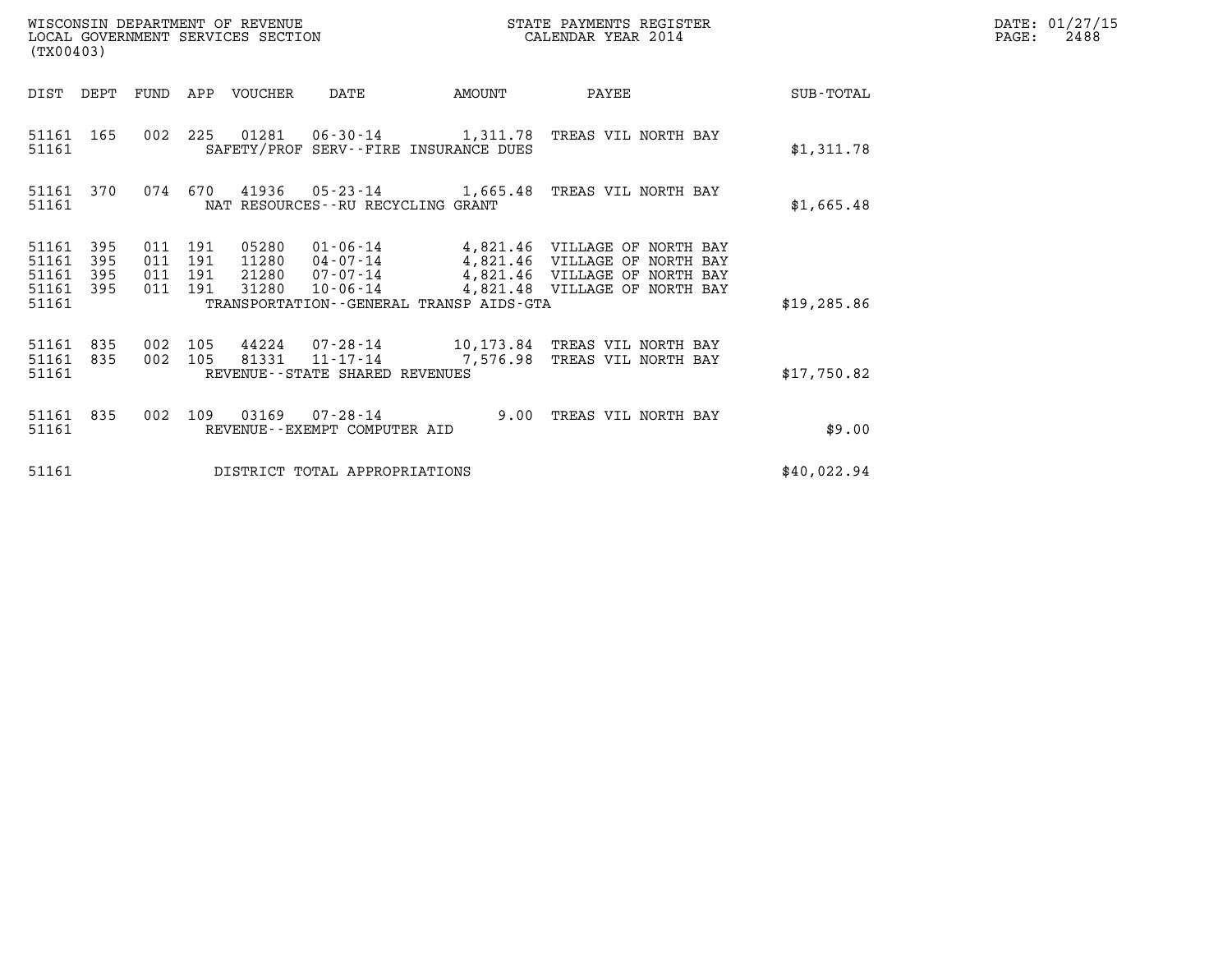WISCONSIN DEPARTMENT OF REVENUE
LOCAL GOVERNMENT SERVICES SECTION
(TX00403)

STATE PAYMENTS REGISTER
CALENDAR YEAR 2014

DATE: 01/27/15
PAGE: 2488

| DIST | DEPT | FUND | APP | VOUCHER | DATE | AMOUNT | PAYEE | SUB-TOTAL |
|---|---|---|---|---|---|---|---|---|
| 51161 | 165 | 002 | 225 | 01281 | 06-30-14 | 1,311.78 | TREAS VIL NORTH BAY | |
| 51161 | | | | SAFETY/PROF SERV--FIRE INSURANCE DUES | | | | $1,311.78 |
| 51161 | 370 | 074 | 670 | 41936 | 05-23-14 | 1,665.48 | TREAS VIL NORTH BAY | |
| 51161 | | | | NAT RESOURCES--RU RECYCLING GRANT | | | | $1,665.48 |
| 51161 | 395 | 011 | 191 | 05280 | 01-06-14 | 4,821.46 | VILLAGE OF NORTH BAY | |
| 51161 | 395 | 011 | 191 | 11280 | 04-07-14 | 4,821.46 | VILLAGE OF NORTH BAY | |
| 51161 | 395 | 011 | 191 | 21280 | 07-07-14 | 4,821.46 | VILLAGE OF NORTH BAY | |
| 51161 | 395 | 011 | 191 | 31280 | 10-06-14 | 4,821.48 | VILLAGE OF NORTH BAY | |
| 51161 | | | | TRANSPORTATION--GENERAL TRANSP AIDS-GTA | | | | $19,285.86 |
| 51161 | 835 | 002 | 105 | 44224 | 07-28-14 | 10,173.84 | TREAS VIL NORTH BAY | |
| 51161 | 835 | 002 | 105 | 81331 | 11-17-14 | 7,576.98 | TREAS VIL NORTH BAY | |
| 51161 | | | | REVENUE--STATE SHARED REVENUES | | | | $17,750.82 |
| 51161 | 835 | 002 | 109 | 03169 | 07-28-14 | 9.00 | TREAS VIL NORTH BAY | |
| 51161 | | | | REVENUE--EXEMPT COMPUTER AID | | | | $9.00 |
| 51161 | | | | DISTRICT TOTAL APPROPRIATIONS | | | | $40,022.94 |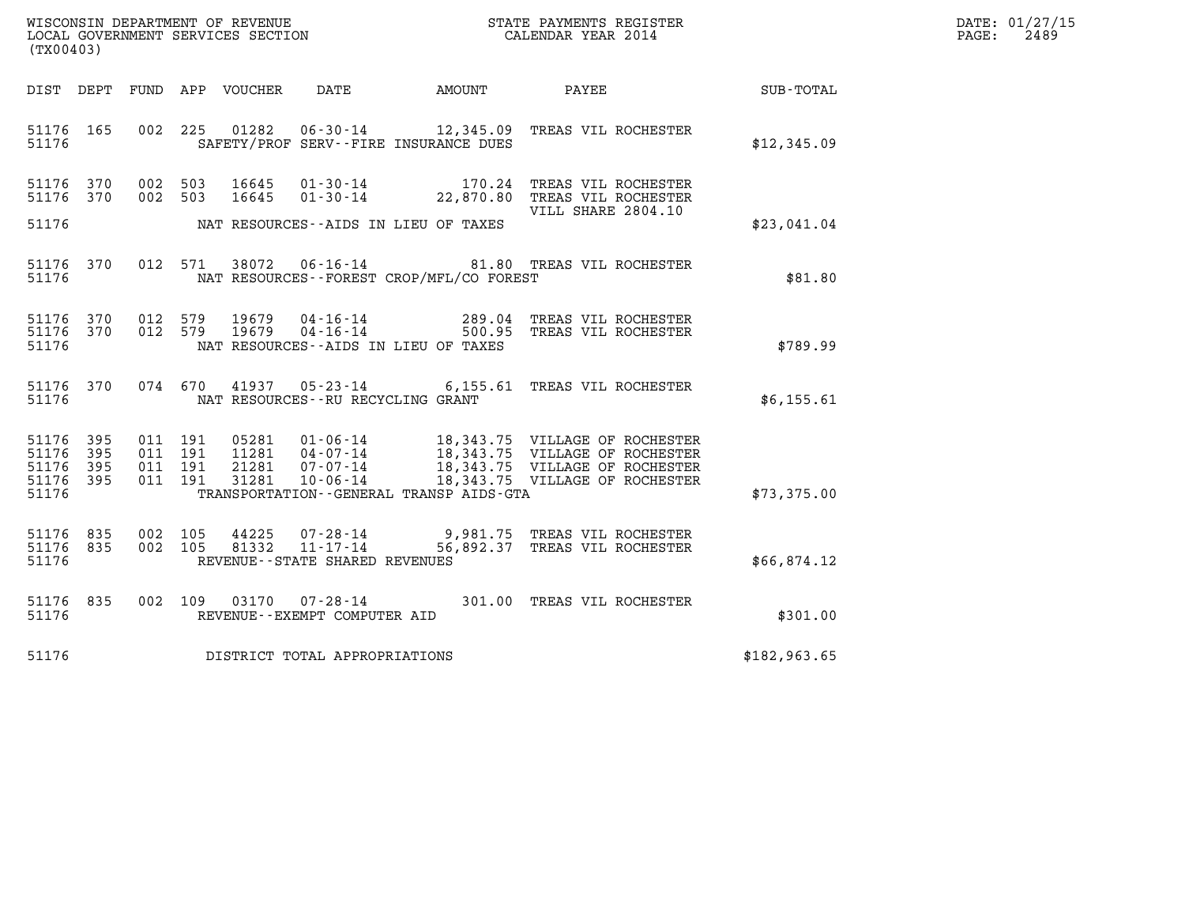WISCONSIN DEPARTMENT OF REVENUE
LOCAL GOVERNMENT SERVICES SECTION
(TX00403)

STATE PAYMENTS REGISTER
CALENDAR YEAR 2014

DATE: 01/27/15
PAGE: 2489

| DIST | DEPT | FUND | APP | VOUCHER | DATE | AMOUNT | PAYEE | SUB-TOTAL |
|---|---|---|---|---|---|---|---|---|
| 51176 | 165 | 002 | 225 | 01282 | 06-30-14 | 12,345.09 | TREAS VIL ROCHESTER | |
| 51176 | | | | | SAFETY/PROF SERV--FIRE INSURANCE DUES | | | $12,345.09 |
| 51176 | 370 | 002 | 503 | 16645 | 01-30-14 | 170.24 | TREAS VIL ROCHESTER | |
| 51176 | 370 | 002 | 503 | 16645 | 01-30-14 | 22,870.80 | TREAS VIL ROCHESTER VILL SHARE 2804.10 | |
| 51176 | | | | | NAT RESOURCES--AIDS IN LIEU OF TAXES | | | $23,041.04 |
| 51176 | 370 | 012 | 571 | 38072 | 06-16-14 | 81.80 | TREAS VIL ROCHESTER | |
| 51176 | | | | | NAT RESOURCES--FOREST CROP/MFL/CO FOREST | | | $81.80 |
| 51176 | 370 | 012 | 579 | 19679 | 04-16-14 | 289.04 | TREAS VIL ROCHESTER | |
| 51176 | 370 | 012 | 579 | 19679 | 04-16-14 | 500.95 | TREAS VIL ROCHESTER | |
| 51176 | | | | | NAT RESOURCES--AIDS IN LIEU OF TAXES | | | $789.99 |
| 51176 | 370 | 074 | 670 | 41937 | 05-23-14 | 6,155.61 | TREAS VIL ROCHESTER | |
| 51176 | | | | | NAT RESOURCES--RU RECYCLING GRANT | | | $6,155.61 |
| 51176 | 395 | 011 | 191 | 05281 | 01-06-14 | 18,343.75 | VILLAGE OF ROCHESTER | |
| 51176 | 395 | 011 | 191 | 11281 | 04-07-14 | 18,343.75 | VILLAGE OF ROCHESTER | |
| 51176 | 395 | 011 | 191 | 21281 | 07-07-14 | 18,343.75 | VILLAGE OF ROCHESTER | |
| 51176 | 395 | 011 | 191 | 31281 | 10-06-14 | 18,343.75 | VILLAGE OF ROCHESTER | |
| 51176 | | | | | TRANSPORTATION--GENERAL TRANSP AIDS-GTA | | | $73,375.00 |
| 51176 | 835 | 002 | 105 | 44225 | 07-28-14 | 9,981.75 | TREAS VIL ROCHESTER | |
| 51176 | 835 | 002 | 105 | 81332 | 11-17-14 | 56,892.37 | TREAS VIL ROCHESTER | |
| 51176 | | | | | REVENUE--STATE SHARED REVENUES | | | $66,874.12 |
| 51176 | 835 | 002 | 109 | 03170 | 07-28-14 | 301.00 | TREAS VIL ROCHESTER | |
| 51176 | | | | | REVENUE--EXEMPT COMPUTER AID | | | $301.00 |
| 51176 | | | | | DISTRICT TOTAL APPROPRIATIONS | | | $182,963.65 |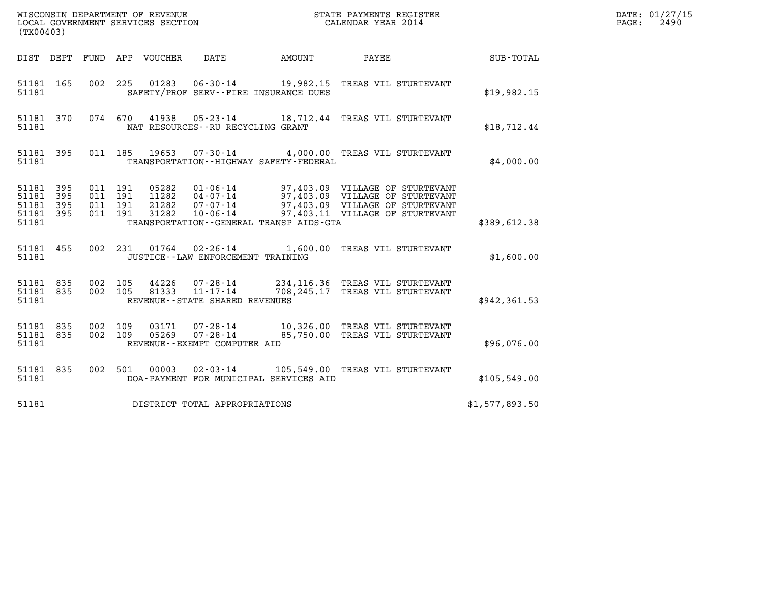WISCONSIN DEPARTMENT OF REVENUE
LOCAL GOVERNMENT SERVICES SECTION
(TX00403)

STATE PAYMENTS REGISTER
CALENDAR YEAR 2014

DATE: 01/27/15
PAGE: 2490

| DIST | DEPT | FUND | APP | VOUCHER | DATE | AMOUNT | PAYEE | SUB-TOTAL |
|---|---|---|---|---|---|---|---|---|
| 51181 | 165 | 002 | 225 | 01283 | 06-30-14 | 19,982.15 | TREAS VIL STURTEVANT | |
| 51181 | | | | | SAFETY/PROF SERV--FIRE INSURANCE DUES | | | $19,982.15 |
| 51181 | 370 | 074 | 670 | 41938 | 05-23-14 | 18,712.44 | TREAS VIL STURTEVANT | |
| 51181 | | | | | NAT RESOURCES--RU RECYCLING GRANT | | | $18,712.44 |
| 51181 | 395 | 011 | 185 | 19653 | 07-30-14 | 4,000.00 | TREAS VIL STURTEVANT | |
| 51181 | | | | | TRANSPORTATION--HIGHWAY SAFETY-FEDERAL | | | $4,000.00 |
| 51181 | 395 | 011 | 191 | 05282 | 01-06-14 | 97,403.09 | VILLAGE OF STURTEVANT | |
| 51181 | 395 | 011 | 191 | 11282 | 04-07-14 | 97,403.09 | VILLAGE OF STURTEVANT | |
| 51181 | 395 | 011 | 191 | 21282 | 07-07-14 | 97,403.09 | VILLAGE OF STURTEVANT | |
| 51181 | 395 | 011 | 191 | 31282 | 10-06-14 | 97,403.11 | VILLAGE OF STURTEVANT | |
| 51181 | | | | | TRANSPORTATION--GENERAL TRANSP AIDS-GTA | | | $389,612.38 |
| 51181 | 455 | 002 | 231 | 01764 | 02-26-14 | 1,600.00 | TREAS VIL STURTEVANT | |
| 51181 | | | | | JUSTICE--LAW ENFORCEMENT TRAINING | | | $1,600.00 |
| 51181 | 835 | 002 | 105 | 44226 | 07-28-14 | 234,116.36 | TREAS VIL STURTEVANT | |
| 51181 | 835 | 002 | 105 | 81333 | 11-17-14 | 708,245.17 | TREAS VIL STURTEVANT | |
| 51181 | | | | | REVENUE--STATE SHARED REVENUES | | | $942,361.53 |
| 51181 | 835 | 002 | 109 | 03171 | 07-28-14 | 10,326.00 | TREAS VIL STURTEVANT | |
| 51181 | 835 | 002 | 109 | 05269 | 07-28-14 | 85,750.00 | TREAS VIL STURTEVANT | |
| 51181 | | | | | REVENUE--EXEMPT COMPUTER AID | | | $96,076.00 |
| 51181 | 835 | 002 | 501 | 00003 | 02-03-14 | 105,549.00 | TREAS VIL STURTEVANT | |
| 51181 | | | | | DOA-PAYMENT FOR MUNICIPAL SERVICES AID | | | $105,549.00 |
| 51181 | | | | | DISTRICT TOTAL APPROPRIATIONS | | | $1,577,893.50 |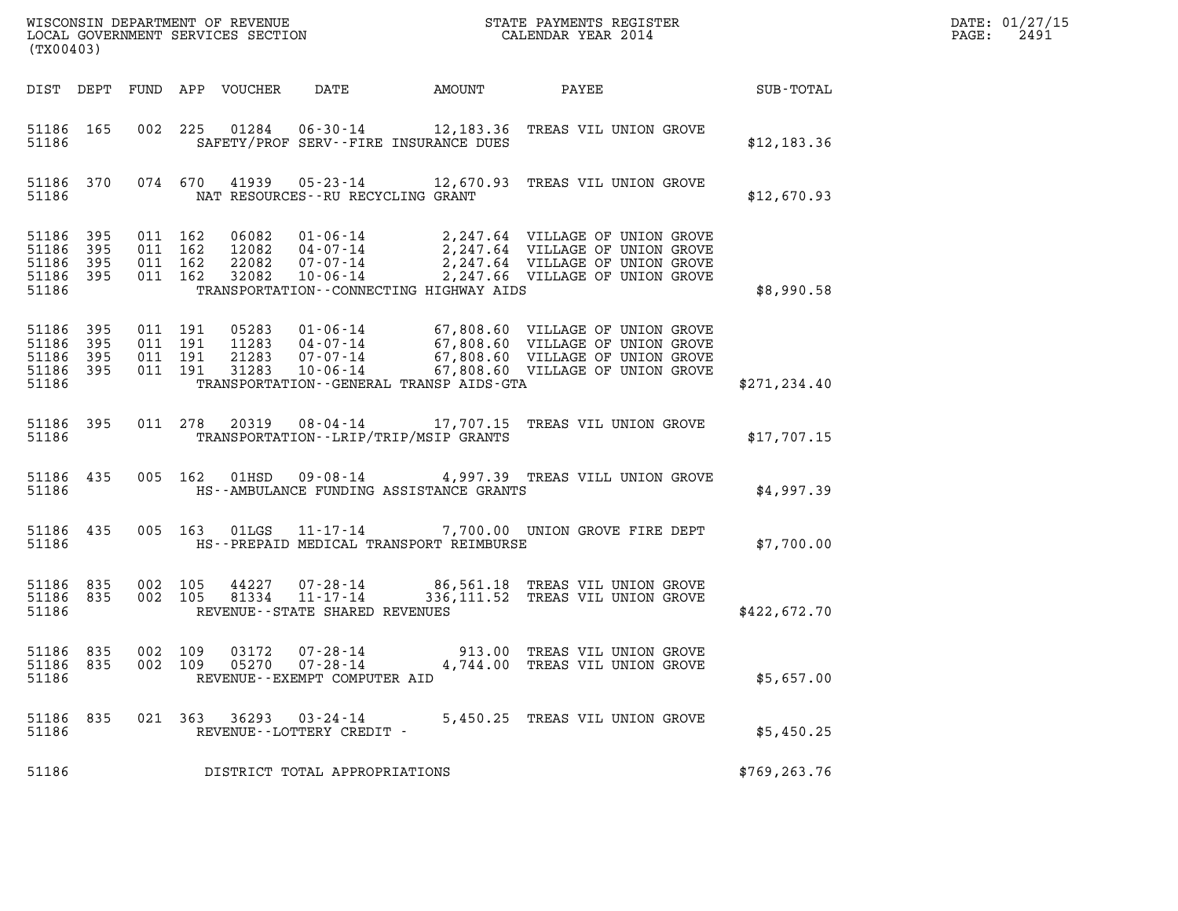WISCONSIN DEPARTMENT OF REVENUE
LOCAL GOVERNMENT SERVICES SECTION
(TX00403)

STATE PAYMENTS REGISTER
CALENDAR YEAR 2014

DATE: 01/27/15
PAGE: 2491

| DIST | DEPT | FUND | APP | VOUCHER | DATE | AMOUNT | PAYEE | SUB-TOTAL |
|---|---|---|---|---|---|---|---|---|
| 51186 | 165 | 002 | 225 | 01284 | 06-30-14 | 12,183.36 | TREAS VIL UNION GROVE | |
| 51186 | | | | SAFETY/PROF SERV--FIRE INSURANCE DUES | | | | $12,183.36 |
| 51186 | 370 | 074 | 670 | 41939 | 05-23-14 | 12,670.93 | TREAS VIL UNION GROVE | |
| 51186 | | | | NAT RESOURCES--RU RECYCLING GRANT | | | | $12,670.93 |
| 51186 | 395 | 011 | 162 | 06082 | 01-06-14 | 2,247.64 | VILLAGE OF UNION GROVE | |
| 51186 | 395 | 011 | 162 | 12082 | 04-07-14 | 2,247.64 | VILLAGE OF UNION GROVE | |
| 51186 | 395 | 011 | 162 | 22082 | 07-07-14 | 2,247.64 | VILLAGE OF UNION GROVE | |
| 51186 | 395 | 011 | 162 | 32082 | 10-06-14 | 2,247.66 | VILLAGE OF UNION GROVE | |
| 51186 | | | | TRANSPORTATION--CONNECTING HIGHWAY AIDS | | | | $8,990.58 |
| 51186 | 395 | 011 | 191 | 05283 | 01-06-14 | 67,808.60 | VILLAGE OF UNION GROVE | |
| 51186 | 395 | 011 | 191 | 11283 | 04-07-14 | 67,808.60 | VILLAGE OF UNION GROVE | |
| 51186 | 395 | 011 | 191 | 21283 | 07-07-14 | 67,808.60 | VILLAGE OF UNION GROVE | |
| 51186 | 395 | 011 | 191 | 31283 | 10-06-14 | 67,808.60 | VILLAGE OF UNION GROVE | |
| 51186 | | | | TRANSPORTATION--GENERAL TRANSP AIDS-GTA | | | | $271,234.40 |
| 51186 | 395 | 011 | 278 | 20319 | 08-04-14 | 17,707.15 | TREAS VIL UNION GROVE | |
| 51186 | | | | TRANSPORTATION--LRIP/TRIP/MSIP GRANTS | | | | $17,707.15 |
| 51186 | 435 | 005 | 162 | 01HSD | 09-08-14 | 4,997.39 | TREAS VILL UNION GROVE | |
| 51186 | | | | HS--AMBULANCE FUNDING ASSISTANCE GRANTS | | | | $4,997.39 |
| 51186 | 435 | 005 | 163 | 01LGS | 11-17-14 | 7,700.00 | UNION GROVE FIRE DEPT | |
| 51186 | | | | HS--PREPAID MEDICAL TRANSPORT REIMBURSE | | | | $7,700.00 |
| 51186 | 835 | 002 | 105 | 44227 | 07-28-14 | 86,561.18 | TREAS VIL UNION GROVE | |
| 51186 | 835 | 002 | 105 | 81334 | 11-17-14 | 336,111.52 | TREAS VIL UNION GROVE | |
| 51186 | | | | REVENUE--STATE SHARED REVENUES | | | | $422,672.70 |
| 51186 | 835 | 002 | 109 | 03172 | 07-28-14 | 913.00 | TREAS VIL UNION GROVE | |
| 51186 | 835 | 002 | 109 | 05270 | 07-28-14 | 4,744.00 | TREAS VIL UNION GROVE | |
| 51186 | | | | REVENUE--EXEMPT COMPUTER AID | | | | $5,657.00 |
| 51186 | 835 | 021 | 363 | 36293 | 03-24-14 | 5,450.25 | TREAS VIL UNION GROVE | |
| 51186 | | | | REVENUE--LOTTERY CREDIT - | | | | $5,450.25 |
| 51186 | | | | DISTRICT TOTAL APPROPRIATIONS | | | | $769,263.76 |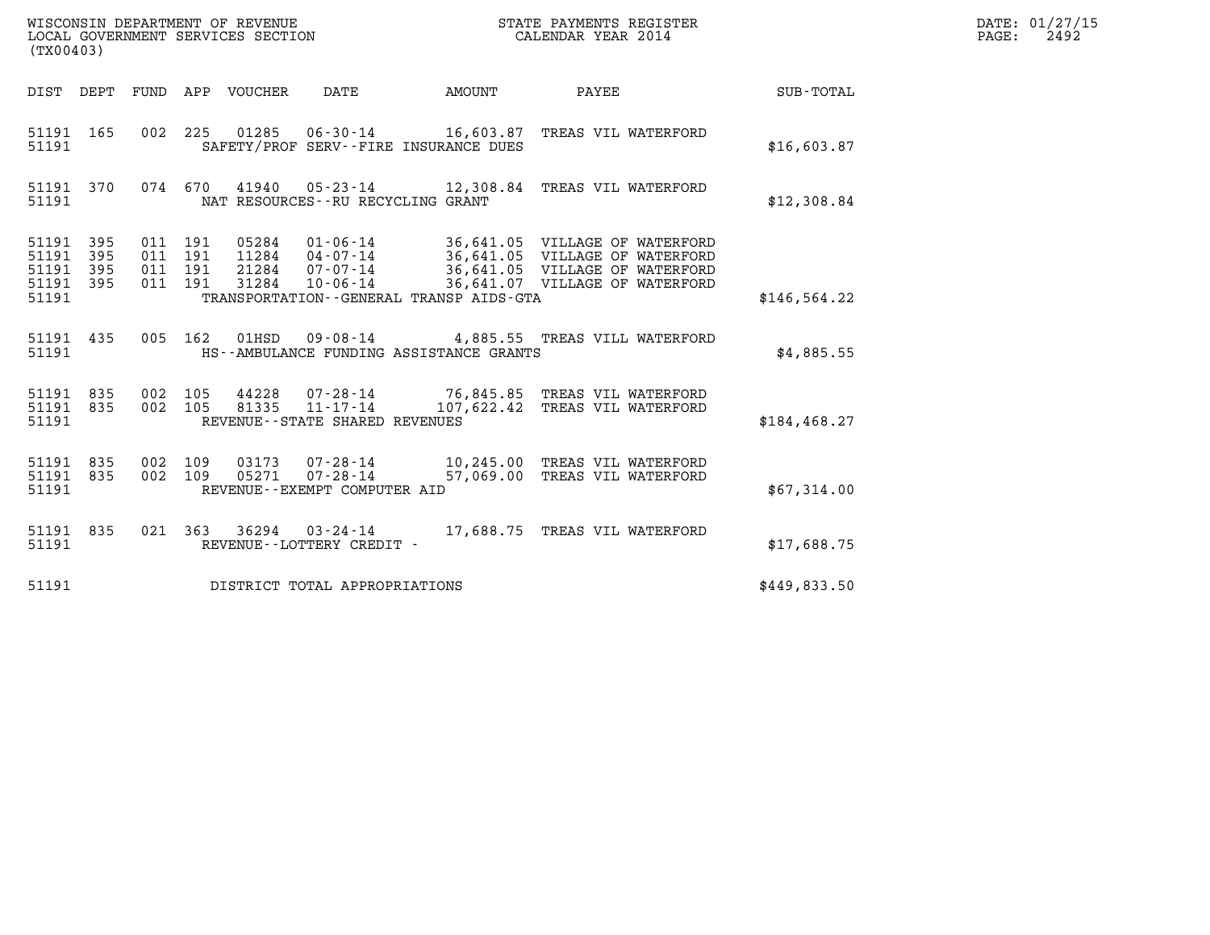WISCONSIN DEPARTMENT OF REVENUE
LOCAL GOVERNMENT SERVICES SECTION
(TX00403)

STATE PAYMENTS REGISTER
CALENDAR YEAR 2014

DATE: 01/27/15

| DIST | DEPT | FUND | APP | VOUCHER | DATE | AMOUNT | PAYEE | SUB-TOTAL |
|---|---|---|---|---|---|---|---|---|
| 51191 | 165 | 002 | 225 | 01285 | 06-30-14 | 16,603.87 | TREAS VIL WATERFORD | |
| 51191 | | | | | SAFETY/PROF SERV--FIRE INSURANCE DUES | | | $16,603.87 |
| 51191 | 370 | 074 | 670 | 41940 | 05-23-14 | 12,308.84 | TREAS VIL WATERFORD | |
| 51191 | | | | | NAT RESOURCES--RU RECYCLING GRANT | | | $12,308.84 |
| 51191 | 395 | 011 | 191 | 05284 | 01-06-14 | 36,641.05 | VILLAGE OF WATERFORD | |
| 51191 | 395 | 011 | 191 | 11284 | 04-07-14 | 36,641.05 | VILLAGE OF WATERFORD | |
| 51191 | 395 | 011 | 191 | 21284 | 07-07-14 | 36,641.05 | VILLAGE OF WATERFORD | |
| 51191 | 395 | 011 | 191 | 31284 | 10-06-14 | 36,641.07 | VILLAGE OF WATERFORD | |
| 51191 | | | | | TRANSPORTATION--GENERAL TRANSP AIDS-GTA | | | $146,564.22 |
| 51191 | 435 | 005 | 162 | 01HSD | 09-08-14 | 4,885.55 | TREAS VILL WATERFORD | |
| 51191 | | | | | HS--AMBULANCE FUNDING ASSISTANCE GRANTS | | | $4,885.55 |
| 51191 | 835 | 002 | 105 | 44228 | 07-28-14 | 76,845.85 | TREAS VIL WATERFORD | |
| 51191 | 835 | 002 | 105 | 81335 | 11-17-14 | 107,622.42 | TREAS VIL WATERFORD | |
| 51191 | | | | | REVENUE--STATE SHARED REVENUES | | | $184,468.27 |
| 51191 | 835 | 002 | 109 | 03173 | 07-28-14 | 10,245.00 | TREAS VIL WATERFORD | |
| 51191 | 835 | 002 | 109 | 05271 | 07-28-14 | 57,069.00 | TREAS VIL WATERFORD | |
| 51191 | | | | | REVENUE--EXEMPT COMPUTER AID | | | $67,314.00 |
| 51191 | 835 | 021 | 363 | 36294 | 03-24-14 | 17,688.75 | TREAS VIL WATERFORD | |
| 51191 | | | | | REVENUE--LOTTERY CREDIT - | | | $17,688.75 |
| 51191 | | | | | DISTRICT TOTAL APPROPRIATIONS | | | $449,833.50 |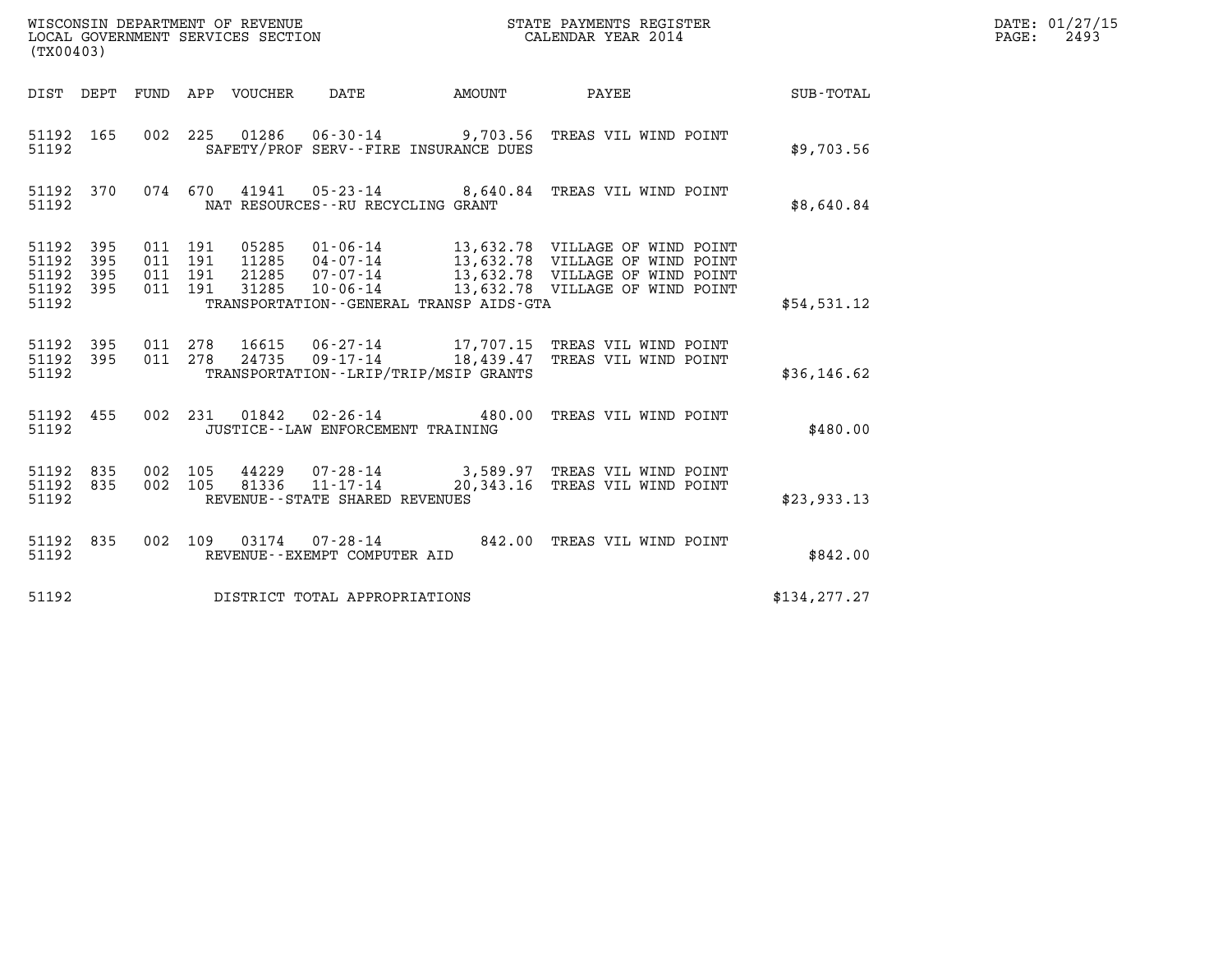WISCONSIN DEPARTMENT OF REVENUE
LOCAL GOVERNMENT SERVICES SECTION
(TX00403)

STATE PAYMENTS REGISTER
CALENDAR YEAR 2014

DATE: 01/27/15
PAGE: 2493

| DIST | DEPT | FUND | APP | VOUCHER | DATE | AMOUNT | PAYEE | SUB-TOTAL |
|---|---|---|---|---|---|---|---|---|
| 51192 | 165 | 002 | 225 | 01286 | 06-30-14 | 9,703.56 | TREAS VIL WIND POINT | |
| 51192 | | | | | SAFETY/PROF SERV--FIRE INSURANCE DUES | | | $9,703.56 |
| 51192 | 370 | 074 | 670 | 41941 | 05-23-14 | 8,640.84 | TREAS VIL WIND POINT | |
| 51192 | | | | | NAT RESOURCES--RU RECYCLING GRANT | | | $8,640.84 |
| 51192 | 395 | 011 | 191 | 05285 | 01-06-14 | 13,632.78 | VILLAGE OF WIND POINT | |
| 51192 | 395 | 011 | 191 | 11285 | 04-07-14 | 13,632.78 | VILLAGE OF WIND POINT | |
| 51192 | 395 | 011 | 191 | 21285 | 07-07-14 | 13,632.78 | VILLAGE OF WIND POINT | |
| 51192 | 395 | 011 | 191 | 31285 | 10-06-14 | 13,632.78 | VILLAGE OF WIND POINT | |
| 51192 | | | | | TRANSPORTATION--GENERAL TRANSP AIDS-GTA | | | $54,531.12 |
| 51192 | 395 | 011 | 278 | 16615 | 06-27-14 | 17,707.15 | TREAS VIL WIND POINT | |
| 51192 | 395 | 011 | 278 | 24735 | 09-17-14 | 18,439.47 | TREAS VIL WIND POINT | |
| 51192 | | | | | TRANSPORTATION--LRIP/TRIP/MSIP GRANTS | | | $36,146.62 |
| 51192 | 455 | 002 | 231 | 01842 | 02-26-14 | 480.00 | TREAS VIL WIND POINT | |
| 51192 | | | | | JUSTICE--LAW ENFORCEMENT TRAINING | | | $480.00 |
| 51192 | 835 | 002 | 105 | 44229 | 07-28-14 | 3,589.97 | TREAS VIL WIND POINT | |
| 51192 | 835 | 002 | 105 | 81336 | 11-17-14 | 20,343.16 | TREAS VIL WIND POINT | |
| 51192 | | | | | REVENUE--STATE SHARED REVENUES | | | $23,933.13 |
| 51192 | 835 | 002 | 109 | 03174 | 07-28-14 | 842.00 | TREAS VIL WIND POINT | |
| 51192 | | | | | REVENUE--EXEMPT COMPUTER AID | | | $842.00 |
| 51192 | | | | | DISTRICT TOTAL APPROPRIATIONS | | | $134,277.27 |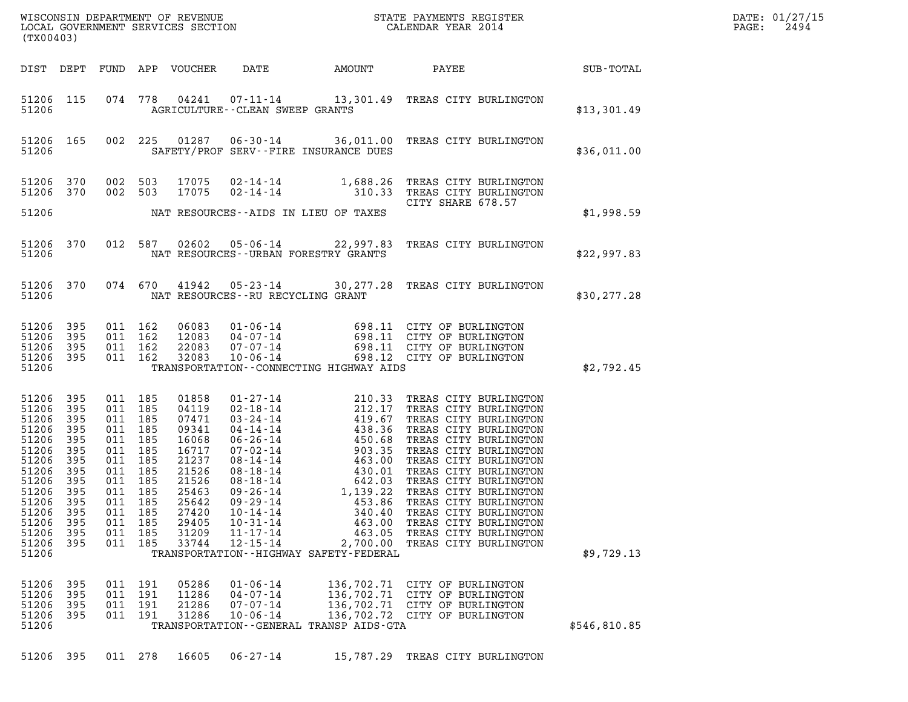WISCONSIN DEPARTMENT OF REVENUE
LOCAL GOVERNMENT SERVICES SECTION
(TX00403)

STATE PAYMENTS REGISTER
CALENDAR YEAR 2014

DATE: 01/27/15

| DIST | DEPT | FUND | APP | VOUCHER | DATE | AMOUNT | PAYEE | SUB-TOTAL |
|---|---|---|---|---|---|---|---|---|
| 51206 | 115 | 074 | 778 | 04241 | 07-11-14 | 13,301.49 | TREAS CITY BURLINGTON | |
| 51206 | | | | AGRICULTURE--CLEAN SWEEP GRANTS | | | | $13,301.49 |
| 51206 | 165 | 002 | 225 | 01287 | 06-30-14 | 36,011.00 | TREAS CITY BURLINGTON | |
| 51206 | | | | SAFETY/PROF SERV--FIRE INSURANCE DUES | | | | $36,011.00 |
| 51206 | 370 | 002 | 503 | 17075 | 02-14-14 | 1,688.26 | TREAS CITY BURLINGTON | |
| 51206 | 370 | 002 | 503 | 17075 | 02-14-14 | 310.33 | TREAS CITY BURLINGTON CITY SHARE 678.57 | |
| 51206 | | | | NAT RESOURCES--AIDS IN LIEU OF TAXES | | | | $1,998.59 |
| 51206 | 370 | 012 | 587 | 02602 | 05-06-14 | 22,997.83 | TREAS CITY BURLINGTON | |
| 51206 | | | | NAT RESOURCES--URBAN FORESTRY GRANTS | | | | $22,997.83 |
| 51206 | 370 | 074 | 670 | 41942 | 05-23-14 | 30,277.28 | TREAS CITY BURLINGTON | |
| 51206 | | | | NAT RESOURCES--RU RECYCLING GRANT | | | | $30,277.28 |
| 51206 | 395 | 011 | 162 | 06083 | 01-06-14 | 698.11 | CITY OF BURLINGTON | |
| 51206 | 395 | 011 | 162 | 12083 | 04-07-14 | 698.11 | CITY OF BURLINGTON | |
| 51206 | 395 | 011 | 162 | 22083 | 07-07-14 | 698.11 | CITY OF BURLINGTON | |
| 51206 | 395 | 011 | 162 | 32083 | 10-06-14 | 698.12 | CITY OF BURLINGTON | |
| 51206 | | | | TRANSPORTATION--CONNECTING HIGHWAY AIDS | | | | $2,792.45 |
| 51206 | 395 | 011 | 185 | 01858 | 01-27-14 | 210.33 | TREAS CITY BURLINGTON | |
| 51206 | 395 | 011 | 185 | 04119 | 02-18-14 | 212.17 | TREAS CITY BURLINGTON | |
| 51206 | 395 | 011 | 185 | 07471 | 03-24-14 | 419.67 | TREAS CITY BURLINGTON | |
| 51206 | 395 | 011 | 185 | 09341 | 04-14-14 | 438.36 | TREAS CITY BURLINGTON | |
| 51206 | 395 | 011 | 185 | 16068 | 06-26-14 | 450.68 | TREAS CITY BURLINGTON | |
| 51206 | 395 | 011 | 185 | 16717 | 07-02-14 | 903.35 | TREAS CITY BURLINGTON | |
| 51206 | 395 | 011 | 185 | 21237 | 08-14-14 | 463.00 | TREAS CITY BURLINGTON | |
| 51206 | 395 | 011 | 185 | 21526 | 08-18-14 | 430.01 | TREAS CITY BURLINGTON | |
| 51206 | 395 | 011 | 185 | 21526 | 08-18-14 | 642.03 | TREAS CITY BURLINGTON | |
| 51206 | 395 | 011 | 185 | 25463 | 09-26-14 | 1,139.22 | TREAS CITY BURLINGTON | |
| 51206 | 395 | 011 | 185 | 25642 | 09-29-14 | 453.86 | TREAS CITY BURLINGTON | |
| 51206 | 395 | 011 | 185 | 27420 | 10-14-14 | 340.40 | TREAS CITY BURLINGTON | |
| 51206 | 395 | 011 | 185 | 29405 | 10-31-14 | 463.00 | TREAS CITY BURLINGTON | |
| 51206 | 395 | 011 | 185 | 31209 | 11-17-14 | 463.05 | TREAS CITY BURLINGTON | |
| 51206 | 395 | 011 | 185 | 33744 | 12-15-14 | 2,700.00 | TREAS CITY BURLINGTON | |
| 51206 | | | | TRANSPORTATION--HIGHWAY SAFETY-FEDERAL | | | | $9,729.13 |
| 51206 | 395 | 011 | 191 | 05286 | 01-06-14 | 136,702.71 | CITY OF BURLINGTON | |
| 51206 | 395 | 011 | 191 | 11286 | 04-07-14 | 136,702.71 | CITY OF BURLINGTON | |
| 51206 | 395 | 011 | 191 | 21286 | 07-07-14 | 136,702.71 | CITY OF BURLINGTON | |
| 51206 | 395 | 011 | 191 | 31286 | 10-06-14 | 136,702.72 | CITY OF BURLINGTON | |
| 51206 | | | | TRANSPORTATION--GENERAL TRANSP AIDS-GTA | | | | $546,810.85 |
| 51206 | 395 | 011 | 278 | 16605 | 06-27-14 | 15,787.29 | TREAS CITY BURLINGTON | |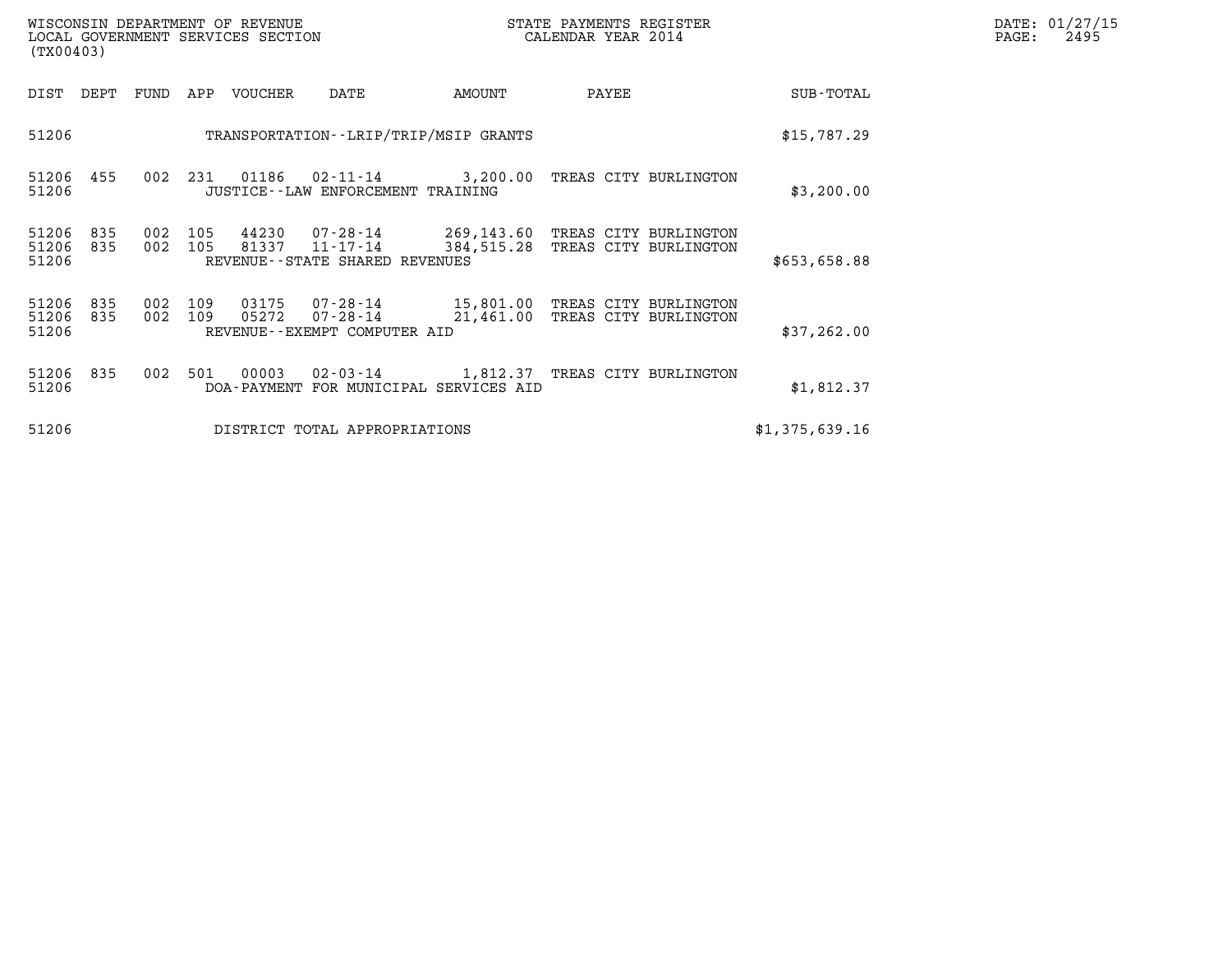| DIST | DEPT | FUND | APP | VOUCHER | DATE | AMOUNT | PAYEE | SUB-TOTAL |
|---|---|---|---|---|---|---|---|---|
| 51206 | | | | | TRANSPORTATION--LRIP/TRIP/MSIP GRANTS | | | $15,787.29 |
| 51206 | 455 | 002 | 231 | 01186 | 02-11-14 | 3,200.00 | TREAS CITY BURLINGTON | |
| 51206 | | | | | JUSTICE--LAW ENFORCEMENT TRAINING | | | $3,200.00 |
| 51206 | 835 | 002 | 105 | 44230 | 07-28-14 | 269,143.60 | TREAS CITY BURLINGTON | |
| 51206 | 835 | 002 | 105 | 81337 | 11-17-14 | 384,515.28 | TREAS CITY BURLINGTON | |
| 51206 | | | | | REVENUE--STATE SHARED REVENUES | | | $653,658.88 |
| 51206 | 835 | 002 | 109 | 03175 | 07-28-14 | 15,801.00 | TREAS CITY BURLINGTON | |
| 51206 | 835 | 002 | 109 | 05272 | 07-28-14 | 21,461.00 | TREAS CITY BURLINGTON | |
| 51206 | | | | | REVENUE--EXEMPT COMPUTER AID | | | $37,262.00 |
| 51206 | 835 | 002 | 501 | 00003 | 02-03-14 | 1,812.37 | TREAS CITY BURLINGTON | |
| 51206 | | | | | DOA-PAYMENT FOR MUNICIPAL SERVICES AID | | | $1,812.37 |
| 51206 | | | | | DISTRICT TOTAL APPROPRIATIONS | | | $1,375,639.16 |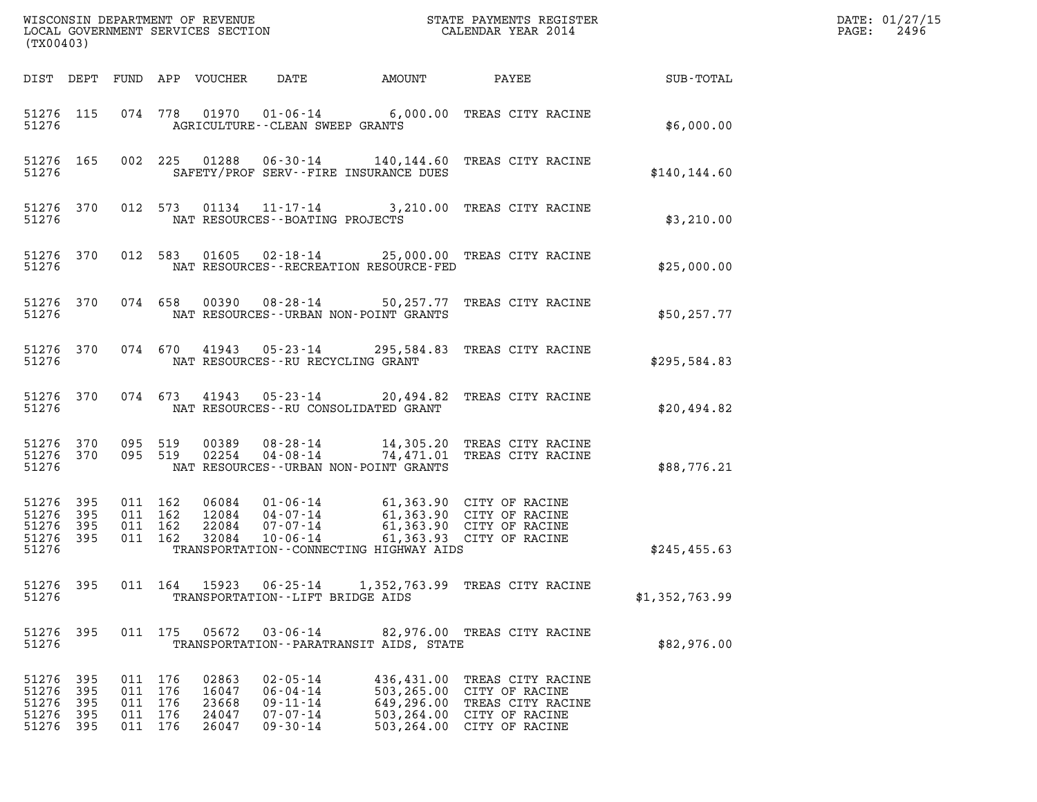WISCONSIN DEPARTMENT OF REVENUE
LOCAL GOVERNMENT SERVICES SECTION
(TX00403)

STATE PAYMENTS REGISTER
CALENDAR YEAR 2014

DATE: 01/27/15
PAGE: 2496

| DIST | DEPT | FUND | APP | VOUCHER | DATE | AMOUNT | PAYEE | SUB-TOTAL |
|---|---|---|---|---|---|---|---|---|
| 51276 | 115 | 074 | 778 | 01970 | 01-06-14 | 6,000.00 | TREAS CITY RACINE | |
| 51276 | | | | AGRICULTURE--CLEAN SWEEP GRANTS | | | | $6,000.00 |
| 51276 | 165 | 002 | 225 | 01288 | 06-30-14 | 140,144.60 | TREAS CITY RACINE | |
| 51276 | | | | SAFETY/PROF SERV--FIRE INSURANCE DUES | | | | $140,144.60 |
| 51276 | 370 | 012 | 573 | 01134 | 11-17-14 | 3,210.00 | TREAS CITY RACINE | |
| 51276 | | | | NAT RESOURCES--BOATING PROJECTS | | | | $3,210.00 |
| 51276 | 370 | 012 | 583 | 01605 | 02-18-14 | 25,000.00 | TREAS CITY RACINE | |
| 51276 | | | | NAT RESOURCES--RECREATION RESOURCE-FED | | | | $25,000.00 |
| 51276 | 370 | 074 | 658 | 00390 | 08-28-14 | 50,257.77 | TREAS CITY RACINE | |
| 51276 | | | | NAT RESOURCES--URBAN NON-POINT GRANTS | | | | $50,257.77 |
| 51276 | 370 | 074 | 670 | 41943 | 05-23-14 | 295,584.83 | TREAS CITY RACINE | |
| 51276 | | | | NAT RESOURCES--RU RECYCLING GRANT | | | | $295,584.83 |
| 51276 | 370 | 074 | 673 | 41943 | 05-23-14 | 20,494.82 | TREAS CITY RACINE | |
| 51276 | | | | NAT RESOURCES--RU CONSOLIDATED GRANT | | | | $20,494.82 |
| 51276 | 370 | 095 | 519 | 00389 | 08-28-14 | 14,305.20 | TREAS CITY RACINE | |
| 51276 | 370 | 095 | 519 | 02254 | 04-08-14 | 74,471.01 | TREAS CITY RACINE | |
| 51276 | | | | NAT RESOURCES--URBAN NON-POINT GRANTS | | | | $88,776.21 |
| 51276 | 395 | 011 | 162 | 06084 | 01-06-14 | 61,363.90 | CITY OF RACINE | |
| 51276 | 395 | 011 | 162 | 12084 | 04-07-14 | 61,363.90 | CITY OF RACINE | |
| 51276 | 395 | 011 | 162 | 22084 | 07-07-14 | 61,363.90 | CITY OF RACINE | |
| 51276 | 395 | 011 | 162 | 32084 | 10-06-14 | 61,363.93 | CITY OF RACINE | |
| 51276 | | | | TRANSPORTATION--CONNECTING HIGHWAY AIDS | | | | $245,455.63 |
| 51276 | 395 | 011 | 164 | 15923 | 06-25-14 | 1,352,763.99 | TREAS CITY RACINE | |
| 51276 | | | | TRANSPORTATION--LIFT BRIDGE AIDS | | | | $1,352,763.99 |
| 51276 | 395 | 011 | 175 | 05672 | 03-06-14 | 82,976.00 | TREAS CITY RACINE | |
| 51276 | | | | TRANSPORTATION--PARATRANSIT AIDS, STATE | | | | $82,976.00 |
| 51276 | 395 | 011 | 176 | 02863 | 02-05-14 | 436,431.00 | TREAS CITY RACINE | |
| 51276 | 395 | 011 | 176 | 16047 | 06-04-14 | 503,265.00 | CITY OF RACINE | |
| 51276 | 395 | 011 | 176 | 23668 | 09-11-14 | 649,296.00 | TREAS CITY RACINE | |
| 51276 | 395 | 011 | 176 | 24047 | 07-07-14 | 503,264.00 | CITY OF RACINE | |
| 51276 | 395 | 011 | 176 | 26047 | 09-30-14 | 503,264.00 | CITY OF RACINE | |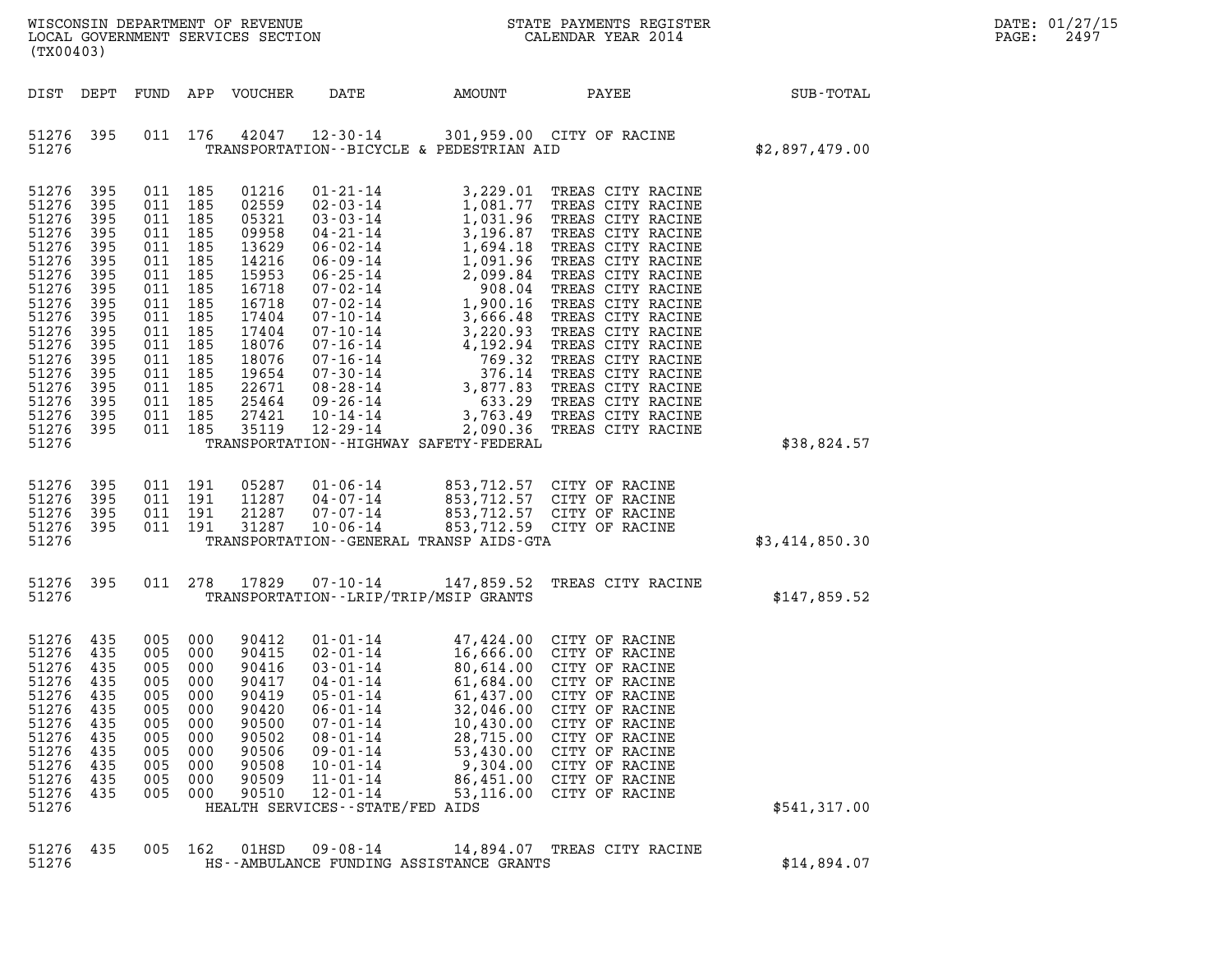WISCONSIN DEPARTMENT OF REVENUE
LOCAL GOVERNMENT SERVICES SECTION
(TX00403)

STATE PAYMENTS REGISTER
CALENDAR YEAR 2014

DATE: 01/27/15

| DIST | DEPT | FUND | APP | VOUCHER | DATE | AMOUNT | PAYEE | SUB-TOTAL |
|---|---|---|---|---|---|---|---|---|
| 51276 | 395 | 011 | 176 | 42047 | 12-30-14 | 301,959.00 | CITY OF RACINE | |
| 51276 | | | | | TRANSPORTATION--BICYCLE & PEDESTRIAN AID | | | $2,897,479.00 |
| 51276 | 395 | 011 | 185 | 01216 | 01-21-14 | 3,229.01 | TREAS CITY RACINE | |
| 51276 | 395 | 011 | 185 | 02559 | 02-03-14 | 1,081.77 | TREAS CITY RACINE | |
| 51276 | 395 | 011 | 185 | 05321 | 03-03-14 | 1,031.96 | TREAS CITY RACINE | |
| 51276 | 395 | 011 | 185 | 09958 | 04-21-14 | 3,196.87 | TREAS CITY RACINE | |
| 51276 | 395 | 011 | 185 | 13629 | 06-02-14 | 1,694.18 | TREAS CITY RACINE | |
| 51276 | 395 | 011 | 185 | 14216 | 06-09-14 | 1,091.96 | TREAS CITY RACINE | |
| 51276 | 395 | 011 | 185 | 15953 | 06-25-14 | 2,099.84 | TREAS CITY RACINE | |
| 51276 | 395 | 011 | 185 | 16718 | 07-02-14 | 908.04 | TREAS CITY RACINE | |
| 51276 | 395 | 011 | 185 | 16718 | 07-02-14 | 1,900.16 | TREAS CITY RACINE | |
| 51276 | 395 | 011 | 185 | 17404 | 07-10-14 | 3,666.48 | TREAS CITY RACINE | |
| 51276 | 395 | 011 | 185 | 17404 | 07-10-14 | 3,220.93 | TREAS CITY RACINE | |
| 51276 | 395 | 011 | 185 | 18076 | 07-16-14 | 4,192.94 | TREAS CITY RACINE | |
| 51276 | 395 | 011 | 185 | 18076 | 07-16-14 | 769.32 | TREAS CITY RACINE | |
| 51276 | 395 | 011 | 185 | 19654 | 07-30-14 | 376.14 | TREAS CITY RACINE | |
| 51276 | 395 | 011 | 185 | 22671 | 08-28-14 | 3,877.83 | TREAS CITY RACINE | |
| 51276 | 395 | 011 | 185 | 25464 | 09-26-14 | 633.29 | TREAS CITY RACINE | |
| 51276 | 395 | 011 | 185 | 27421 | 10-14-14 | 3,763.49 | TREAS CITY RACINE | |
| 51276 | 395 | 011 | 185 | 35119 | 12-29-14 | 2,090.36 | TREAS CITY RACINE | |
| 51276 | | | | | TRANSPORTATION--HIGHWAY SAFETY-FEDERAL | | | $38,824.57 |
| 51276 | 395 | 011 | 191 | 05287 | 01-06-14 | 853,712.57 | CITY OF RACINE | |
| 51276 | 395 | 011 | 191 | 11287 | 04-07-14 | 853,712.57 | CITY OF RACINE | |
| 51276 | 395 | 011 | 191 | 21287 | 07-07-14 | 853,712.57 | CITY OF RACINE | |
| 51276 | 395 | 011 | 191 | 31287 | 10-06-14 | 853,712.59 | CITY OF RACINE | |
| 51276 | | | | | TRANSPORTATION--GENERAL TRANSP AIDS-GTA | | | $3,414,850.30 |
| 51276 | 395 | 011 | 278 | 17829 | 07-10-14 | 147,859.52 | TREAS CITY RACINE | |
| 51276 | | | | | TRANSPORTATION--LRIP/TRIP/MSIP GRANTS | | | $147,859.52 |
| 51276 | 435 | 005 | 000 | 90412 | 01-01-14 | 47,424.00 | CITY OF RACINE | |
| 51276 | 435 | 005 | 000 | 90415 | 02-01-14 | 16,666.00 | CITY OF RACINE | |
| 51276 | 435 | 005 | 000 | 90416 | 03-01-14 | 80,614.00 | CITY OF RACINE | |
| 51276 | 435 | 005 | 000 | 90417 | 04-01-14 | 61,684.00 | CITY OF RACINE | |
| 51276 | 435 | 005 | 000 | 90419 | 05-01-14 | 61,437.00 | CITY OF RACINE | |
| 51276 | 435 | 005 | 000 | 90420 | 06-01-14 | 32,046.00 | CITY OF RACINE | |
| 51276 | 435 | 005 | 000 | 90500 | 07-01-14 | 10,430.00 | CITY OF RACINE | |
| 51276 | 435 | 005 | 000 | 90502 | 08-01-14 | 28,715.00 | CITY OF RACINE | |
| 51276 | 435 | 005 | 000 | 90506 | 09-01-14 | 53,430.00 | CITY OF RACINE | |
| 51276 | 435 | 005 | 000 | 90508 | 10-01-14 | 9,304.00 | CITY OF RACINE | |
| 51276 | 435 | 005 | 000 | 90509 | 11-01-14 | 86,451.00 | CITY OF RACINE | |
| 51276 | 435 | 005 | 000 | 90510 | 12-01-14 | 53,116.00 | CITY OF RACINE | |
| 51276 | | | | | HEALTH SERVICES--STATE/FED AIDS | | | $541,317.00 |
| 51276 | 435 | 005 | 162 | 01HSD | 09-08-14 | 14,894.07 | TREAS CITY RACINE | |
| 51276 | | | | | HS--AMBULANCE FUNDING ASSISTANCE GRANTS | | | $14,894.07 |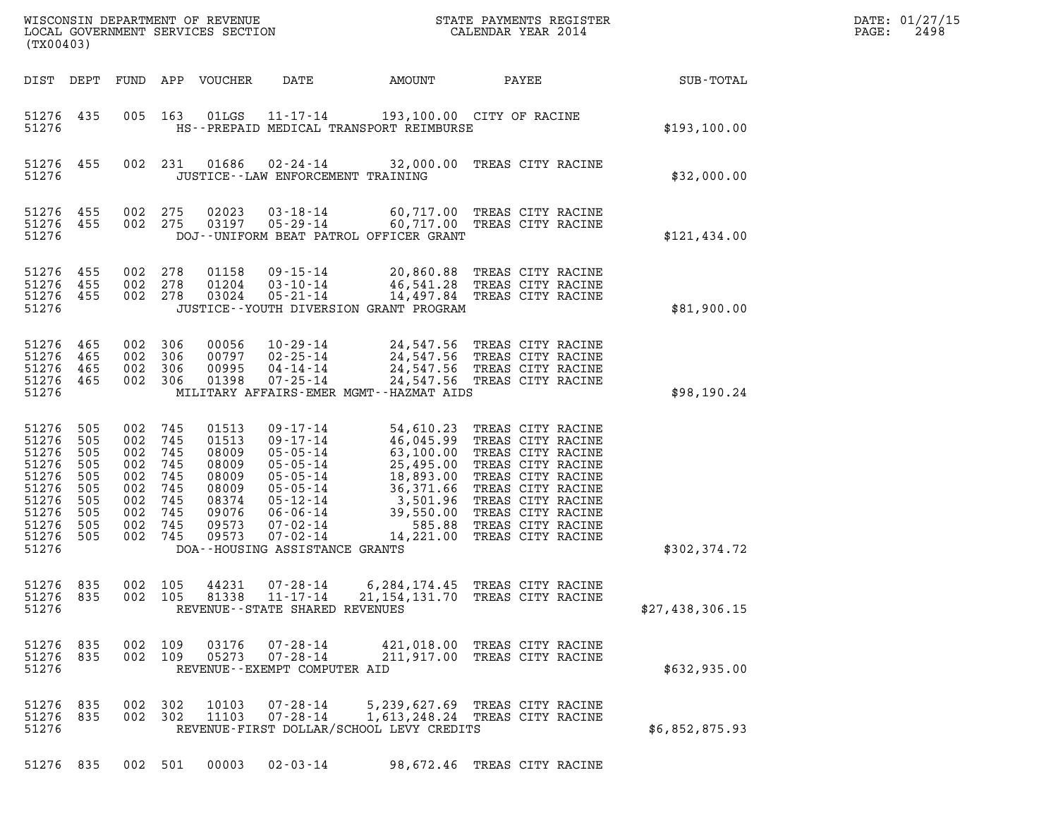WISCONSIN DEPARTMENT OF REVENUE
LOCAL GOVERNMENT SERVICES SECTION
(TX00403)

STATE PAYMENTS REGISTER
CALENDAR YEAR 2014

DATE: 01/27/15
PAGE: 2498

| DIST | DEPT | FUND | APP | VOUCHER | DATE | AMOUNT | PAYEE | SUB-TOTAL |
|---|---|---|---|---|---|---|---|---|
| 51276 | 435 | 005 | 163 | 01LGS | 11-17-14 | 193,100.00 | CITY OF RACINE | |
| 51276 | | | | | HS--PREPAID MEDICAL TRANSPORT REIMBURSE | | | $193,100.00 |
| 51276 | 455 | 002 | 231 | 01686 | 02-24-14 | 32,000.00 | TREAS CITY RACINE | |
| 51276 | | | | | JUSTICE--LAW ENFORCEMENT TRAINING | | | $32,000.00 |
| 51276 | 455 | 002 | 275 | 02023 | 03-18-14 | 60,717.00 | TREAS CITY RACINE | |
| 51276 | 455 | 002 | 275 | 03197 | 05-29-14 | 60,717.00 | TREAS CITY RACINE | |
| 51276 | | | | | DOJ--UNIFORM BEAT PATROL OFFICER GRANT | | | $121,434.00 |
| 51276 | 455 | 002 | 278 | 01158 | 09-15-14 | 20,860.88 | TREAS CITY RACINE | |
| 51276 | 455 | 002 | 278 | 01204 | 03-10-14 | 46,541.28 | TREAS CITY RACINE | |
| 51276 | 455 | 002 | 278 | 03024 | 05-21-14 | 14,497.84 | TREAS CITY RACINE | |
| 51276 | | | | | JUSTICE--YOUTH DIVERSION GRANT PROGRAM | | | $81,900.00 |
| 51276 | 465 | 002 | 306 | 00056 | 10-29-14 | 24,547.56 | TREAS CITY RACINE | |
| 51276 | 465 | 002 | 306 | 00797 | 02-25-14 | 24,547.56 | TREAS CITY RACINE | |
| 51276 | 465 | 002 | 306 | 00995 | 04-14-14 | 24,547.56 | TREAS CITY RACINE | |
| 51276 | 465 | 002 | 306 | 01398 | 07-25-14 | 24,547.56 | TREAS CITY RACINE | |
| 51276 | | | | | MILITARY AFFAIRS-EMER MGMT--HAZMAT AIDS | | | $98,190.24 |
| 51276 | 505 | 002 | 745 | 01513 | 09-17-14 | 54,610.23 | TREAS CITY RACINE | |
| 51276 | 505 | 002 | 745 | 01513 | 09-17-14 | 46,045.99 | TREAS CITY RACINE | |
| 51276 | 505 | 002 | 745 | 08009 | 05-05-14 | 63,100.00 | TREAS CITY RACINE | |
| 51276 | 505 | 002 | 745 | 08009 | 05-05-14 | 25,495.00 | TREAS CITY RACINE | |
| 51276 | 505 | 002 | 745 | 08009 | 05-05-14 | 18,893.00 | TREAS CITY RACINE | |
| 51276 | 505 | 002 | 745 | 08009 | 05-05-14 | 36,371.66 | TREAS CITY RACINE | |
| 51276 | 505 | 002 | 745 | 08374 | 05-12-14 | 3,501.96 | TREAS CITY RACINE | |
| 51276 | 505 | 002 | 745 | 09076 | 06-06-14 | 39,550.00 | TREAS CITY RACINE | |
| 51276 | 505 | 002 | 745 | 09573 | 07-02-14 | 585.88 | TREAS CITY RACINE | |
| 51276 | 505 | 002 | 745 | 09573 | 07-02-14 | 14,221.00 | TREAS CITY RACINE | |
| 51276 | | | | | DOA--HOUSING ASSISTANCE GRANTS | | | $302,374.72 |
| 51276 | 835 | 002 | 105 | 44231 | 07-28-14 | 6,284,174.45 | TREAS CITY RACINE | |
| 51276 | 835 | 002 | 105 | 81338 | 11-17-14 | 21,154,131.70 | TREAS CITY RACINE | |
| 51276 | | | | | REVENUE--STATE SHARED REVENUES | | | $27,438,306.15 |
| 51276 | 835 | 002 | 109 | 03176 | 07-28-14 | 421,018.00 | TREAS CITY RACINE | |
| 51276 | 835 | 002 | 109 | 05273 | 07-28-14 | 211,917.00 | TREAS CITY RACINE | |
| 51276 | | | | | REVENUE--EXEMPT COMPUTER AID | | | $632,935.00 |
| 51276 | 835 | 002 | 302 | 10103 | 07-28-14 | 5,239,627.69 | TREAS CITY RACINE | |
| 51276 | 835 | 002 | 302 | 11103 | 07-28-14 | 1,613,248.24 | TREAS CITY RACINE | |
| 51276 | | | | | REVENUE-FIRST DOLLAR/SCHOOL LEVY CREDITS | | | $6,852,875.93 |
| 51276 | 835 | 002 | 501 | 00003 | 02-03-14 | 98,672.46 | TREAS CITY RACINE | |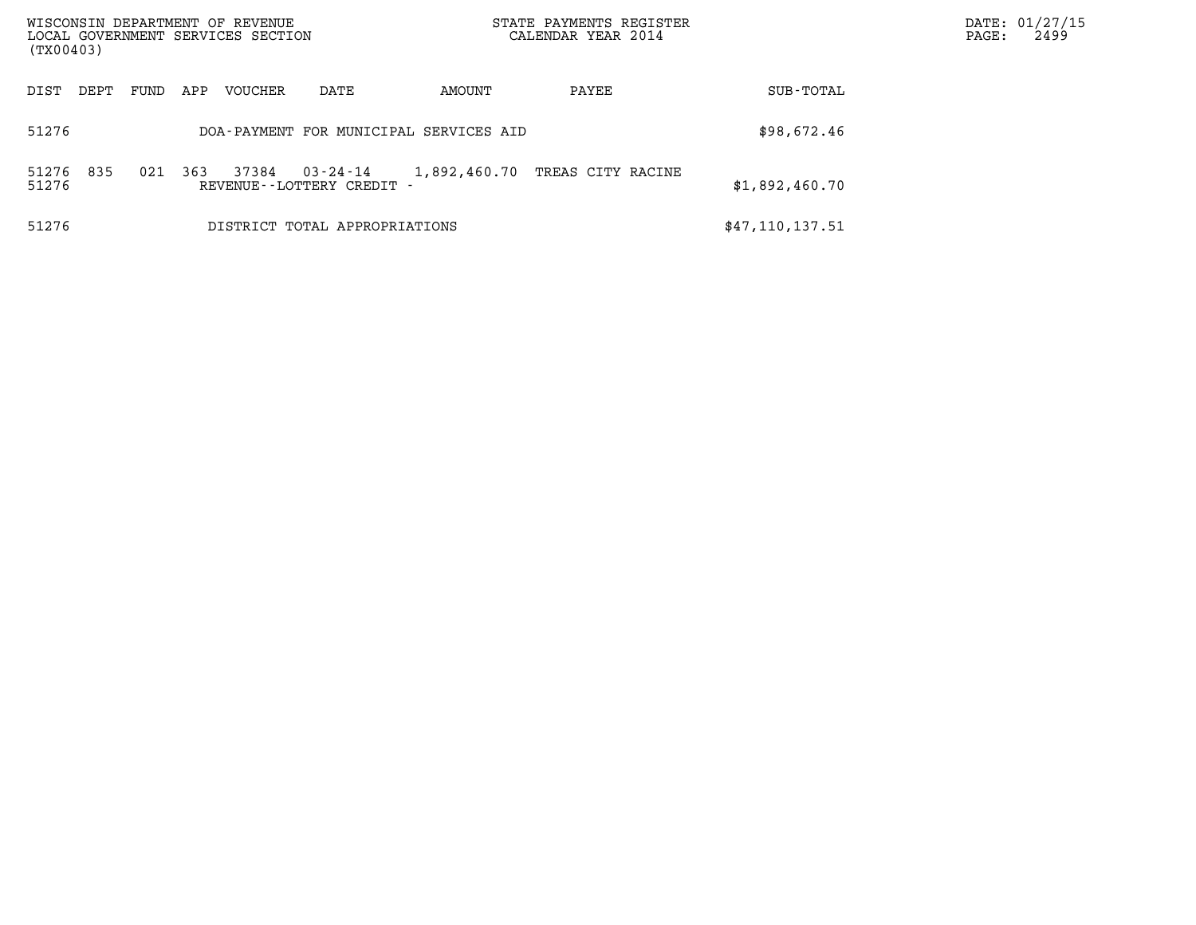| DIST | DEPT | FUND | APP | VOUCHER | DATE | AMOUNT | PAYEE | SUB-TOTAL |
|---|---|---|---|---|---|---|---|---|
| 51276 | | | | DOA-PAYMENT FOR MUNICIPAL SERVICES AID | | | | $98,672.46 |
| 51276 | 835 | 021 | 363 | 37384 | 03-24-14 | 1,892,460.70 | TREAS CITY RACINE | |
| 51276 | | | | REVENUE--LOTTERY CREDIT - | | | | $1,892,460.70 |
| 51276 | | | | DISTRICT TOTAL APPROPRIATIONS | | | | $47,110,137.51 |